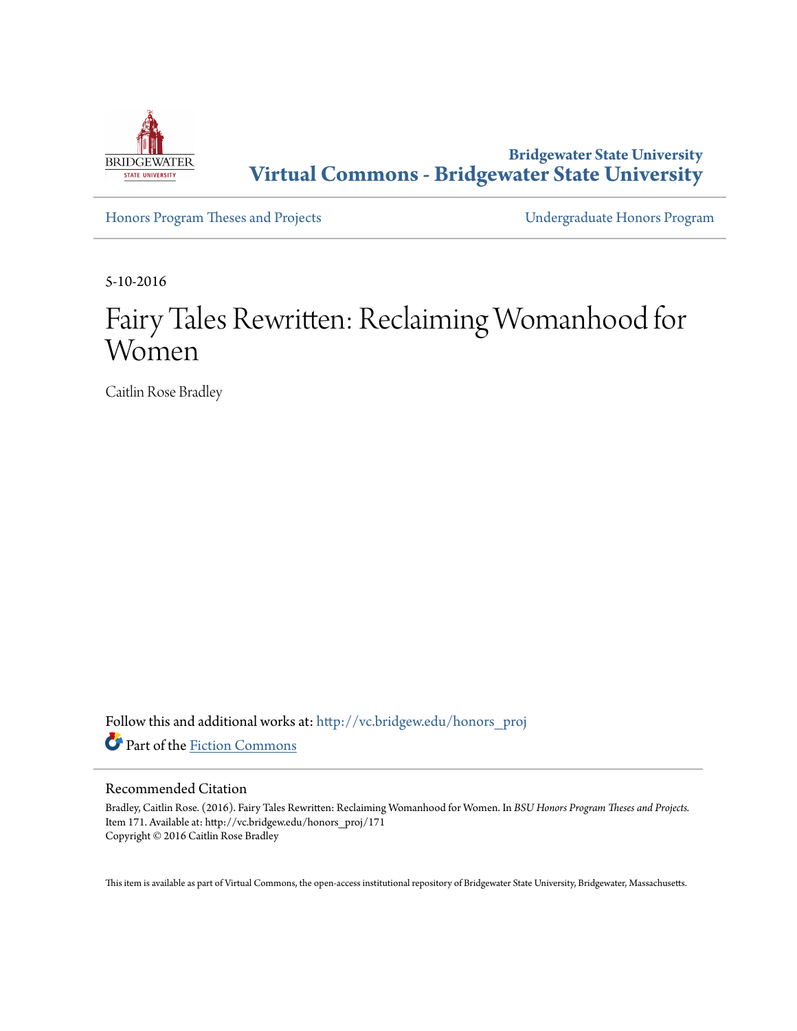Bridgewater State University

**Virtual Commons - Bridgewater State University**

Honors Program Theses and Projects

Undergraduate Honors Program

5-10-2016

# Fairy Tales Rewritten: Reclaiming Womanhood for Women

Caitlin Rose Bradley

Follow this and additional works at: http://vc.bridgew.edu/honors_proj

Part of the Fiction Commons

## Recommended Citation

Bradley, Caitlin Rose. (2016). Fairy Tales Rewritten: Reclaiming Womanhood for Women. In *BSU Honors Program Theses and Projects.* Item 171. Available at: http://vc.bridgew.edu/honors_proj/171
Copyright © 2016 Caitlin Rose Bradley

This item is available as part of Virtual Commons, the open-access institutional repository of Bridgewater State University, Bridgewater, Massachusetts.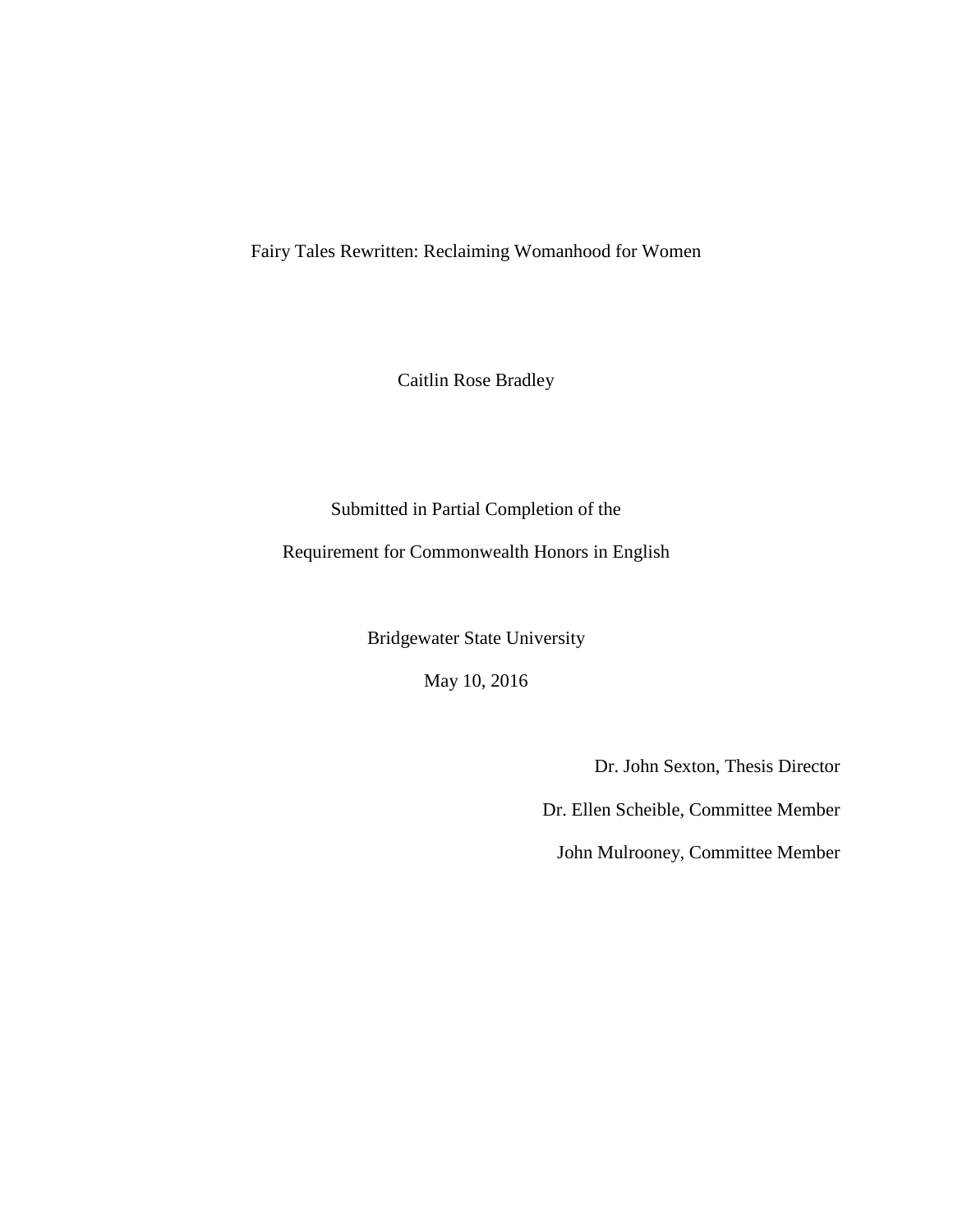# Fairy Tales Rewritten: Reclaiming Womanhood for Women

Caitlin Rose Bradley

Submitted in Partial Completion of the

Requirement for Commonwealth Honors in English

Bridgewater State University

May 10, 2016

Dr. John Sexton, Thesis Director

Dr. Ellen Scheible, Committee Member

John Mulrooney, Committee Member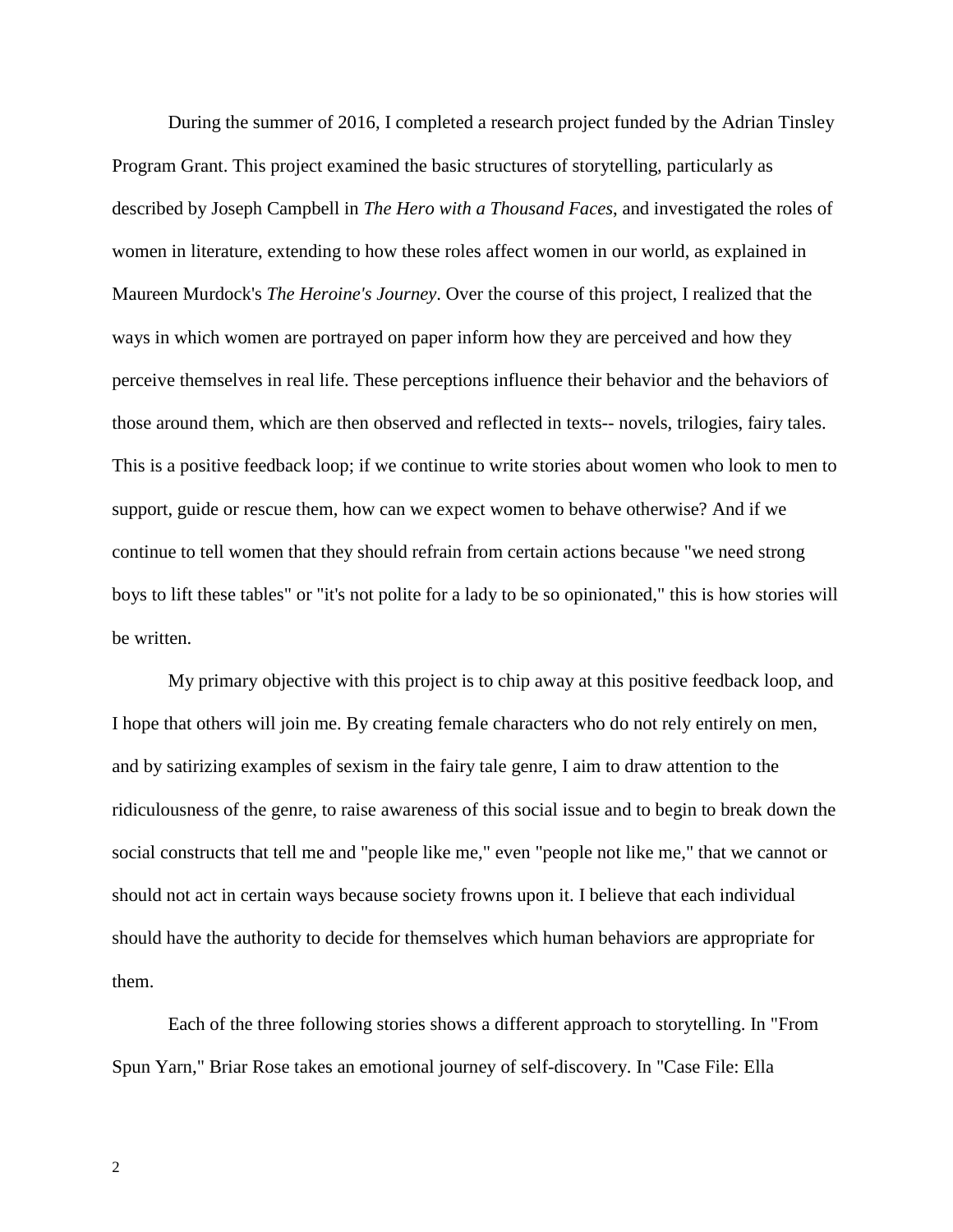During the summer of 2016, I completed a research project funded by the Adrian Tinsley Program Grant. This project examined the basic structures of storytelling, particularly as described by Joseph Campbell in *The Hero with a Thousand Faces*, and investigated the roles of women in literature, extending to how these roles affect women in our world, as explained in Maureen Murdock's *The Heroine's Journey*. Over the course of this project, I realized that the ways in which women are portrayed on paper inform how they are perceived and how they perceive themselves in real life. These perceptions influence their behavior and the behaviors of those around them, which are then observed and reflected in texts-- novels, trilogies, fairy tales. This is a positive feedback loop; if we continue to write stories about women who look to men to support, guide or rescue them, how can we expect women to behave otherwise? And if we continue to tell women that they should refrain from certain actions because "we need strong boys to lift these tables" or "it's not polite for a lady to be so opinionated," this is how stories will be written.

My primary objective with this project is to chip away at this positive feedback loop, and I hope that others will join me. By creating female characters who do not rely entirely on men, and by satirizing examples of sexism in the fairy tale genre, I aim to draw attention to the ridiculousness of the genre, to raise awareness of this social issue and to begin to break down the social constructs that tell me and "people like me," even "people not like me," that we cannot or should not act in certain ways because society frowns upon it. I believe that each individual should have the authority to decide for themselves which human behaviors are appropriate for them.

Each of the three following stories shows a different approach to storytelling. In "From Spun Yarn," Briar Rose takes an emotional journey of self-discovery. In "Case File: Ella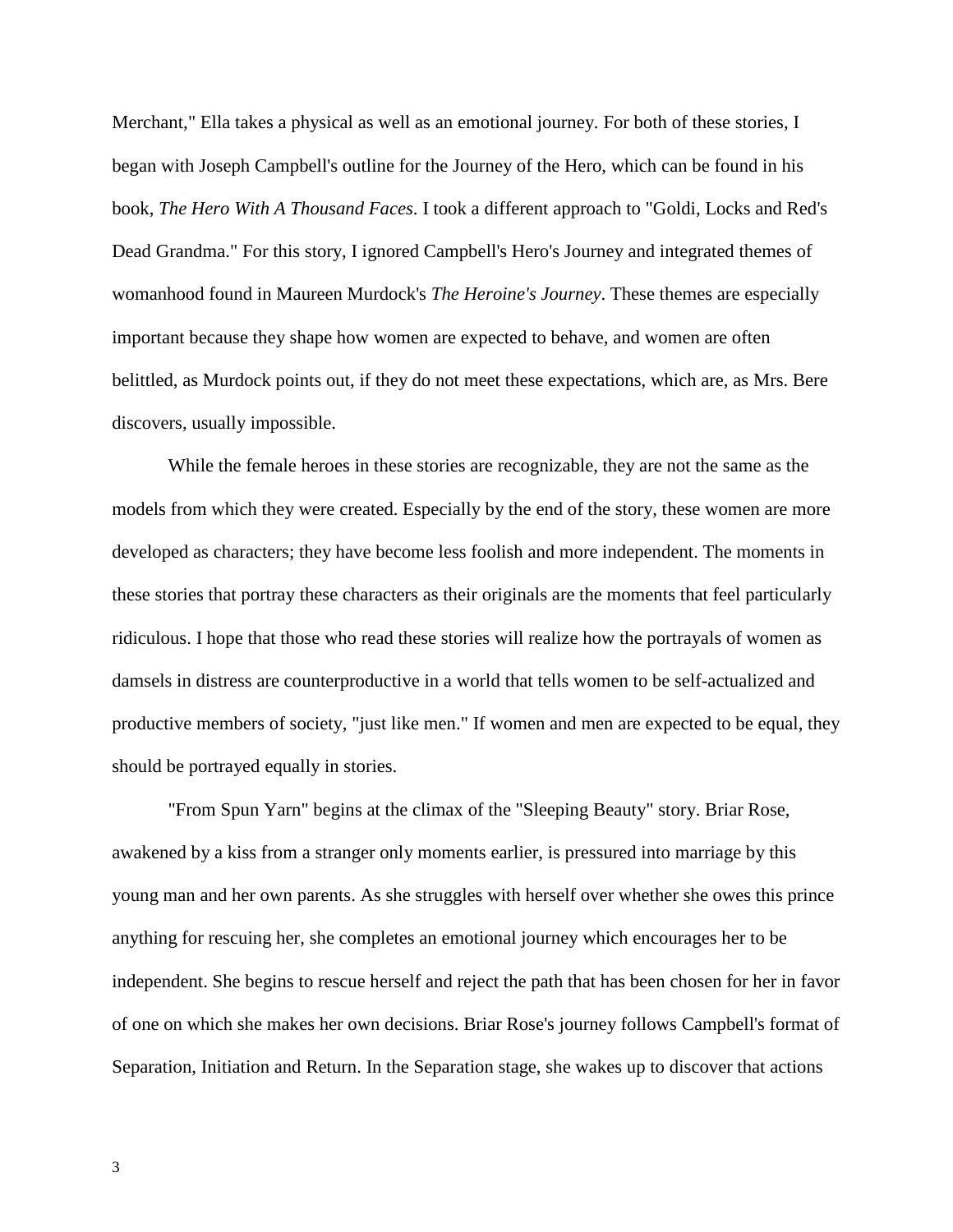Merchant," Ella takes a physical as well as an emotional journey. For both of these stories, I began with Joseph Campbell's outline for the Journey of the Hero, which can be found in his book, *The Hero With A Thousand Faces*. I took a different approach to "Goldi, Locks and Red's Dead Grandma." For this story, I ignored Campbell's Hero's Journey and integrated themes of womanhood found in Maureen Murdock's *The Heroine's Journey*. These themes are especially important because they shape how women are expected to behave, and women are often belittled, as Murdock points out, if they do not meet these expectations, which are, as Mrs. Bere discovers, usually impossible.

While the female heroes in these stories are recognizable, they are not the same as the models from which they were created. Especially by the end of the story, these women are more developed as characters; they have become less foolish and more independent. The moments in these stories that portray these characters as their originals are the moments that feel particularly ridiculous. I hope that those who read these stories will realize how the portrayals of women as damsels in distress are counterproductive in a world that tells women to be self-actualized and productive members of society, "just like men." If women and men are expected to be equal, they should be portrayed equally in stories.

"From Spun Yarn" begins at the climax of the "Sleeping Beauty" story. Briar Rose, awakened by a kiss from a stranger only moments earlier, is pressured into marriage by this young man and her own parents. As she struggles with herself over whether she owes this prince anything for rescuing her, she completes an emotional journey which encourages her to be independent. She begins to rescue herself and reject the path that has been chosen for her in favor of one on which she makes her own decisions. Briar Rose's journey follows Campbell's format of Separation, Initiation and Return. In the Separation stage, she wakes up to discover that actions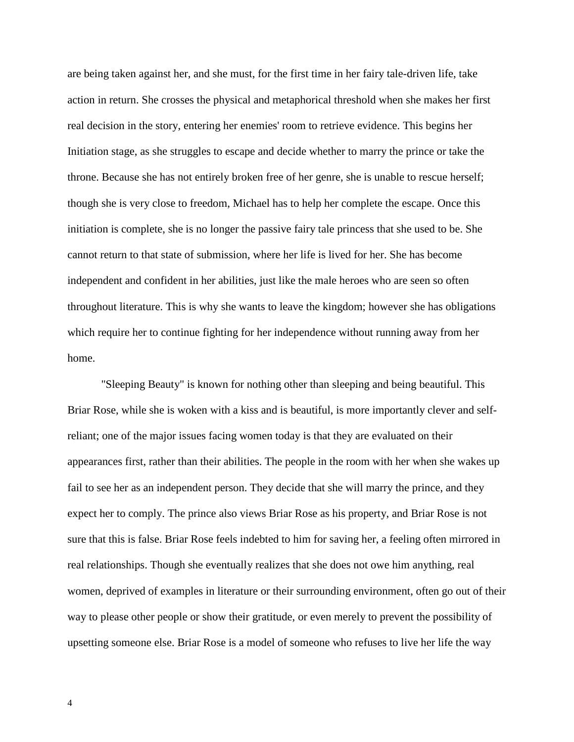are being taken against her, and she must, for the first time in her fairy tale-driven life, take action in return. She crosses the physical and metaphorical threshold when she makes her first real decision in the story, entering her enemies' room to retrieve evidence. This begins her Initiation stage, as she struggles to escape and decide whether to marry the prince or take the throne. Because she has not entirely broken free of her genre, she is unable to rescue herself; though she is very close to freedom, Michael has to help her complete the escape. Once this initiation is complete, she is no longer the passive fairy tale princess that she used to be. She cannot return to that state of submission, where her life is lived for her. She has become independent and confident in her abilities, just like the male heroes who are seen so often throughout literature. This is why she wants to leave the kingdom; however she has obligations which require her to continue fighting for her independence without running away from her home.

"Sleeping Beauty" is known for nothing other than sleeping and being beautiful. This Briar Rose, while she is woken with a kiss and is beautiful, is more importantly clever and self-reliant; one of the major issues facing women today is that they are evaluated on their appearances first, rather than their abilities. The people in the room with her when she wakes up fail to see her as an independent person. They decide that she will marry the prince, and they expect her to comply. The prince also views Briar Rose as his property, and Briar Rose is not sure that this is false. Briar Rose feels indebted to him for saving her, a feeling often mirrored in real relationships. Though she eventually realizes that she does not owe him anything, real women, deprived of examples in literature or their surrounding environment, often go out of their way to please other people or show their gratitude, or even merely to prevent the possibility of upsetting someone else. Briar Rose is a model of someone who refuses to live her life the way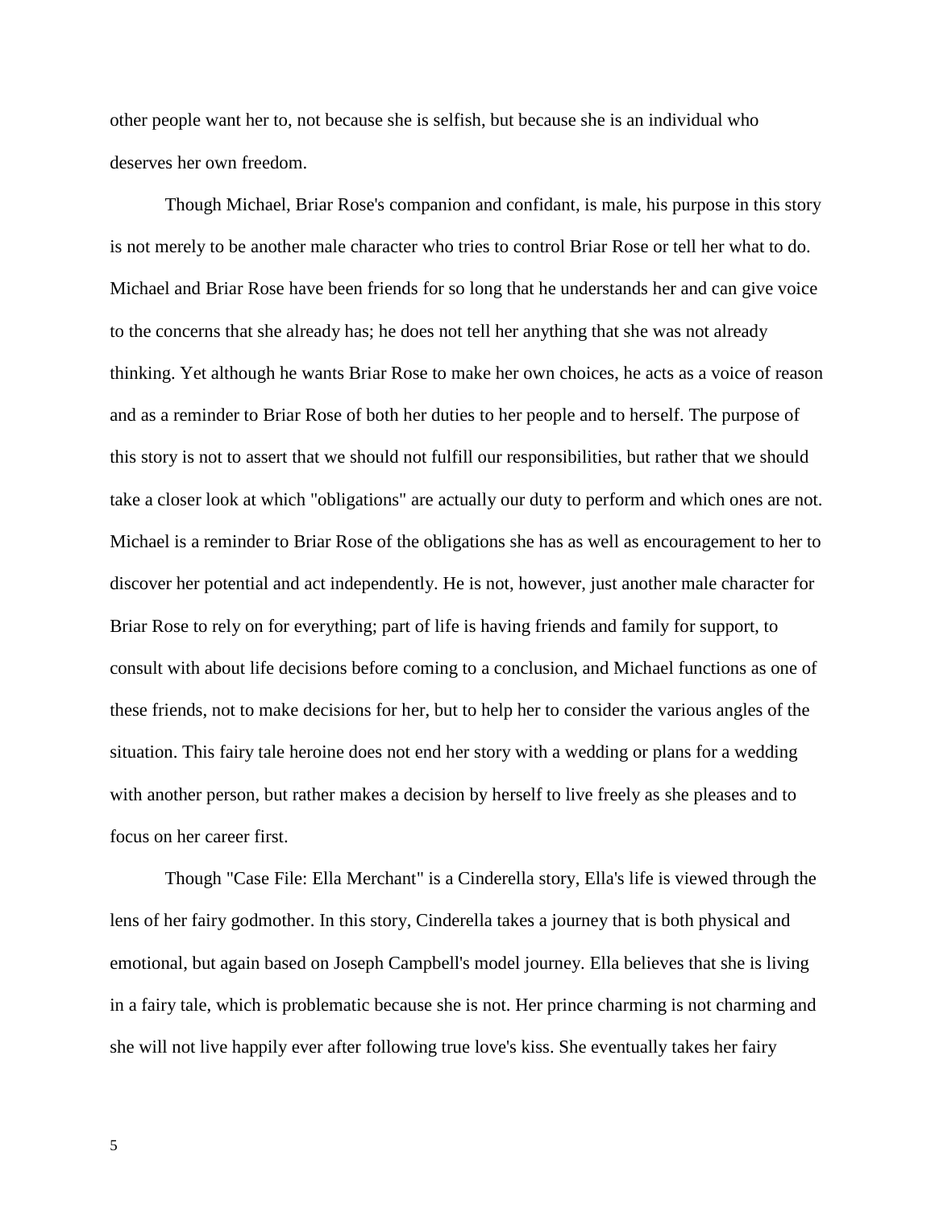other people want her to, not because she is selfish, but because she is an individual who deserves her own freedom.

Though Michael, Briar Rose's companion and confidant, is male, his purpose in this story is not merely to be another male character who tries to control Briar Rose or tell her what to do. Michael and Briar Rose have been friends for so long that he understands her and can give voice to the concerns that she already has; he does not tell her anything that she was not already thinking. Yet although he wants Briar Rose to make her own choices, he acts as a voice of reason and as a reminder to Briar Rose of both her duties to her people and to herself. The purpose of this story is not to assert that we should not fulfill our responsibilities, but rather that we should take a closer look at which "obligations" are actually our duty to perform and which ones are not. Michael is a reminder to Briar Rose of the obligations she has as well as encouragement to her to discover her potential and act independently. He is not, however, just another male character for Briar Rose to rely on for everything; part of life is having friends and family for support, to consult with about life decisions before coming to a conclusion, and Michael functions as one of these friends, not to make decisions for her, but to help her to consider the various angles of the situation. This fairy tale heroine does not end her story with a wedding or plans for a wedding with another person, but rather makes a decision by herself to live freely as she pleases and to focus on her career first.

Though "Case File: Ella Merchant" is a Cinderella story, Ella's life is viewed through the lens of her fairy godmother. In this story, Cinderella takes a journey that is both physical and emotional, but again based on Joseph Campbell's model journey. Ella believes that she is living in a fairy tale, which is problematic because she is not. Her prince charming is not charming and she will not live happily ever after following true love's kiss. She eventually takes her fairy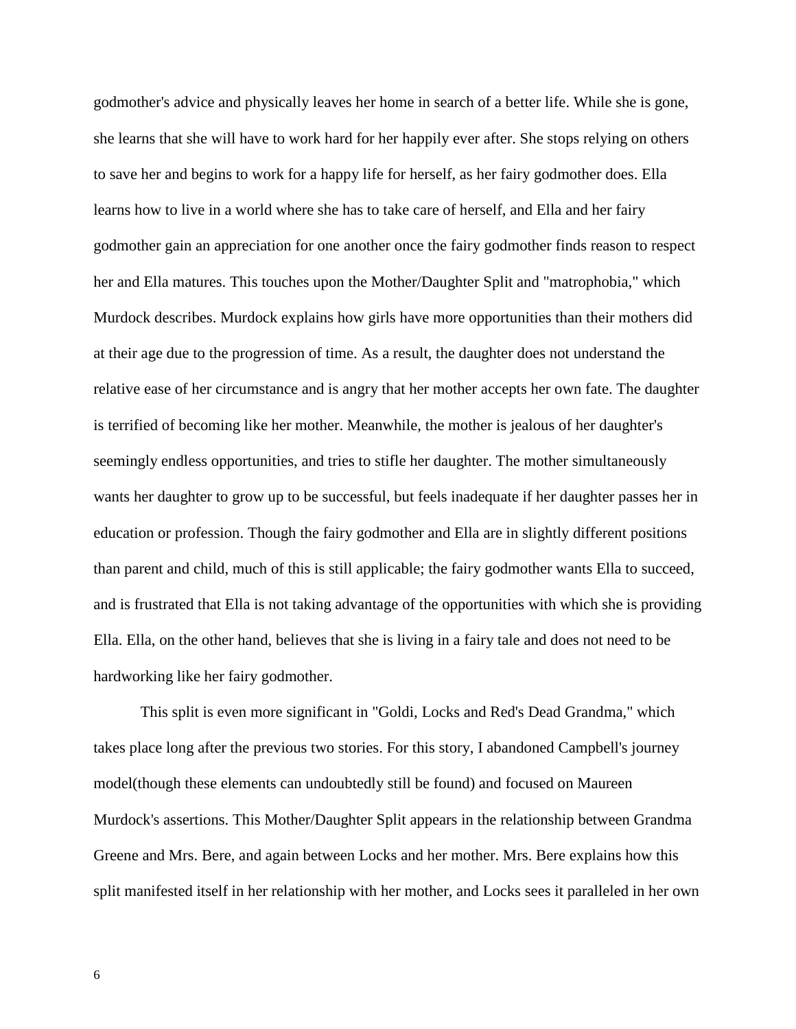godmother's advice and physically leaves her home in search of a better life. While she is gone, she learns that she will have to work hard for her happily ever after. She stops relying on others to save her and begins to work for a happy life for herself, as her fairy godmother does. Ella learns how to live in a world where she has to take care of herself, and Ella and her fairy godmother gain an appreciation for one another once the fairy godmother finds reason to respect her and Ella matures. This touches upon the Mother/Daughter Split and "matrophobia," which Murdock describes. Murdock explains how girls have more opportunities than their mothers did at their age due to the progression of time. As a result, the daughter does not understand the relative ease of her circumstance and is angry that her mother accepts her own fate. The daughter is terrified of becoming like her mother. Meanwhile, the mother is jealous of her daughter's seemingly endless opportunities, and tries to stifle her daughter. The mother simultaneously wants her daughter to grow up to be successful, but feels inadequate if her daughter passes her in education or profession. Though the fairy godmother and Ella are in slightly different positions than parent and child, much of this is still applicable; the fairy godmother wants Ella to succeed, and is frustrated that Ella is not taking advantage of the opportunities with which she is providing Ella. Ella, on the other hand, believes that she is living in a fairy tale and does not need to be hardworking like her fairy godmother.

This split is even more significant in "Goldi, Locks and Red's Dead Grandma," which takes place long after the previous two stories. For this story, I abandoned Campbell's journey model(though these elements can undoubtedly still be found) and focused on Maureen Murdock's assertions. This Mother/Daughter Split appears in the relationship between Grandma Greene and Mrs. Bere, and again between Locks and her mother. Mrs. Bere explains how this split manifested itself in her relationship with her mother, and Locks sees it paralleled in her own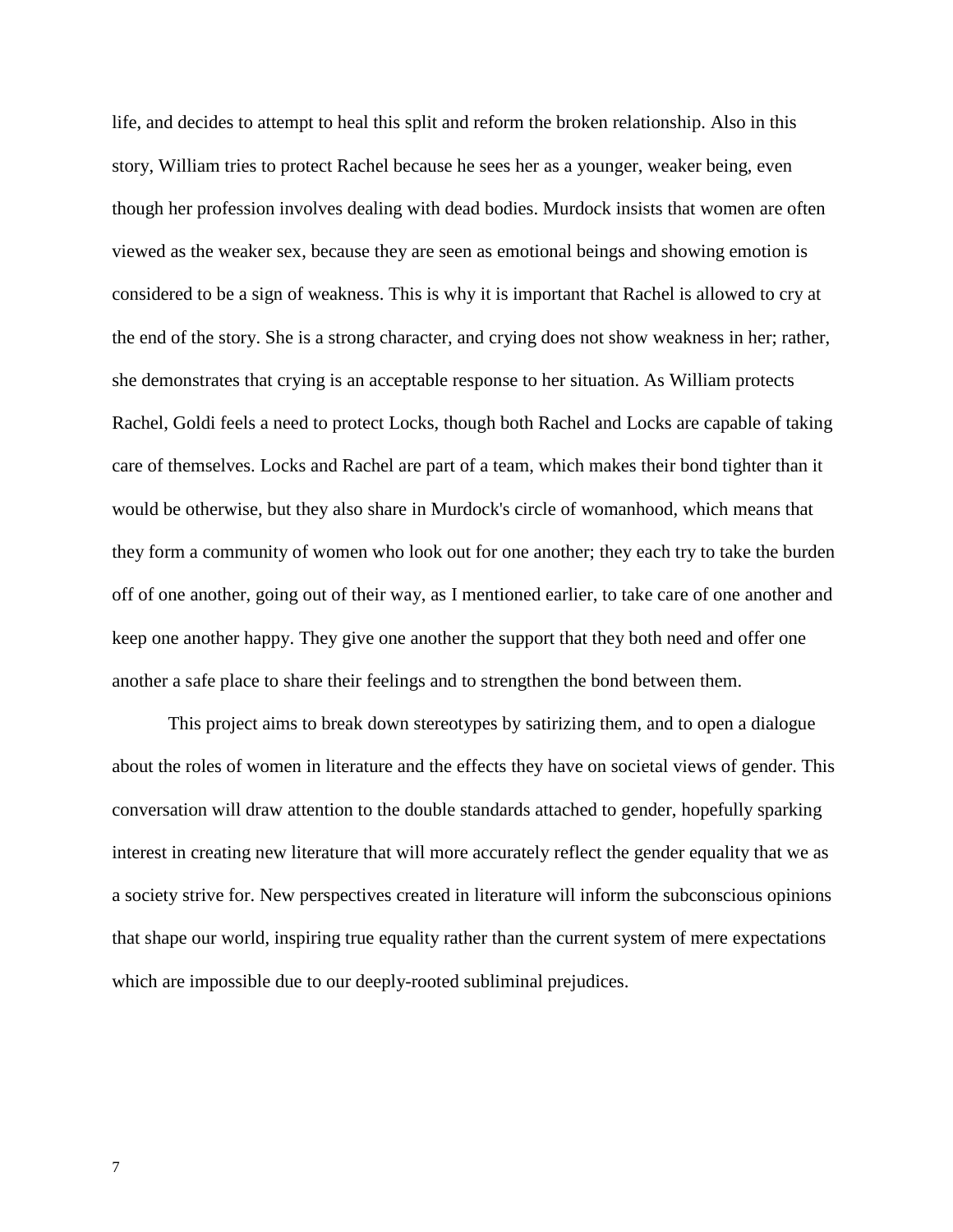life, and decides to attempt to heal this split and reform the broken relationship. Also in this story, William tries to protect Rachel because he sees her as a younger, weaker being, even though her profession involves dealing with dead bodies. Murdock insists that women are often viewed as the weaker sex, because they are seen as emotional beings and showing emotion is considered to be a sign of weakness. This is why it is important that Rachel is allowed to cry at the end of the story. She is a strong character, and crying does not show weakness in her; rather, she demonstrates that crying is an acceptable response to her situation. As William protects Rachel, Goldi feels a need to protect Locks, though both Rachel and Locks are capable of taking care of themselves. Locks and Rachel are part of a team, which makes their bond tighter than it would be otherwise, but they also share in Murdock's circle of womanhood, which means that they form a community of women who look out for one another; they each try to take the burden off of one another, going out of their way, as I mentioned earlier, to take care of one another and keep one another happy. They give one another the support that they both need and offer one another a safe place to share their feelings and to strengthen the bond between them.

This project aims to break down stereotypes by satirizing them, and to open a dialogue about the roles of women in literature and the effects they have on societal views of gender. This conversation will draw attention to the double standards attached to gender, hopefully sparking interest in creating new literature that will more accurately reflect the gender equality that we as a society strive for. New perspectives created in literature will inform the subconscious opinions that shape our world, inspiring true equality rather than the current system of mere expectations which are impossible due to our deeply-rooted subliminal prejudices.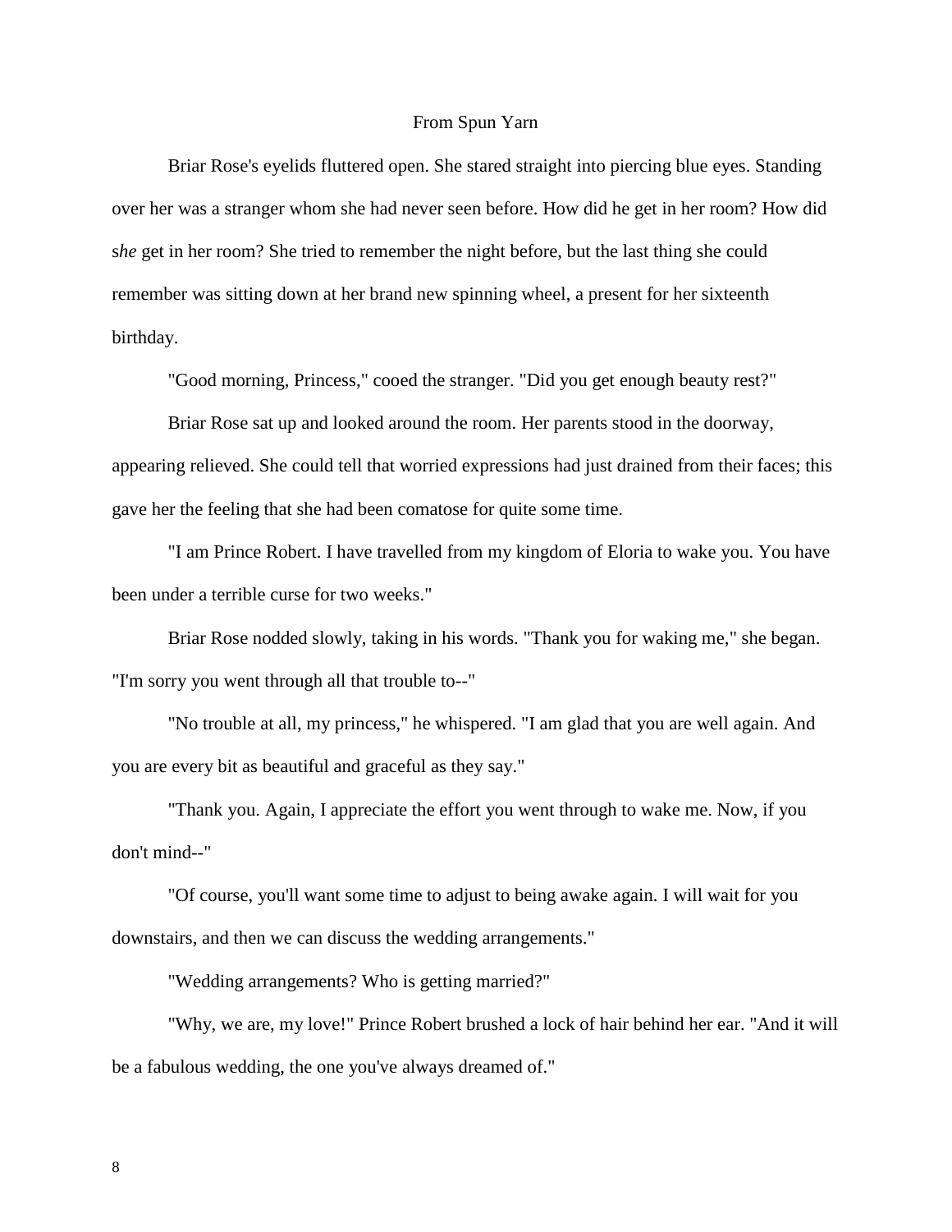## From Spun Yarn

Briar Rose's eyelids fluttered open. She stared straight into piercing blue eyes. Standing over her was a stranger whom she had never seen before. How did he get in her room? How did s*he* get in her room? She tried to remember the night before, but the last thing she could remember was sitting down at her brand new spinning wheel, a present for her sixteenth birthday.

"Good morning, Princess," cooed the stranger. "Did you get enough beauty rest?"

Briar Rose sat up and looked around the room. Her parents stood in the doorway, appearing relieved. She could tell that worried expressions had just drained from their faces; this gave her the feeling that she had been comatose for quite some time.

"I am Prince Robert. I have travelled from my kingdom of Eloria to wake you. You have been under a terrible curse for two weeks."

Briar Rose nodded slowly, taking in his words. "Thank you for waking me," she began. "I'm sorry you went through all that trouble to--"

"No trouble at all, my princess," he whispered. "I am glad that you are well again. And you are every bit as beautiful and graceful as they say."

"Thank you. Again, I appreciate the effort you went through to wake me. Now, if you don't mind--"

"Of course, you'll want some time to adjust to being awake again. I will wait for you downstairs, and then we can discuss the wedding arrangements."

"Wedding arrangements? Who is getting married?"

"Why, we are, my love!" Prince Robert brushed a lock of hair behind her ear. "And it will be a fabulous wedding, the one you've always dreamed of."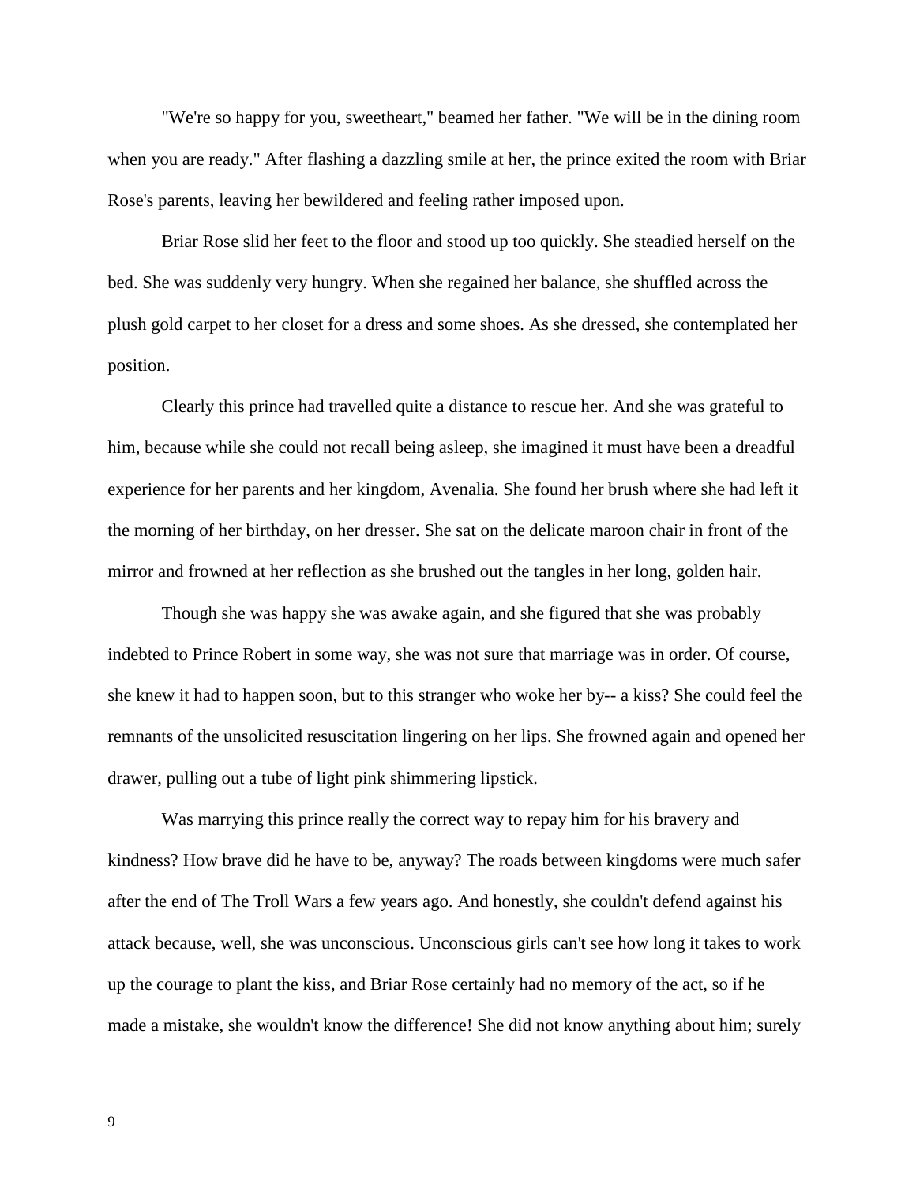"We're so happy for you, sweetheart," beamed her father. "We will be in the dining room when you are ready." After flashing a dazzling smile at her, the prince exited the room with Briar Rose's parents, leaving her bewildered and feeling rather imposed upon.

Briar Rose slid her feet to the floor and stood up too quickly. She steadied herself on the bed. She was suddenly very hungry. When she regained her balance, she shuffled across the plush gold carpet to her closet for a dress and some shoes. As she dressed, she contemplated her position.

Clearly this prince had travelled quite a distance to rescue her. And she was grateful to him, because while she could not recall being asleep, she imagined it must have been a dreadful experience for her parents and her kingdom, Avenalia. She found her brush where she had left it the morning of her birthday, on her dresser. She sat on the delicate maroon chair in front of the mirror and frowned at her reflection as she brushed out the tangles in her long, golden hair.

Though she was happy she was awake again, and she figured that she was probably indebted to Prince Robert in some way, she was not sure that marriage was in order. Of course, she knew it had to happen soon, but to this stranger who woke her by-- a kiss? She could feel the remnants of the unsolicited resuscitation lingering on her lips. She frowned again and opened her drawer, pulling out a tube of light pink shimmering lipstick.

Was marrying this prince really the correct way to repay him for his bravery and kindness? How brave did he have to be, anyway? The roads between kingdoms were much safer after the end of The Troll Wars a few years ago. And honestly, she couldn't defend against his attack because, well, she was unconscious. Unconscious girls can't see how long it takes to work up the courage to plant the kiss, and Briar Rose certainly had no memory of the act, so if he made a mistake, she wouldn't know the difference! She did not know anything about him; surely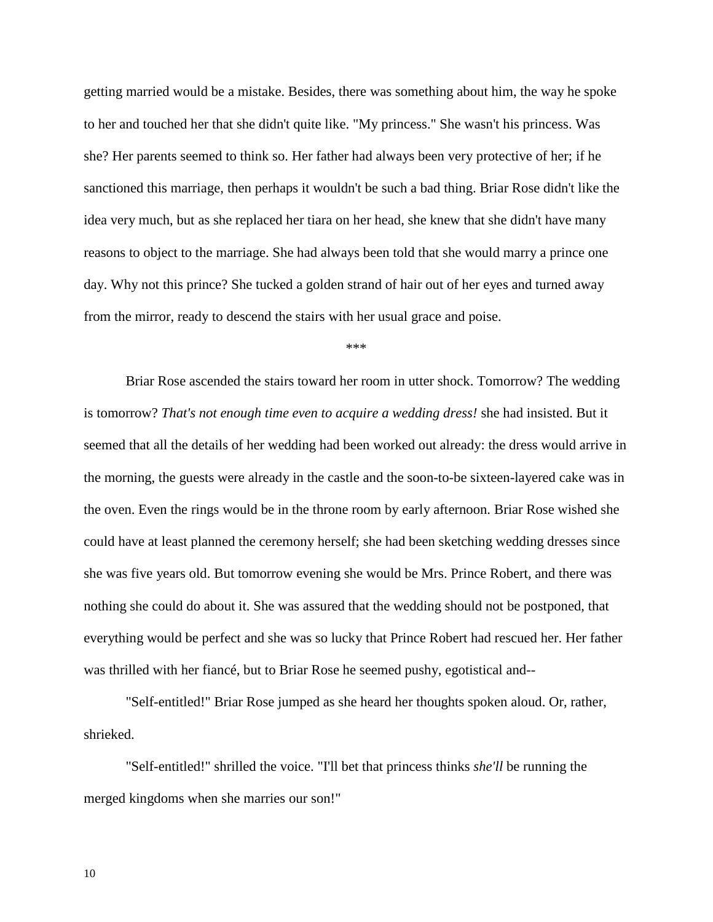getting married would be a mistake. Besides, there was something about him, the way he spoke to her and touched her that she didn't quite like. "My princess." She wasn't his princess. Was she? Her parents seemed to think so. Her father had always been very protective of her; if he sanctioned this marriage, then perhaps it wouldn't be such a bad thing. Briar Rose didn't like the idea very much, but as she replaced her tiara on her head, she knew that she didn't have many reasons to object to the marriage. She had always been told that she would marry a prince one day. Why not this prince? She tucked a golden strand of hair out of her eyes and turned away from the mirror, ready to descend the stairs with her usual grace and poise.

***

Briar Rose ascended the stairs toward her room in utter shock. Tomorrow? The wedding is tomorrow? *That's not enough time even to acquire a wedding dress!* she had insisted. But it seemed that all the details of her wedding had been worked out already: the dress would arrive in the morning, the guests were already in the castle and the soon-to-be sixteen-layered cake was in the oven. Even the rings would be in the throne room by early afternoon. Briar Rose wished she could have at least planned the ceremony herself; she had been sketching wedding dresses since she was five years old. But tomorrow evening she would be Mrs. Prince Robert, and there was nothing she could do about it. She was assured that the wedding should not be postponed, that everything would be perfect and she was so lucky that Prince Robert had rescued her. Her father was thrilled with her fiancé, but to Briar Rose he seemed pushy, egotistical and--

"Self-entitled!" Briar Rose jumped as she heard her thoughts spoken aloud. Or, rather, shrieked.

"Self-entitled!" shrilled the voice. "I'll bet that princess thinks *she'll* be running the merged kingdoms when she marries our son!"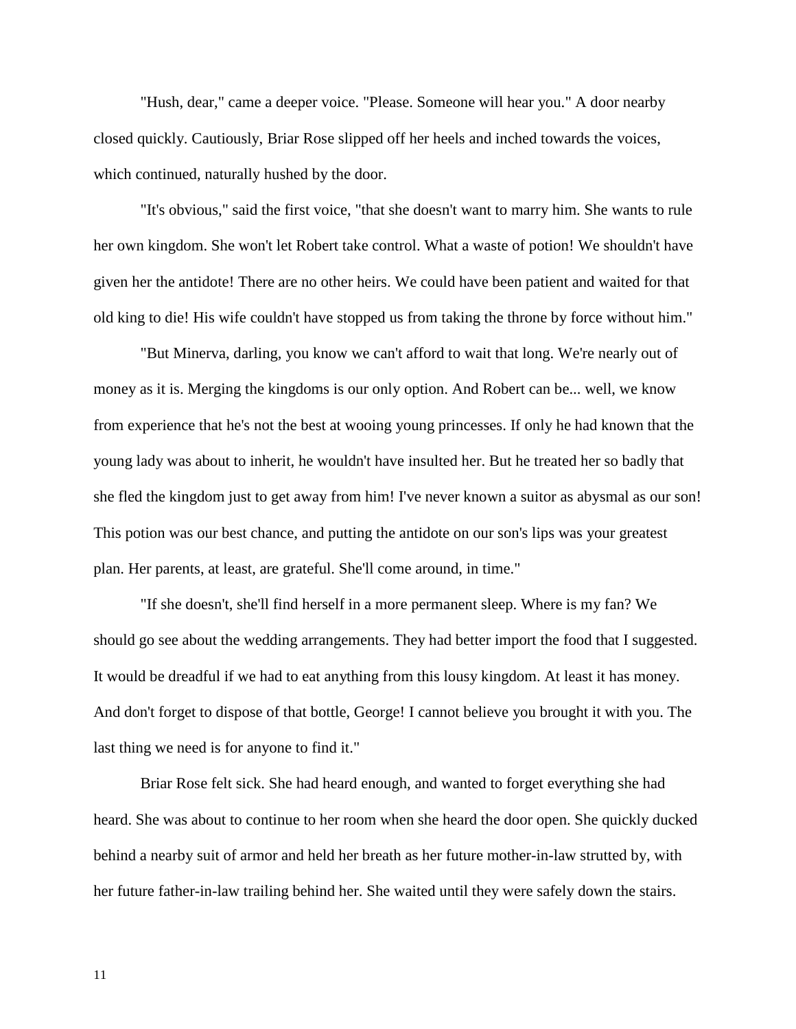"Hush, dear," came a deeper voice. "Please. Someone will hear you." A door nearby closed quickly. Cautiously, Briar Rose slipped off her heels and inched towards the voices, which continued, naturally hushed by the door.

"It's obvious," said the first voice, "that she doesn't want to marry him. She wants to rule her own kingdom. She won't let Robert take control. What a waste of potion! We shouldn't have given her the antidote! There are no other heirs. We could have been patient and waited for that old king to die! His wife couldn't have stopped us from taking the throne by force without him."

"But Minerva, darling, you know we can't afford to wait that long. We're nearly out of money as it is. Merging the kingdoms is our only option. And Robert can be... well, we know from experience that he's not the best at wooing young princesses. If only he had known that the young lady was about to inherit, he wouldn't have insulted her. But he treated her so badly that she fled the kingdom just to get away from him! I've never known a suitor as abysmal as our son! This potion was our best chance, and putting the antidote on our son's lips was your greatest plan. Her parents, at least, are grateful. She'll come around, in time."

"If she doesn't, she'll find herself in a more permanent sleep. Where is my fan? We should go see about the wedding arrangements. They had better import the food that I suggested. It would be dreadful if we had to eat anything from this lousy kingdom. At least it has money. And don't forget to dispose of that bottle, George! I cannot believe you brought it with you. The last thing we need is for anyone to find it."

Briar Rose felt sick. She had heard enough, and wanted to forget everything she had heard. She was about to continue to her room when she heard the door open. She quickly ducked behind a nearby suit of armor and held her breath as her future mother-in-law strutted by, with her future father-in-law trailing behind her. She waited until they were safely down the stairs.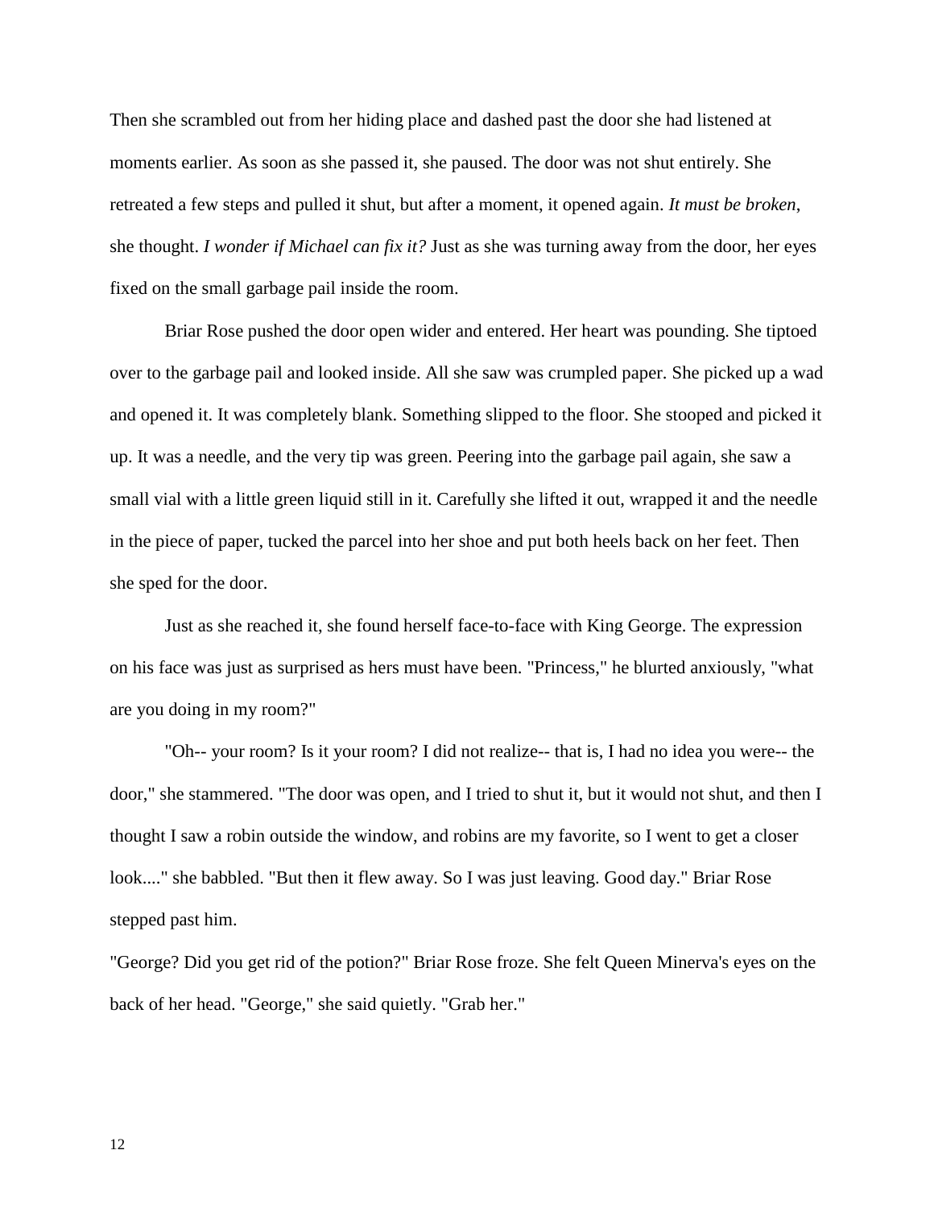Then she scrambled out from her hiding place and dashed past the door she had listened at moments earlier. As soon as she passed it, she paused. The door was not shut entirely. She retreated a few steps and pulled it shut, but after a moment, it opened again. *It must be broken*, she thought. *I wonder if Michael can fix it?* Just as she was turning away from the door, her eyes fixed on the small garbage pail inside the room.

Briar Rose pushed the door open wider and entered. Her heart was pounding. She tiptoed over to the garbage pail and looked inside. All she saw was crumpled paper. She picked up a wad and opened it. It was completely blank. Something slipped to the floor. She stooped and picked it up. It was a needle, and the very tip was green. Peering into the garbage pail again, she saw a small vial with a little green liquid still in it. Carefully she lifted it out, wrapped it and the needle in the piece of paper, tucked the parcel into her shoe and put both heels back on her feet. Then she sped for the door.

Just as she reached it, she found herself face-to-face with King George. The expression on his face was just as surprised as hers must have been. "Princess," he blurted anxiously, "what are you doing in my room?"

"Oh-- your room? Is it your room? I did not realize-- that is, I had no idea you were-- the door," she stammered. "The door was open, and I tried to shut it, but it would not shut, and then I thought I saw a robin outside the window, and robins are my favorite, so I went to get a closer look...." she babbled. "But then it flew away. So I was just leaving. Good day." Briar Rose stepped past him.

"George? Did you get rid of the potion?" Briar Rose froze. She felt Queen Minerva's eyes on the back of her head. "George," she said quietly. "Grab her."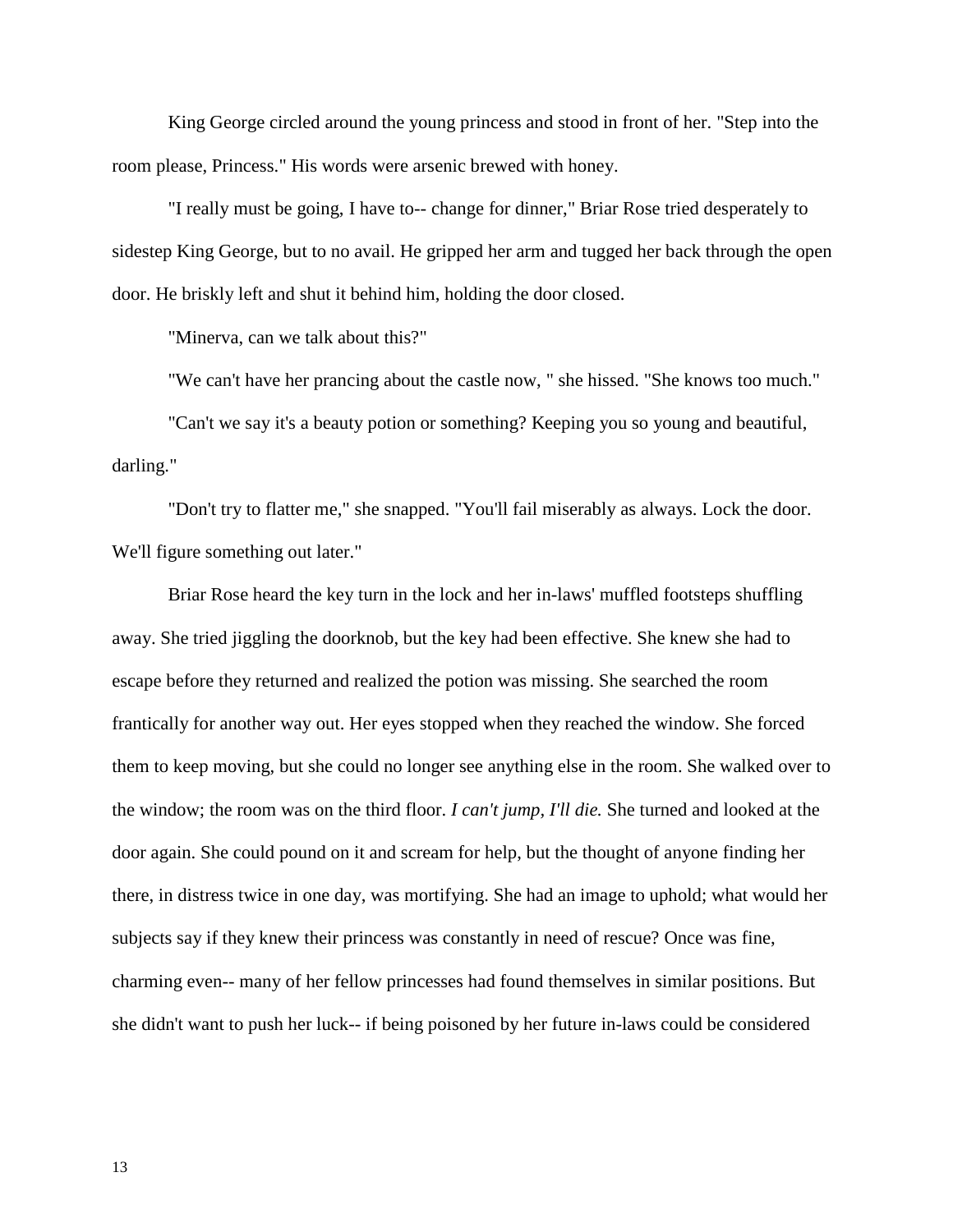King George circled around the young princess and stood in front of her. "Step into the room please, Princess." His words were arsenic brewed with honey.

"I really must be going, I have to-- change for dinner," Briar Rose tried desperately to sidestep King George, but to no avail. He gripped her arm and tugged her back through the open door. He briskly left and shut it behind him, holding the door closed.

"Minerva, can we talk about this?"

"We can't have her prancing about the castle now, " she hissed. "She knows too much."

"Can't we say it's a beauty potion or something? Keeping you so young and beautiful, darling."

"Don't try to flatter me," she snapped. "You'll fail miserably as always. Lock the door. We'll figure something out later."

Briar Rose heard the key turn in the lock and her in-laws' muffled footsteps shuffling away. She tried jiggling the doorknob, but the key had been effective. She knew she had to escape before they returned and realized the potion was missing. She searched the room frantically for another way out. Her eyes stopped when they reached the window. She forced them to keep moving, but she could no longer see anything else in the room. She walked over to the window; the room was on the third floor. *I can't jump, I'll die.* She turned and looked at the door again. She could pound on it and scream for help, but the thought of anyone finding her there, in distress twice in one day, was mortifying. She had an image to uphold; what would her subjects say if they knew their princess was constantly in need of rescue? Once was fine, charming even-- many of her fellow princesses had found themselves in similar positions. But she didn't want to push her luck-- if being poisoned by her future in-laws could be considered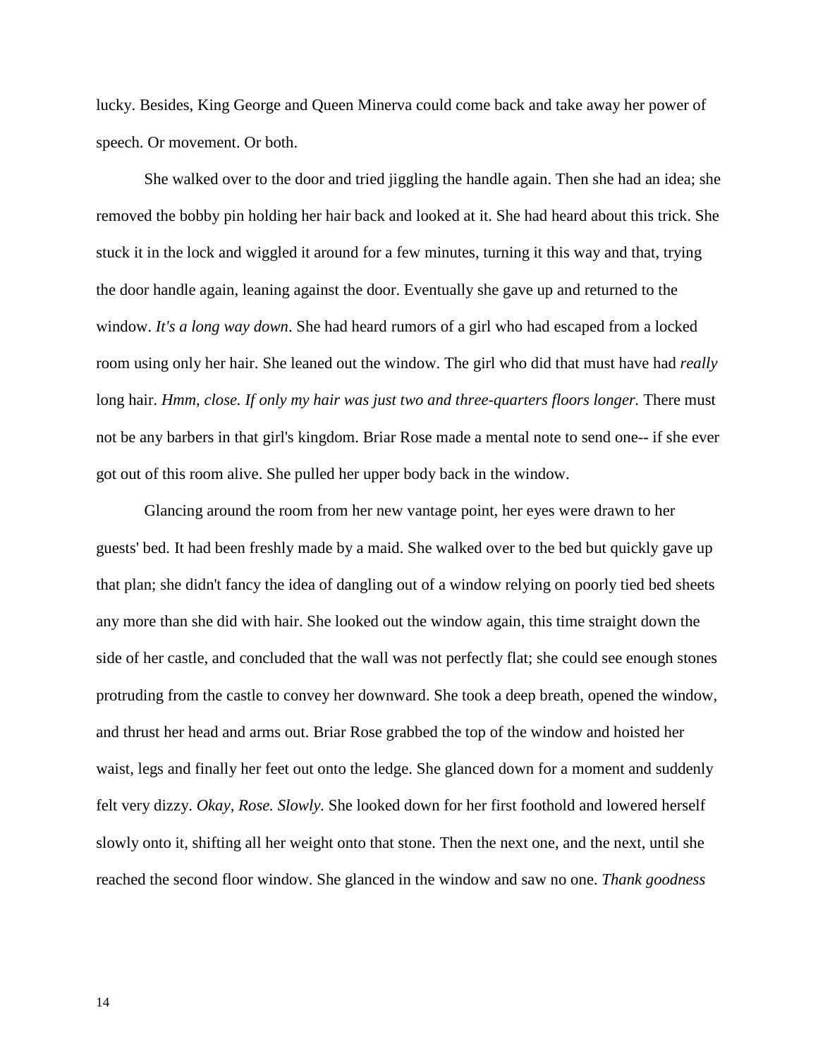lucky. Besides, King George and Queen Minerva could come back and take away her power of speech. Or movement. Or both.

She walked over to the door and tried jiggling the handle again. Then she had an idea; she removed the bobby pin holding her hair back and looked at it. She had heard about this trick. She stuck it in the lock and wiggled it around for a few minutes, turning it this way and that, trying the door handle again, leaning against the door. Eventually she gave up and returned to the window. *It's a long way down*. She had heard rumors of a girl who had escaped from a locked room using only her hair. She leaned out the window. The girl who did that must have had *really* long hair. *Hmm, close. If only my hair was just two and three-quarters floors longer.* There must not be any barbers in that girl's kingdom. Briar Rose made a mental note to send one-- if she ever got out of this room alive. She pulled her upper body back in the window.

Glancing around the room from her new vantage point, her eyes were drawn to her guests' bed. It had been freshly made by a maid. She walked over to the bed but quickly gave up that plan; she didn't fancy the idea of dangling out of a window relying on poorly tied bed sheets any more than she did with hair. She looked out the window again, this time straight down the side of her castle, and concluded that the wall was not perfectly flat; she could see enough stones protruding from the castle to convey her downward. She took a deep breath, opened the window, and thrust her head and arms out. Briar Rose grabbed the top of the window and hoisted her waist, legs and finally her feet out onto the ledge. She glanced down for a moment and suddenly felt very dizzy. *Okay, Rose. Slowly.* She looked down for her first foothold and lowered herself slowly onto it, shifting all her weight onto that stone. Then the next one, and the next, until she reached the second floor window. She glanced in the window and saw no one. *Thank goodness*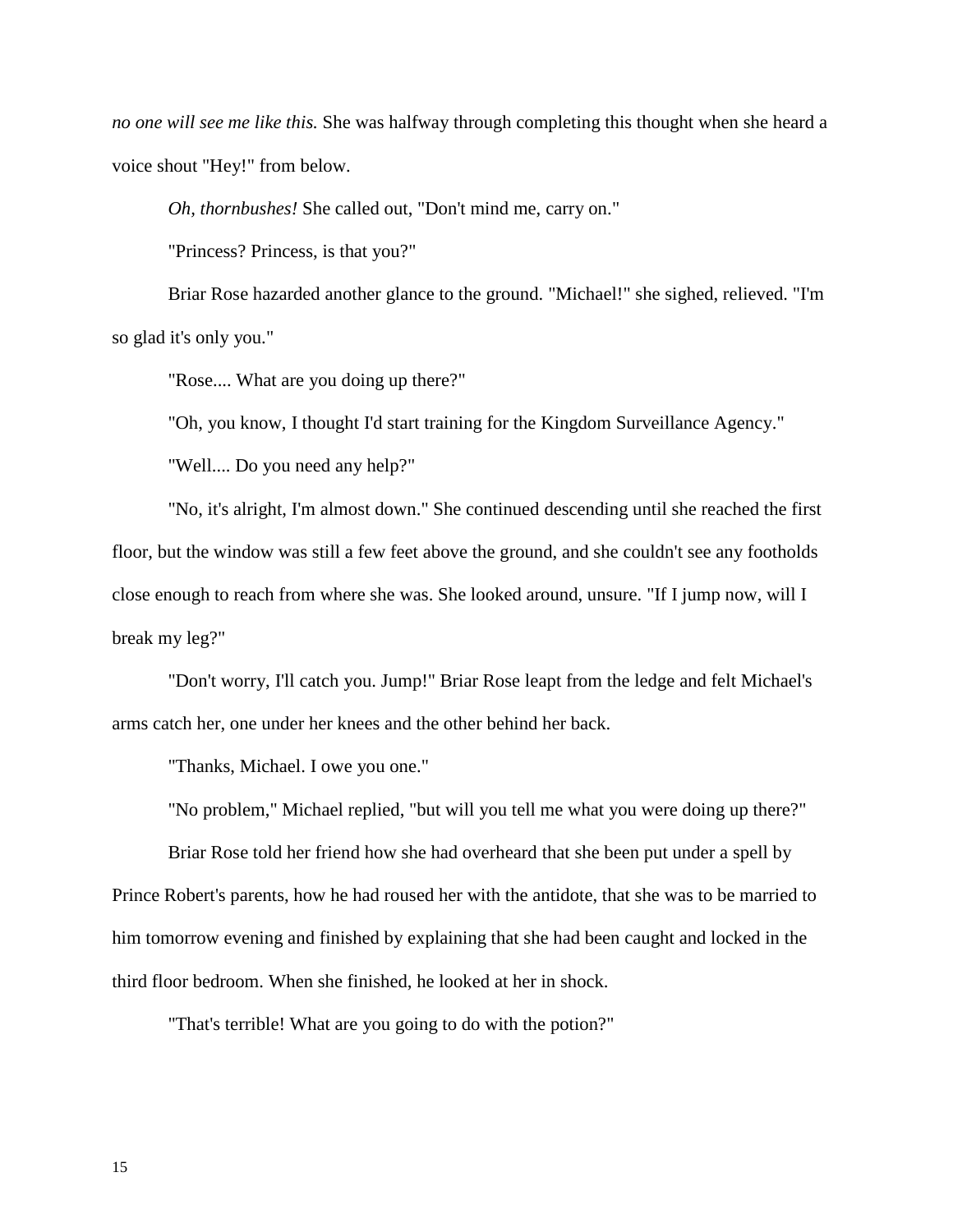*no one will see me like this.* She was halfway through completing this thought when she heard a voice shout "Hey!" from below.

*Oh, thornbushes!* She called out, "Don't mind me, carry on."

"Princess? Princess, is that you?"

Briar Rose hazarded another glance to the ground. "Michael!" she sighed, relieved. "I'm so glad it's only you."

"Rose.... What are you doing up there?"

"Oh, you know, I thought I'd start training for the Kingdom Surveillance Agency."

"Well.... Do you need any help?"

"No, it's alright, I'm almost down." She continued descending until she reached the first floor, but the window was still a few feet above the ground, and she couldn't see any footholds close enough to reach from where she was. She looked around, unsure. "If I jump now, will I break my leg?"

"Don't worry, I'll catch you. Jump!" Briar Rose leapt from the ledge and felt Michael's arms catch her, one under her knees and the other behind her back.

"Thanks, Michael. I owe you one."

"No problem," Michael replied, "but will you tell me what you were doing up there?"

Briar Rose told her friend how she had overheard that she been put under a spell by Prince Robert's parents, how he had roused her with the antidote, that she was to be married to him tomorrow evening and finished by explaining that she had been caught and locked in the third floor bedroom. When she finished, he looked at her in shock.

"That's terrible! What are you going to do with the potion?"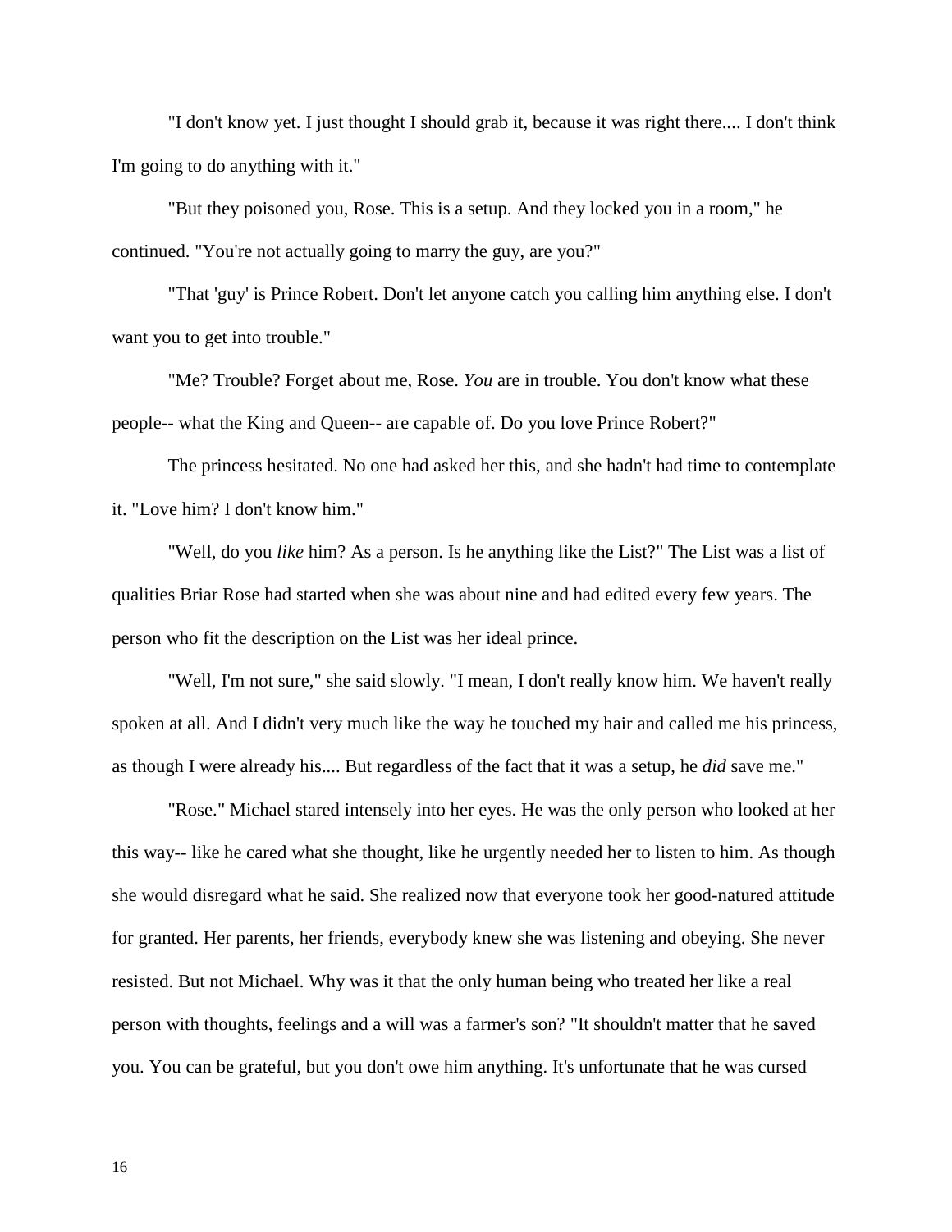"I don't know yet. I just thought I should grab it, because it was right there.... I don't think I'm going to do anything with it."

"But they poisoned you, Rose. This is a setup. And they locked you in a room," he continued. "You're not actually going to marry the guy, are you?"

"That 'guy' is Prince Robert. Don't let anyone catch you calling him anything else. I don't want you to get into trouble."

"Me? Trouble? Forget about me, Rose. *You* are in trouble. You don't know what these people-- what the King and Queen-- are capable of. Do you love Prince Robert?"

The princess hesitated. No one had asked her this, and she hadn't had time to contemplate it. "Love him? I don't know him."

"Well, do you *like* him? As a person. Is he anything like the List?" The List was a list of qualities Briar Rose had started when she was about nine and had edited every few years. The person who fit the description on the List was her ideal prince.

"Well, I'm not sure," she said slowly. "I mean, I don't really know him. We haven't really spoken at all. And I didn't very much like the way he touched my hair and called me his princess, as though I were already his.... But regardless of the fact that it was a setup, he *did* save me."

"Rose." Michael stared intensely into her eyes. He was the only person who looked at her this way-- like he cared what she thought, like he urgently needed her to listen to him. As though she would disregard what he said. She realized now that everyone took her good-natured attitude for granted. Her parents, her friends, everybody knew she was listening and obeying. She never resisted. But not Michael. Why was it that the only human being who treated her like a real person with thoughts, feelings and a will was a farmer's son? "It shouldn't matter that he saved you. You can be grateful, but you don't owe him anything. It's unfortunate that he was cursed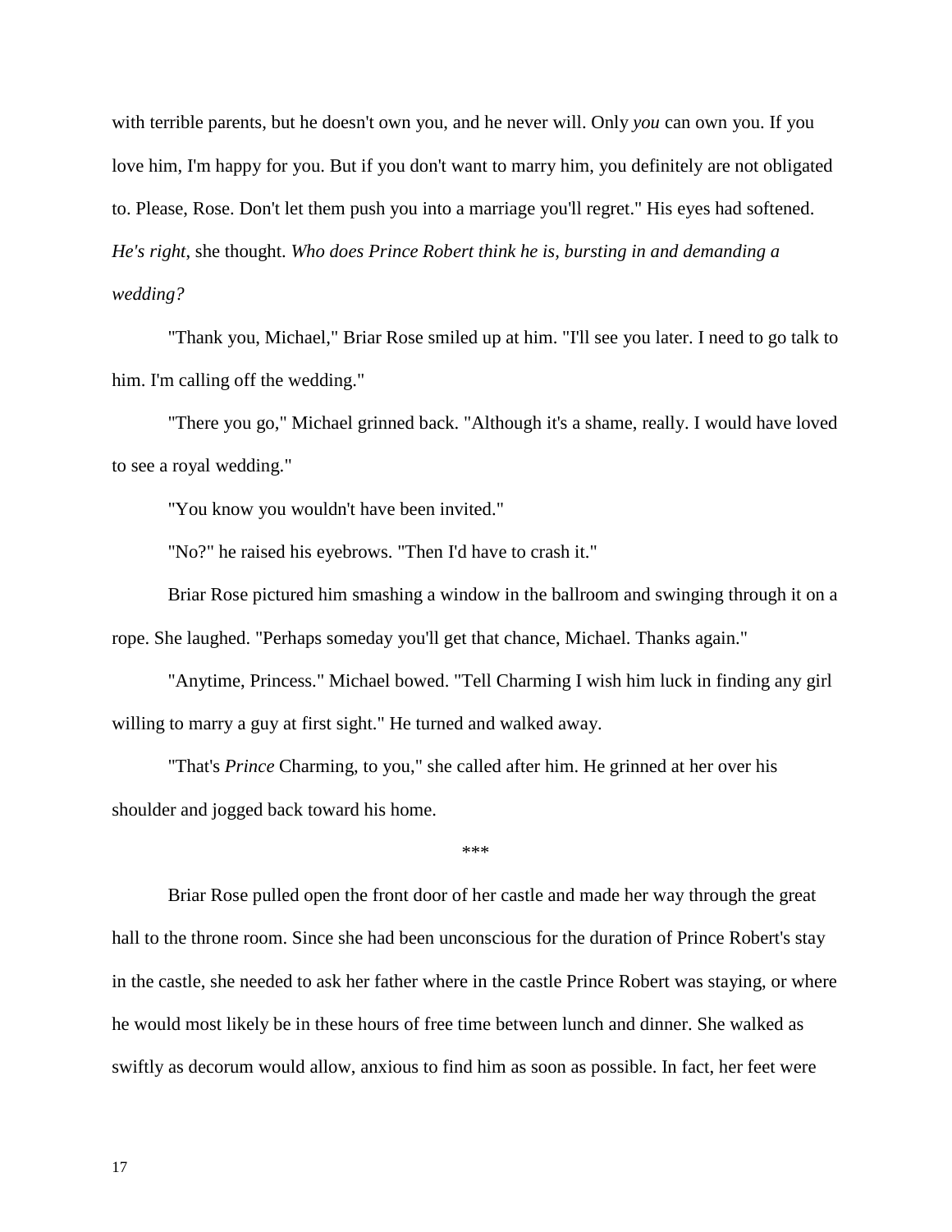with terrible parents, but he doesn't own you, and he never will. Only *you* can own you. If you love him, I'm happy for you. But if you don't want to marry him, you definitely are not obligated to. Please, Rose. Don't let them push you into a marriage you'll regret." His eyes had softened. *He's right*, she thought. *Who does Prince Robert think he is, bursting in and demanding a wedding?*

"Thank you, Michael," Briar Rose smiled up at him. "I'll see you later. I need to go talk to him. I'm calling off the wedding."

"There you go," Michael grinned back. "Although it's a shame, really. I would have loved to see a royal wedding."

"You know you wouldn't have been invited."

"No?" he raised his eyebrows. "Then I'd have to crash it."

Briar Rose pictured him smashing a window in the ballroom and swinging through it on a rope. She laughed. "Perhaps someday you'll get that chance, Michael. Thanks again."

"Anytime, Princess." Michael bowed. "Tell Charming I wish him luck in finding any girl willing to marry a guy at first sight." He turned and walked away.

"That's *Prince* Charming, to you," she called after him. He grinned at her over his shoulder and jogged back toward his home.

***

Briar Rose pulled open the front door of her castle and made her way through the great hall to the throne room. Since she had been unconscious for the duration of Prince Robert's stay in the castle, she needed to ask her father where in the castle Prince Robert was staying, or where he would most likely be in these hours of free time between lunch and dinner. She walked as swiftly as decorum would allow, anxious to find him as soon as possible. In fact, her feet were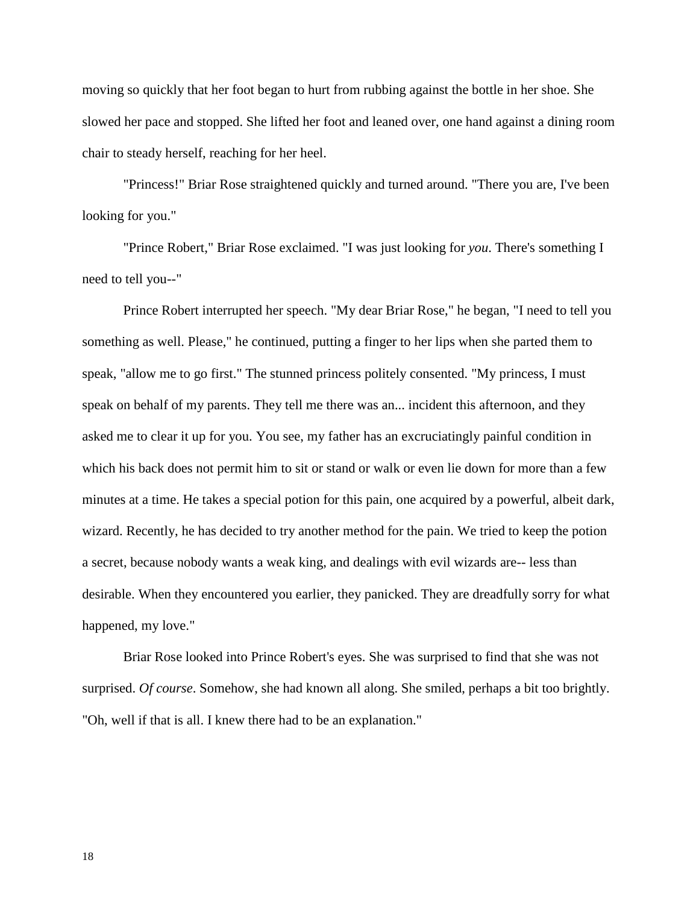moving so quickly that her foot began to hurt from rubbing against the bottle in her shoe. She slowed her pace and stopped. She lifted her foot and leaned over, one hand against a dining room chair to steady herself, reaching for her heel.

"Princess!" Briar Rose straightened quickly and turned around. "There you are, I've been looking for you."

"Prince Robert," Briar Rose exclaimed. "I was just looking for *you*. There's something I need to tell you--"

Prince Robert interrupted her speech. "My dear Briar Rose," he began, "I need to tell you something as well. Please," he continued, putting a finger to her lips when she parted them to speak, "allow me to go first." The stunned princess politely consented. "My princess, I must speak on behalf of my parents. They tell me there was an... incident this afternoon, and they asked me to clear it up for you. You see, my father has an excruciatingly painful condition in which his back does not permit him to sit or stand or walk or even lie down for more than a few minutes at a time. He takes a special potion for this pain, one acquired by a powerful, albeit dark, wizard. Recently, he has decided to try another method for the pain. We tried to keep the potion a secret, because nobody wants a weak king, and dealings with evil wizards are-- less than desirable. When they encountered you earlier, they panicked. They are dreadfully sorry for what happened, my love."

Briar Rose looked into Prince Robert's eyes. She was surprised to find that she was not surprised. *Of course*. Somehow, she had known all along. She smiled, perhaps a bit too brightly. "Oh, well if that is all. I knew there had to be an explanation."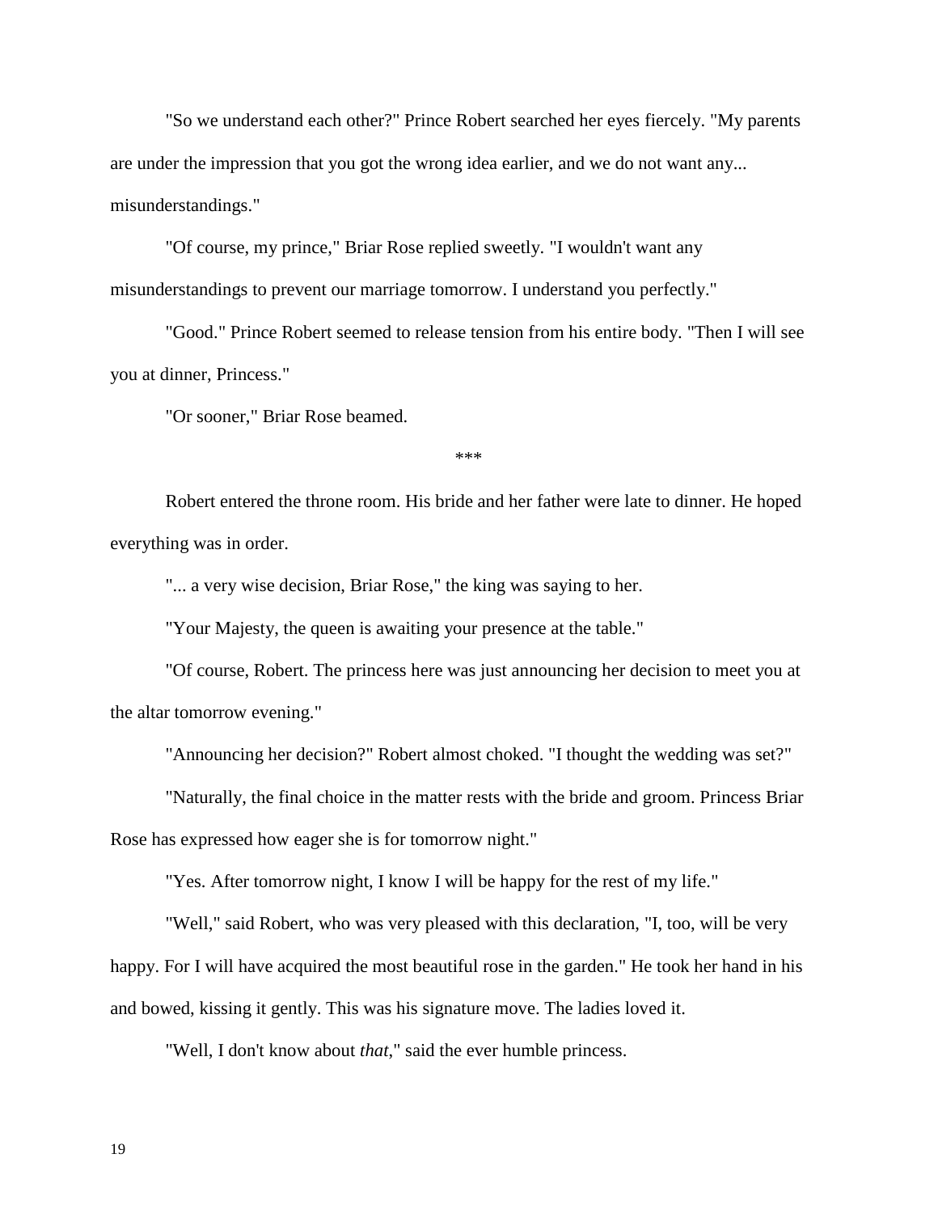"So we understand each other?" Prince Robert searched her eyes fiercely. "My parents are under the impression that you got the wrong idea earlier, and we do not want any... misunderstandings."

"Of course, my prince," Briar Rose replied sweetly. "I wouldn't want any misunderstandings to prevent our marriage tomorrow. I understand you perfectly."

"Good." Prince Robert seemed to release tension from his entire body. "Then I will see you at dinner, Princess."

"Or sooner," Briar Rose beamed.

***

Robert entered the throne room. His bride and her father were late to dinner. He hoped everything was in order.

"... a very wise decision, Briar Rose," the king was saying to her.

"Your Majesty, the queen is awaiting your presence at the table."

"Of course, Robert. The princess here was just announcing her decision to meet you at the altar tomorrow evening."

"Announcing her decision?" Robert almost choked. "I thought the wedding was set?"

"Naturally, the final choice in the matter rests with the bride and groom. Princess Briar Rose has expressed how eager she is for tomorrow night."

"Yes. After tomorrow night, I know I will be happy for the rest of my life."

"Well," said Robert, who was very pleased with this declaration, "I, too, will be very happy. For I will have acquired the most beautiful rose in the garden." He took her hand in his and bowed, kissing it gently. This was his signature move. The ladies loved it.

"Well, I don't know about *that*," said the ever humble princess.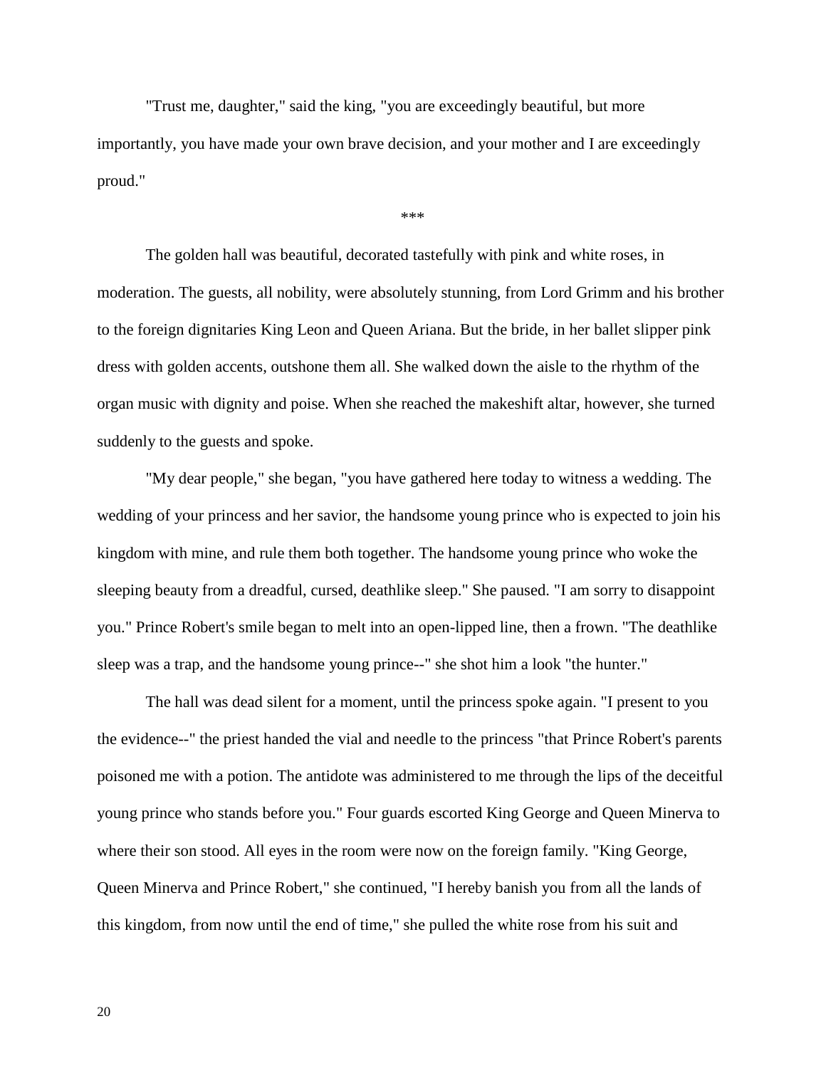"Trust me, daughter," said the king, "you are exceedingly beautiful, but more importantly, you have made your own brave decision, and your mother and I are exceedingly proud."

***

The golden hall was beautiful, decorated tastefully with pink and white roses, in moderation. The guests, all nobility, were absolutely stunning, from Lord Grimm and his brother to the foreign dignitaries King Leon and Queen Ariana. But the bride, in her ballet slipper pink dress with golden accents, outshone them all. She walked down the aisle to the rhythm of the organ music with dignity and poise. When she reached the makeshift altar, however, she turned suddenly to the guests and spoke.

"My dear people," she began, "you have gathered here today to witness a wedding. The wedding of your princess and her savior, the handsome young prince who is expected to join his kingdom with mine, and rule them both together. The handsome young prince who woke the sleeping beauty from a dreadful, cursed, deathlike sleep." She paused. "I am sorry to disappoint you." Prince Robert's smile began to melt into an open-lipped line, then a frown. "The deathlike sleep was a trap, and the handsome young prince--" she shot him a look "the hunter."

The hall was dead silent for a moment, until the princess spoke again. "I present to you the evidence--" the priest handed the vial and needle to the princess "that Prince Robert's parents poisoned me with a potion. The antidote was administered to me through the lips of the deceitful young prince who stands before you." Four guards escorted King George and Queen Minerva to where their son stood. All eyes in the room were now on the foreign family. "King George, Queen Minerva and Prince Robert," she continued, "I hereby banish you from all the lands of this kingdom, from now until the end of time," she pulled the white rose from his suit and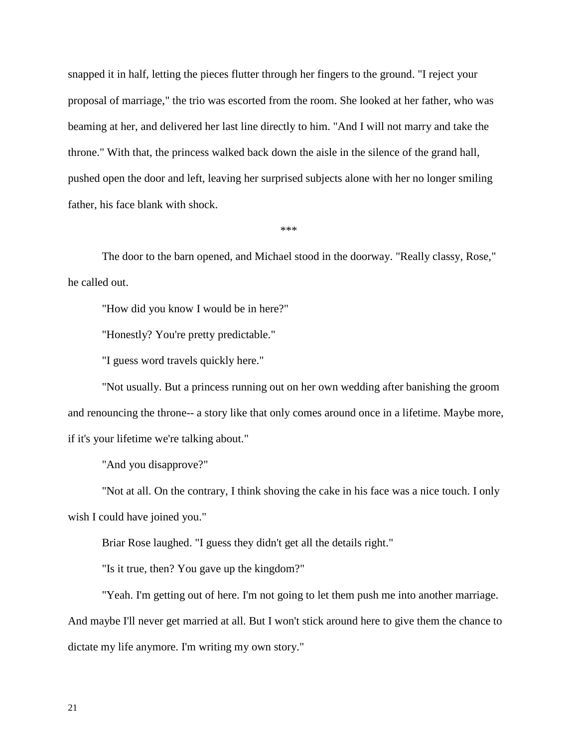snapped it in half, letting the pieces flutter through her fingers to the ground. "I reject your proposal of marriage," the trio was escorted from the room. She looked at her father, who was beaming at her, and delivered her last line directly to him. "And I will not marry and take the throne." With that, the princess walked back down the aisle in the silence of the grand hall, pushed open the door and left, leaving her surprised subjects alone with her no longer smiling father, his face blank with shock.

***

The door to the barn opened, and Michael stood in the doorway. "Really classy, Rose," he called out.

"How did you know I would be in here?"

"Honestly? You're pretty predictable."

"I guess word travels quickly here."

"Not usually. But a princess running out on her own wedding after banishing the groom and renouncing the throne-- a story like that only comes around once in a lifetime. Maybe more, if it's your lifetime we're talking about."

"And you disapprove?"

"Not at all. On the contrary, I think shoving the cake in his face was a nice touch. I only wish I could have joined you."

Briar Rose laughed. "I guess they didn't get all the details right."

"Is it true, then? You gave up the kingdom?"

"Yeah. I'm getting out of here. I'm not going to let them push me into another marriage. And maybe I'll never get married at all. But I won't stick around here to give them the chance to dictate my life anymore. I'm writing my own story."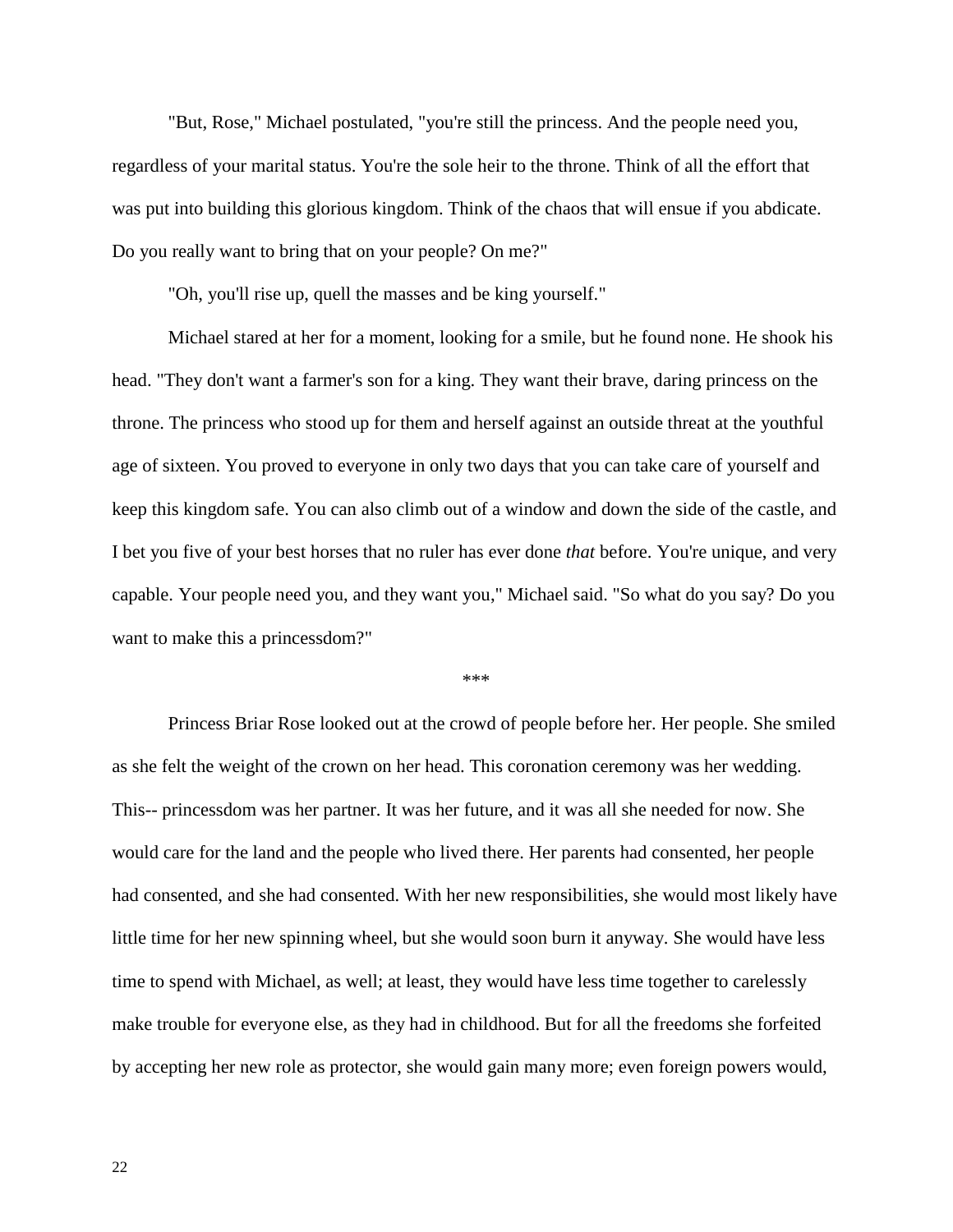"But, Rose," Michael postulated, "you're still the princess. And the people need you, regardless of your marital status. You're the sole heir to the throne. Think of all the effort that was put into building this glorious kingdom. Think of the chaos that will ensue if you abdicate. Do you really want to bring that on your people? On me?"

"Oh, you'll rise up, quell the masses and be king yourself."

Michael stared at her for a moment, looking for a smile, but he found none. He shook his head. "They don't want a farmer's son for a king. They want their brave, daring princess on the throne. The princess who stood up for them and herself against an outside threat at the youthful age of sixteen. You proved to everyone in only two days that you can take care of yourself and keep this kingdom safe. You can also climb out of a window and down the side of the castle, and I bet you five of your best horses that no ruler has ever done *that* before. You're unique, and very capable. Your people need you, and they want you," Michael said. "So what do you say? Do you want to make this a princessdom?"

\*\*\*

Princess Briar Rose looked out at the crowd of people before her. Her people. She smiled as she felt the weight of the crown on her head. This coronation ceremony was her wedding. This-- princessdom was her partner. It was her future, and it was all she needed for now. She would care for the land and the people who lived there. Her parents had consented, her people had consented, and she had consented. With her new responsibilities, she would most likely have little time for her new spinning wheel, but she would soon burn it anyway. She would have less time to spend with Michael, as well; at least, they would have less time together to carelessly make trouble for everyone else, as they had in childhood. But for all the freedoms she forfeited by accepting her new role as protector, she would gain many more; even foreign powers would,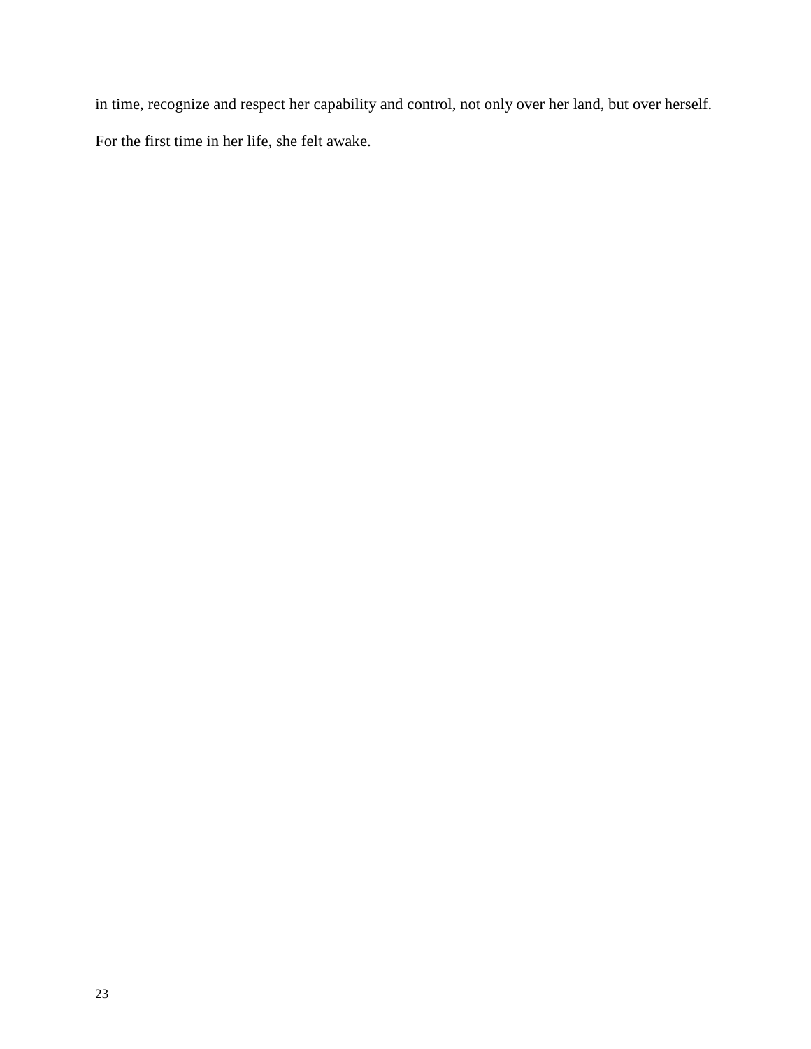in time, recognize and respect her capability and control, not only over her land, but over herself.

For the first time in her life, she felt awake.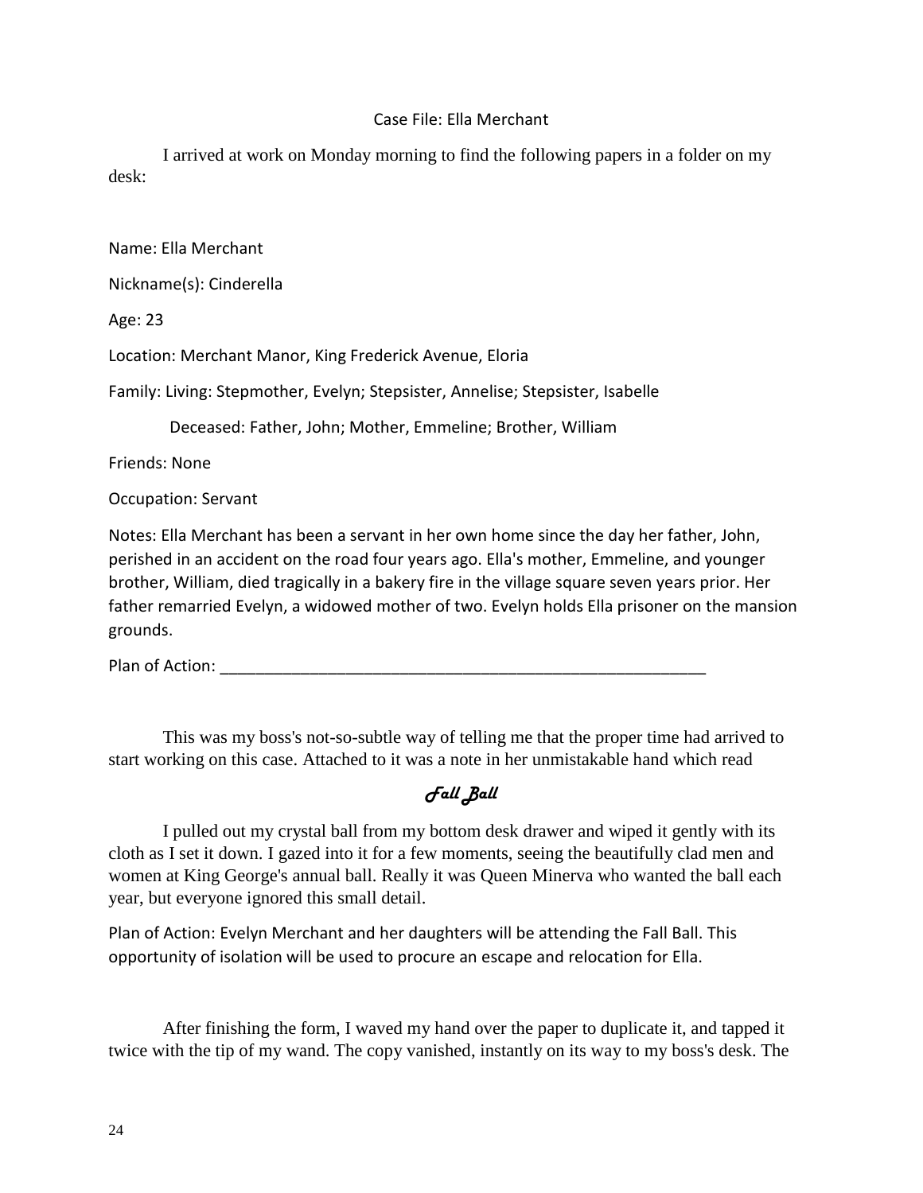Case File: Ella Merchant

I arrived at work on Monday morning to find the following papers in a folder on my desk:

Name: Ella Merchant

Nickname(s): Cinderella

Age: 23

Location: Merchant Manor, King Frederick Avenue, Eloria

Family: Living: Stepmother, Evelyn; Stepsister, Annelise; Stepsister, Isabelle

Deceased: Father, John; Mother, Emmeline; Brother, William

Friends: None

Occupation: Servant

Notes: Ella Merchant has been a servant in her own home since the day her father, John, perished in an accident on the road four years ago. Ella's mother, Emmeline, and younger brother, William, died tragically in a bakery fire in the village square seven years prior. Her father remarried Evelyn, a widowed mother of two. Evelyn holds Ella prisoner on the mansion grounds.

Plan of Action: ________________________________________________________

This was my boss's not-so-subtle way of telling me that the proper time had arrived to start working on this case. Attached to it was a note in her unmistakable hand which read

*Fall Ball*

I pulled out my crystal ball from my bottom desk drawer and wiped it gently with its cloth as I set it down. I gazed into it for a few moments, seeing the beautifully clad men and women at King George's annual ball. Really it was Queen Minerva who wanted the ball each year, but everyone ignored this small detail.

Plan of Action: Evelyn Merchant and her daughters will be attending the Fall Ball. This opportunity of isolation will be used to procure an escape and relocation for Ella.

After finishing the form, I waved my hand over the paper to duplicate it, and tapped it twice with the tip of my wand. The copy vanished, instantly on its way to my boss's desk. The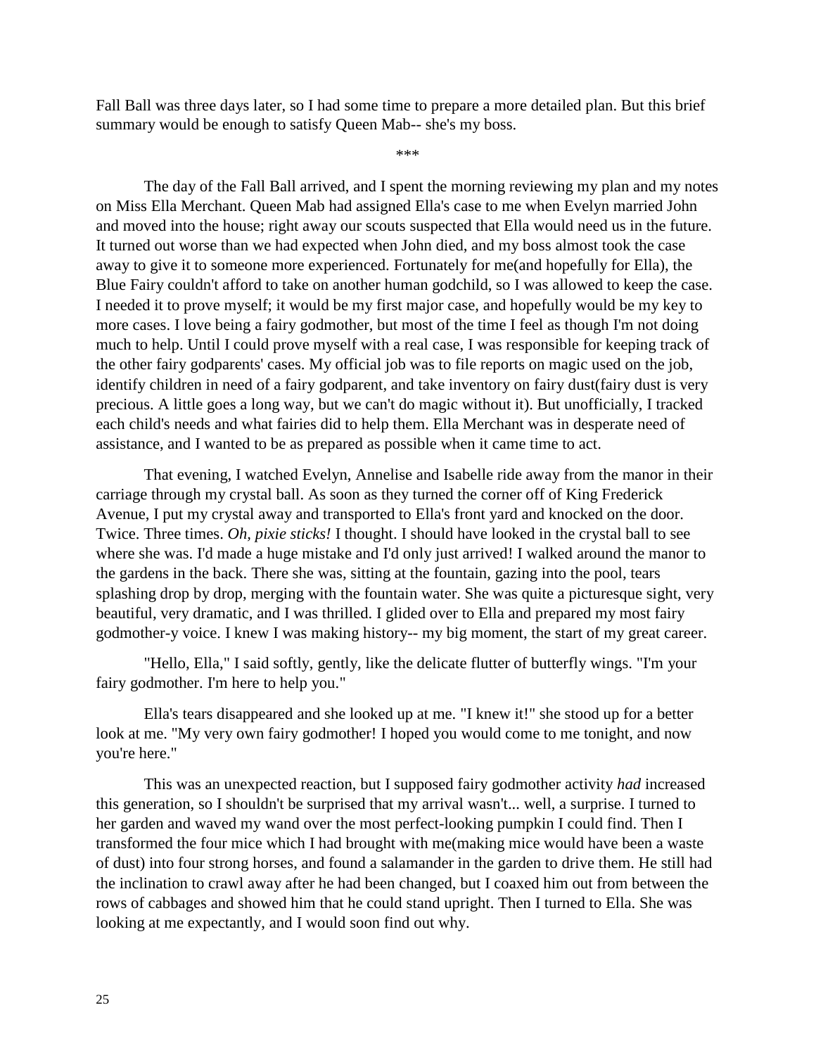Fall Ball was three days later, so I had some time to prepare a more detailed plan. But this brief summary would be enough to satisfy Queen Mab-- she's my boss.

\*\*\*

The day of the Fall Ball arrived, and I spent the morning reviewing my plan and my notes on Miss Ella Merchant. Queen Mab had assigned Ella's case to me when Evelyn married John and moved into the house; right away our scouts suspected that Ella would need us in the future. It turned out worse than we had expected when John died, and my boss almost took the case away to give it to someone more experienced. Fortunately for me(and hopefully for Ella), the Blue Fairy couldn't afford to take on another human godchild, so I was allowed to keep the case. I needed it to prove myself; it would be my first major case, and hopefully would be my key to more cases. I love being a fairy godmother, but most of the time I feel as though I'm not doing much to help. Until I could prove myself with a real case, I was responsible for keeping track of the other fairy godparents' cases. My official job was to file reports on magic used on the job, identify children in need of a fairy godparent, and take inventory on fairy dust(fairy dust is very precious. A little goes a long way, but we can't do magic without it). But unofficially, I tracked each child's needs and what fairies did to help them. Ella Merchant was in desperate need of assistance, and I wanted to be as prepared as possible when it came time to act.

That evening, I watched Evelyn, Annelise and Isabelle ride away from the manor in their carriage through my crystal ball. As soon as they turned the corner off of King Frederick Avenue, I put my crystal away and transported to Ella's front yard and knocked on the door. Twice. Three times. *Oh, pixie sticks!* I thought. I should have looked in the crystal ball to see where she was. I'd made a huge mistake and I'd only just arrived! I walked around the manor to the gardens in the back. There she was, sitting at the fountain, gazing into the pool, tears splashing drop by drop, merging with the fountain water. She was quite a picturesque sight, very beautiful, very dramatic, and I was thrilled. I glided over to Ella and prepared my most fairy godmother-y voice. I knew I was making history-- my big moment, the start of my great career.

"Hello, Ella," I said softly, gently, like the delicate flutter of butterfly wings. "I'm your fairy godmother. I'm here to help you."

Ella's tears disappeared and she looked up at me. "I knew it!" she stood up for a better look at me. "My very own fairy godmother! I hoped you would come to me tonight, and now you're here."

This was an unexpected reaction, but I supposed fairy godmother activity *had* increased this generation, so I shouldn't be surprised that my arrival wasn't... well, a surprise. I turned to her garden and waved my wand over the most perfect-looking pumpkin I could find. Then I transformed the four mice which I had brought with me(making mice would have been a waste of dust) into four strong horses, and found a salamander in the garden to drive them. He still had the inclination to crawl away after he had been changed, but I coaxed him out from between the rows of cabbages and showed him that he could stand upright. Then I turned to Ella. She was looking at me expectantly, and I would soon find out why.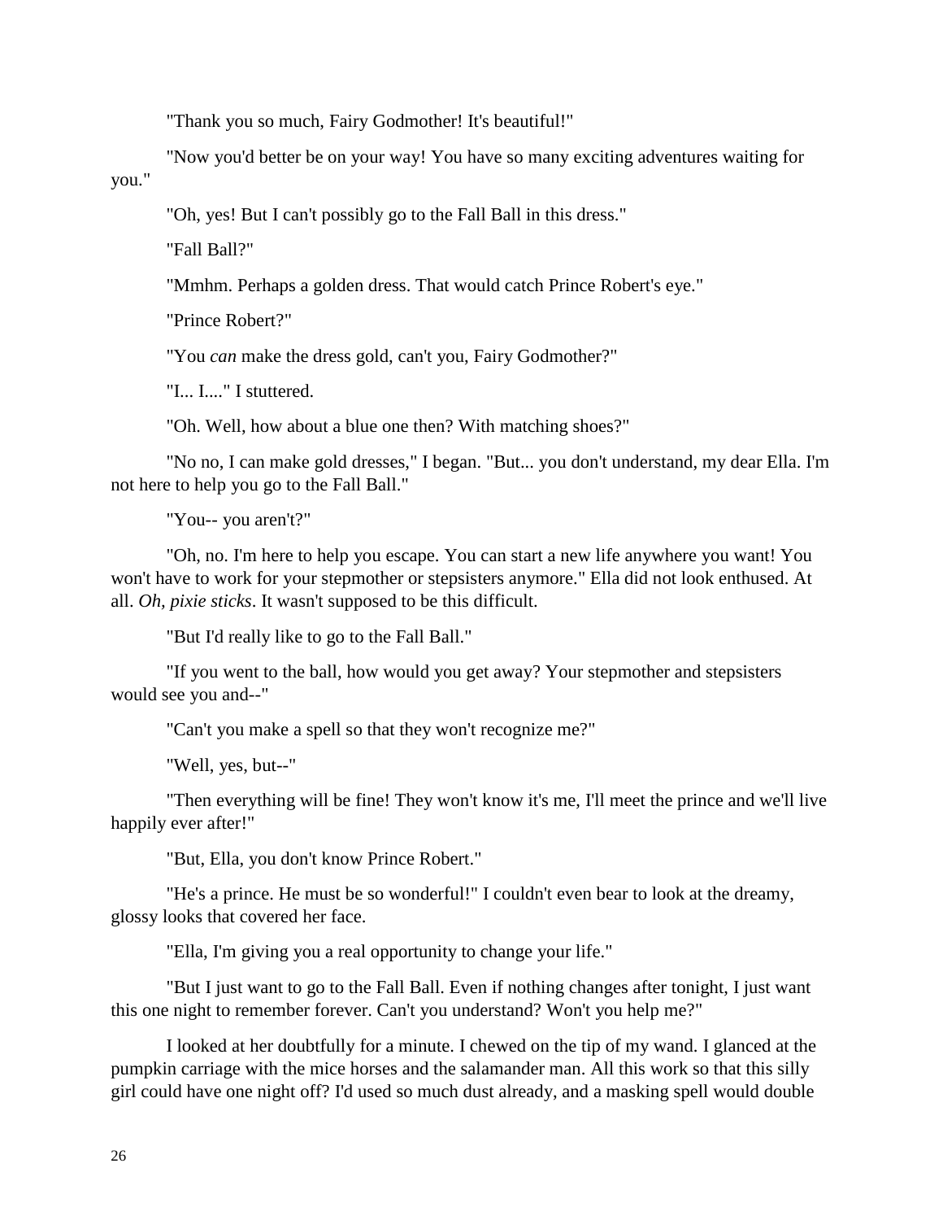"Thank you so much, Fairy Godmother! It's beautiful!"

"Now you'd better be on your way! You have so many exciting adventures waiting for you."

"Oh, yes! But I can't possibly go to the Fall Ball in this dress."

"Fall Ball?"

"Mmhm. Perhaps a golden dress. That would catch Prince Robert's eye."

"Prince Robert?"

"You *can* make the dress gold, can't you, Fairy Godmother?"

"I... I...." I stuttered.

"Oh. Well, how about a blue one then? With matching shoes?"

"No no, I can make gold dresses," I began. "But... you don't understand, my dear Ella. I'm not here to help you go to the Fall Ball."

"You-- you aren't?"

"Oh, no. I'm here to help you escape. You can start a new life anywhere you want! You won't have to work for your stepmother or stepsisters anymore." Ella did not look enthused. At all. *Oh, pixie sticks*. It wasn't supposed to be this difficult.

"But I'd really like to go to the Fall Ball."

"If you went to the ball, how would you get away? Your stepmother and stepsisters would see you and--"

"Can't you make a spell so that they won't recognize me?"

"Well, yes, but--"

"Then everything will be fine! They won't know it's me, I'll meet the prince and we'll live happily ever after!"

"But, Ella, you don't know Prince Robert."

"He's a prince. He must be so wonderful!" I couldn't even bear to look at the dreamy, glossy looks that covered her face.

"Ella, I'm giving you a real opportunity to change your life."

"But I just want to go to the Fall Ball. Even if nothing changes after tonight, I just want this one night to remember forever. Can't you understand? Won't you help me?"

I looked at her doubtfully for a minute. I chewed on the tip of my wand. I glanced at the pumpkin carriage with the mice horses and the salamander man. All this work so that this silly girl could have one night off? I'd used so much dust already, and a masking spell would double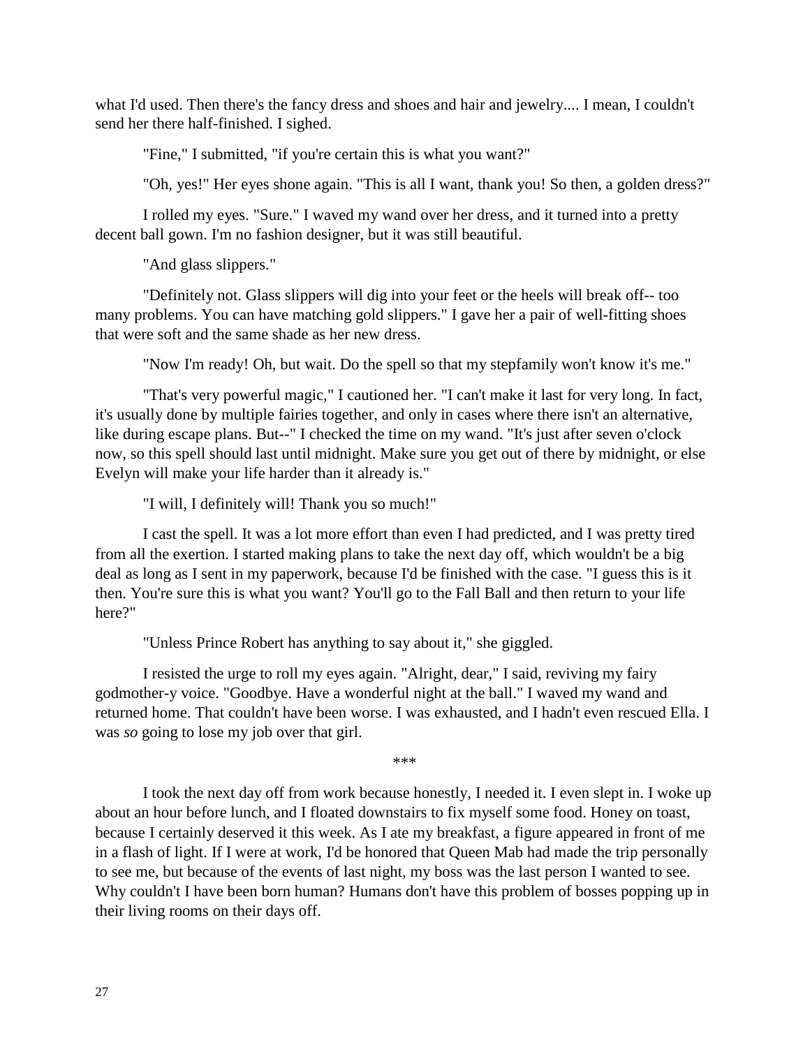what I'd used. Then there's the fancy dress and shoes and hair and jewelry.... I mean, I couldn't send her there half-finished. I sighed.

"Fine," I submitted, "if you're certain this is what you want?"

"Oh, yes!" Her eyes shone again. "This is all I want, thank you! So then, a golden dress?"

I rolled my eyes. "Sure." I waved my wand over her dress, and it turned into a pretty decent ball gown. I'm no fashion designer, but it was still beautiful.

"And glass slippers."

"Definitely not. Glass slippers will dig into your feet or the heels will break off-- too many problems. You can have matching gold slippers." I gave her a pair of well-fitting shoes that were soft and the same shade as her new dress.

"Now I'm ready! Oh, but wait. Do the spell so that my stepfamily won't know it's me."

"That's very powerful magic," I cautioned her. "I can't make it last for very long. In fact, it's usually done by multiple fairies together, and only in cases where there isn't an alternative, like during escape plans. But--" I checked the time on my wand. "It's just after seven o'clock now, so this spell should last until midnight. Make sure you get out of there by midnight, or else Evelyn will make your life harder than it already is."

"I will, I definitely will! Thank you so much!"

I cast the spell. It was a lot more effort than even I had predicted, and I was pretty tired from all the exertion. I started making plans to take the next day off, which wouldn't be a big deal as long as I sent in my paperwork, because I'd be finished with the case. "I guess this is it then. You're sure this is what you want? You'll go to the Fall Ball and then return to your life here?"

"Unless Prince Robert has anything to say about it," she giggled.

I resisted the urge to roll my eyes again. "Alright, dear," I said, reviving my fairy godmother-y voice. "Goodbye. Have a wonderful night at the ball." I waved my wand and returned home. That couldn't have been worse. I was exhausted, and I hadn't even rescued Ella. I was *so* going to lose my job over that girl.

\*\*\*

I took the next day off from work because honestly, I needed it. I even slept in. I woke up about an hour before lunch, and I floated downstairs to fix myself some food. Honey on toast, because I certainly deserved it this week. As I ate my breakfast, a figure appeared in front of me in a flash of light. If I were at work, I'd be honored that Queen Mab had made the trip personally to see me, but because of the events of last night, my boss was the last person I wanted to see. Why couldn't I have been born human? Humans don't have this problem of bosses popping up in their living rooms on their days off.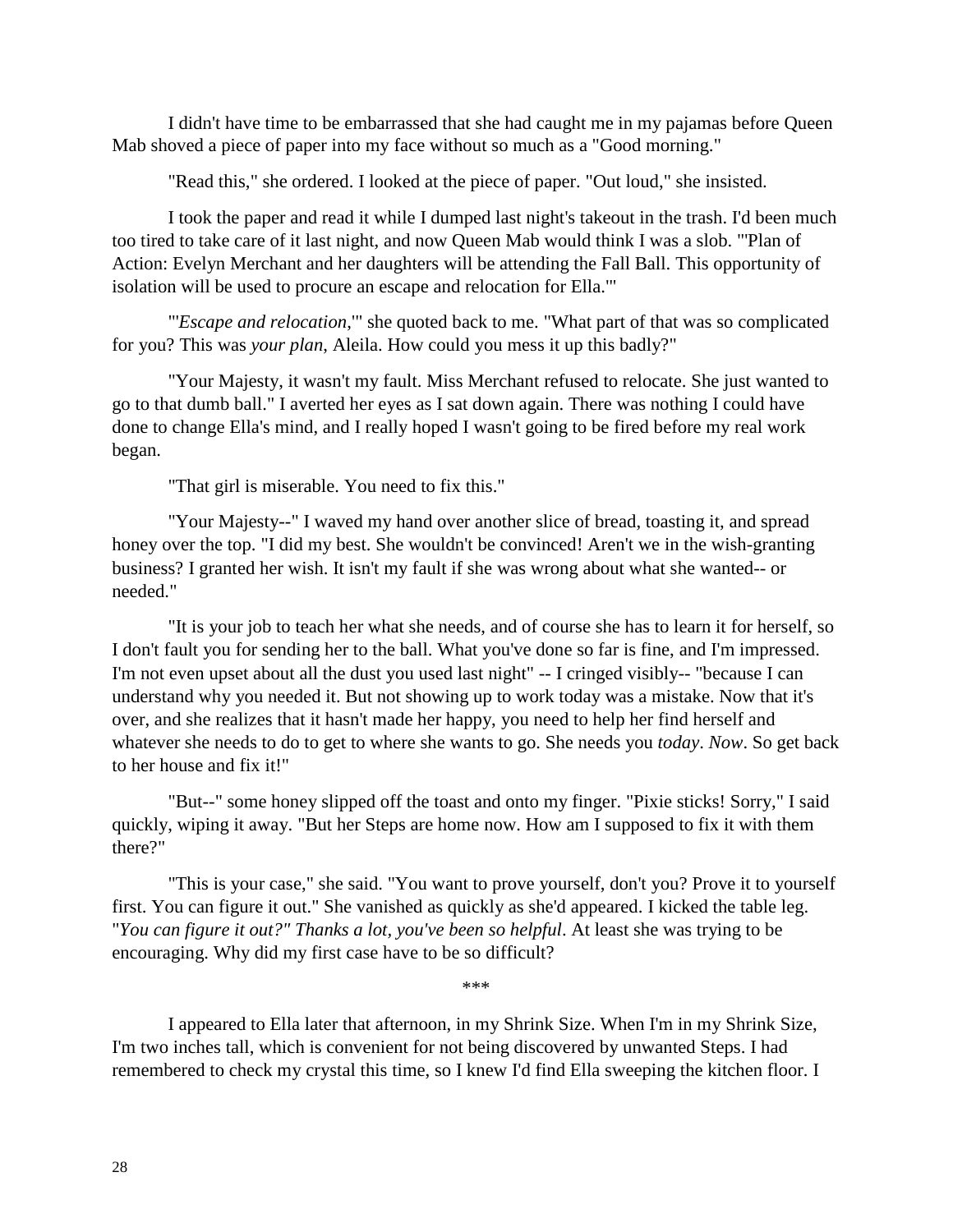I didn't have time to be embarrassed that she had caught me in my pajamas before Queen Mab shoved a piece of paper into my face without so much as a "Good morning."

"Read this," she ordered. I looked at the piece of paper. "Out loud," she insisted.

I took the paper and read it while I dumped last night's takeout in the trash. I'd been much too tired to take care of it last night, and now Queen Mab would think I was a slob. "'Plan of Action: Evelyn Merchant and her daughters will be attending the Fall Ball. This opportunity of isolation will be used to procure an escape and relocation for Ella.'"

"'*Escape and relocation*,'" she quoted back to me. "What part of that was so complicated for you? This was *your plan*, Aleila. How could you mess it up this badly?"

"Your Majesty, it wasn't my fault. Miss Merchant refused to relocate. She just wanted to go to that dumb ball." I averted her eyes as I sat down again. There was nothing I could have done to change Ella's mind, and I really hoped I wasn't going to be fired before my real work began.

"That girl is miserable. You need to fix this."

"Your Majesty--" I waved my hand over another slice of bread, toasting it, and spread honey over the top. "I did my best. She wouldn't be convinced! Aren't we in the wish-granting business? I granted her wish. It isn't my fault if she was wrong about what she wanted-- or needed."

"It is your job to teach her what she needs, and of course she has to learn it for herself, so I don't fault you for sending her to the ball. What you've done so far is fine, and I'm impressed. I'm not even upset about all the dust you used last night" -- I cringed visibly-- "because I can understand why you needed it. But not showing up to work today was a mistake. Now that it's over, and she realizes that it hasn't made her happy, you need to help her find herself and whatever she needs to do to get to where she wants to go. She needs you *today*. *Now*. So get back to her house and fix it!"

"But--" some honey slipped off the toast and onto my finger. "Pixie sticks! Sorry," I said quickly, wiping it away. "But her Steps are home now. How am I supposed to fix it with them there?"

"This is your case," she said. "You want to prove yourself, don't you? Prove it to yourself first. You can figure it out." She vanished as quickly as she'd appeared. I kicked the table leg. "*You can figure it out?" Thanks a lot, you've been so helpful*. At least she was trying to be encouraging. Why did my first case have to be so difficult?

***

I appeared to Ella later that afternoon, in my Shrink Size. When I'm in my Shrink Size, I'm two inches tall, which is convenient for not being discovered by unwanted Steps. I had remembered to check my crystal this time, so I knew I'd find Ella sweeping the kitchen floor. I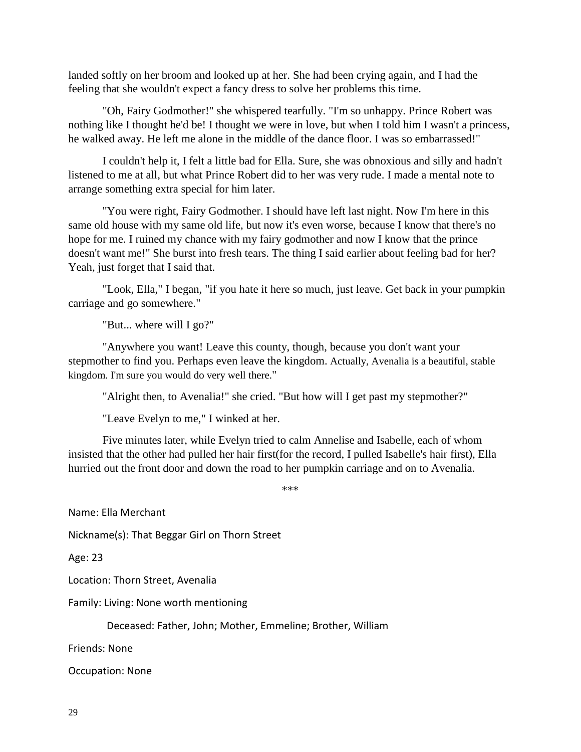landed softly on her broom and looked up at her. She had been crying again, and I had the feeling that she wouldn't expect a fancy dress to solve her problems this time.

"Oh, Fairy Godmother!" she whispered tearfully. "I'm so unhappy. Prince Robert was nothing like I thought he'd be! I thought we were in love, but when I told him I wasn't a princess, he walked away. He left me alone in the middle of the dance floor. I was so embarrassed!"

I couldn't help it, I felt a little bad for Ella. Sure, she was obnoxious and silly and hadn't listened to me at all, but what Prince Robert did to her was very rude. I made a mental note to arrange something extra special for him later.

"You were right, Fairy Godmother. I should have left last night. Now I'm here in this same old house with my same old life, but now it's even worse, because I know that there's no hope for me. I ruined my chance with my fairy godmother and now I know that the prince doesn't want me!" She burst into fresh tears. The thing I said earlier about feeling bad for her? Yeah, just forget that I said that.

"Look, Ella," I began, "if you hate it here so much, just leave. Get back in your pumpkin carriage and go somewhere."

"But... where will I go?"

"Anywhere you want! Leave this county, though, because you don't want your stepmother to find you. Perhaps even leave the kingdom. Actually, Avenalia is a beautiful, stable kingdom. I'm sure you would do very well there."

"Alright then, to Avenalia!" she cried. "But how will I get past my stepmother?"

"Leave Evelyn to me," I winked at her.

Five minutes later, while Evelyn tried to calm Annelise and Isabelle, each of whom insisted that the other had pulled her hair first(for the record, I pulled Isabelle's hair first), Ella hurried out the front door and down the road to her pumpkin carriage and on to Avenalia.

\*\*\*

Name: Ella Merchant

Nickname(s): That Beggar Girl on Thorn Street

Age: 23

Location: Thorn Street, Avenalia

Family: Living: None worth mentioning

Deceased: Father, John; Mother, Emmeline; Brother, William

Friends: None

Occupation: None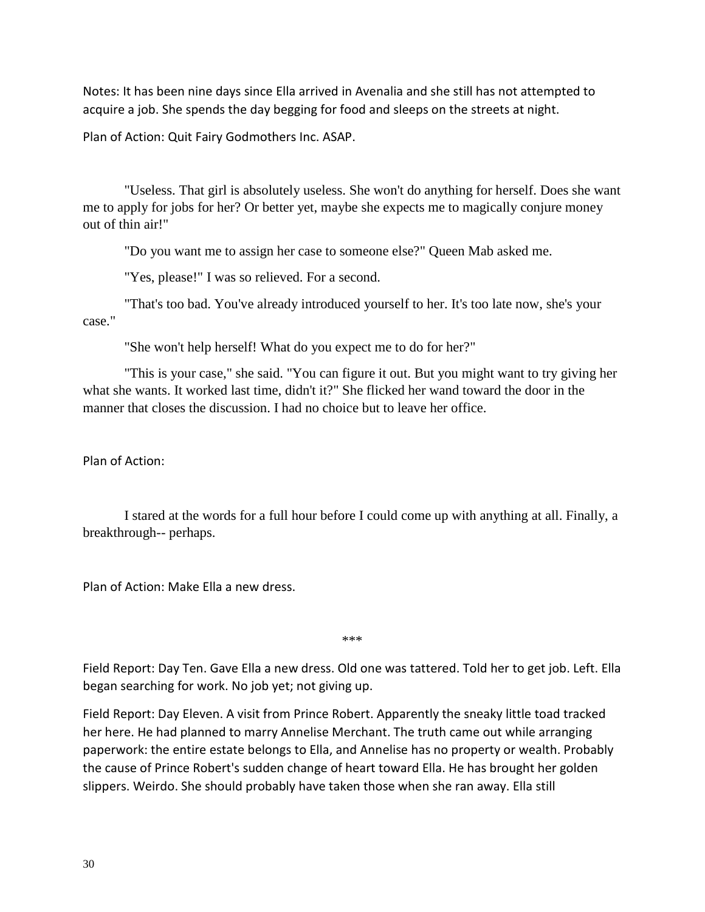Notes: It has been nine days since Ella arrived in Avenalia and she still has not attempted to acquire a job. She spends the day begging for food and sleeps on the streets at night.

Plan of Action: Quit Fairy Godmothers Inc. ASAP.

"Useless. That girl is absolutely useless. She won't do anything for herself. Does she want me to apply for jobs for her? Or better yet, maybe she expects me to magically conjure money out of thin air!"

"Do you want me to assign her case to someone else?" Queen Mab asked me.

"Yes, please!" I was so relieved. For a second.

"That's too bad. You've already introduced yourself to her. It's too late now, she's your case."

"She won't help herself! What do you expect me to do for her?"

"This is your case," she said. "You can figure it out. But you might want to try giving her what she wants. It worked last time, didn't it?" She flicked her wand toward the door in the manner that closes the discussion. I had no choice but to leave her office.

Plan of Action:

I stared at the words for a full hour before I could come up with anything at all. Finally, a breakthrough-- perhaps.

Plan of Action: Make Ella a new dress.

***

Field Report: Day Ten. Gave Ella a new dress. Old one was tattered. Told her to get job. Left. Ella began searching for work. No job yet; not giving up.

Field Report: Day Eleven. A visit from Prince Robert. Apparently the sneaky little toad tracked her here. He had planned to marry Annelise Merchant. The truth came out while arranging paperwork: the entire estate belongs to Ella, and Annelise has no property or wealth. Probably the cause of Prince Robert's sudden change of heart toward Ella. He has brought her golden slippers. Weirdo. She should probably have taken those when she ran away. Ella still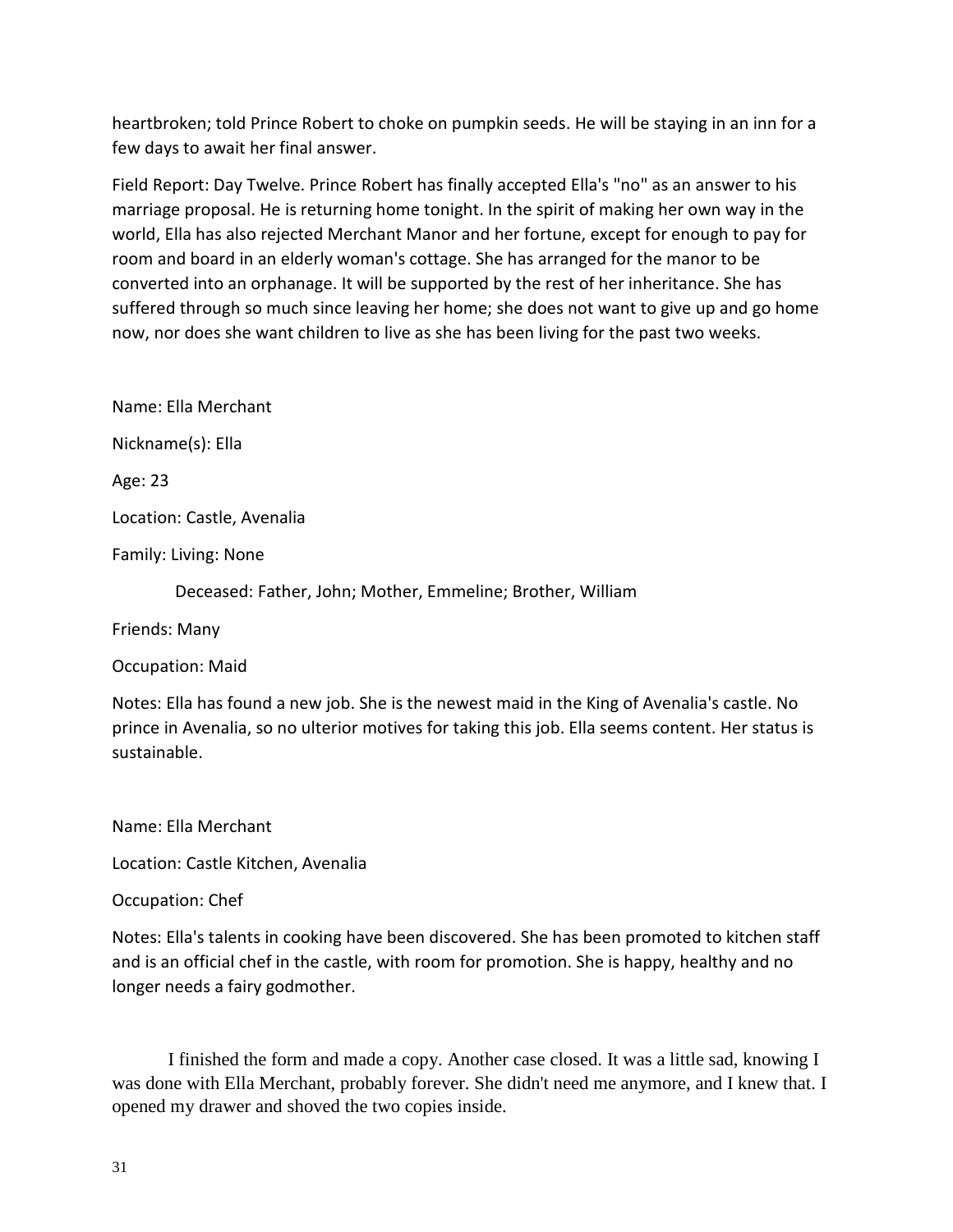heartbroken; told Prince Robert to choke on pumpkin seeds. He will be staying in an inn for a few days to await her final answer.

Field Report: Day Twelve. Prince Robert has finally accepted Ella's "no" as an answer to his marriage proposal. He is returning home tonight. In the spirit of making her own way in the world, Ella has also rejected Merchant Manor and her fortune, except for enough to pay for room and board in an elderly woman's cottage. She has arranged for the manor to be converted into an orphanage. It will be supported by the rest of her inheritance. She has suffered through so much since leaving her home; she does not want to give up and go home now, nor does she want children to live as she has been living for the past two weeks.

Name: Ella Merchant

Nickname(s): Ella

Age: 23

Location: Castle, Avenalia

Family: Living: None

Deceased: Father, John; Mother, Emmeline; Brother, William

Friends: Many

Occupation: Maid

Notes: Ella has found a new job. She is the newest maid in the King of Avenalia's castle. No prince in Avenalia, so no ulterior motives for taking this job. Ella seems content. Her status is sustainable.

Name: Ella Merchant

Location: Castle Kitchen, Avenalia

Occupation: Chef

Notes: Ella's talents in cooking have been discovered. She has been promoted to kitchen staff and is an official chef in the castle, with room for promotion. She is happy, healthy and no longer needs a fairy godmother.

I finished the form and made a copy. Another case closed. It was a little sad, knowing I was done with Ella Merchant, probably forever. She didn't need me anymore, and I knew that. I opened my drawer and shoved the two copies inside.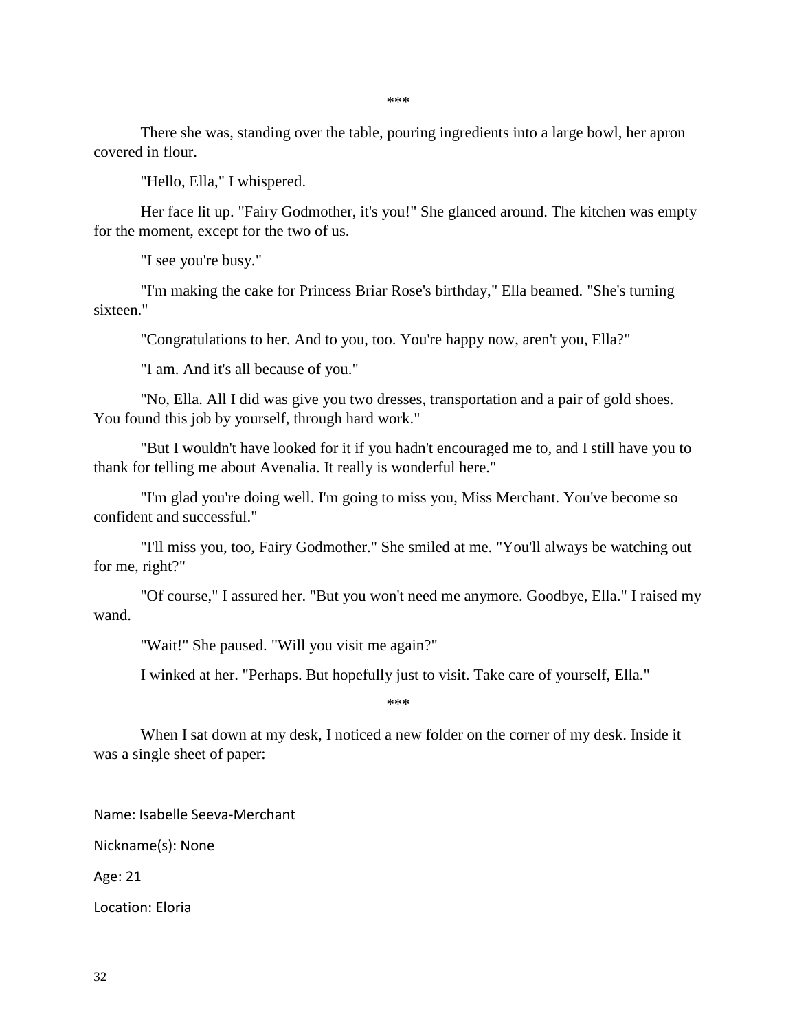\*\*\*

There she was, standing over the table, pouring ingredients into a large bowl, her apron covered in flour.

"Hello, Ella," I whispered.

Her face lit up. "Fairy Godmother, it's you!" She glanced around. The kitchen was empty for the moment, except for the two of us.

"I see you're busy."

"I'm making the cake for Princess Briar Rose's birthday," Ella beamed. "She's turning sixteen."

"Congratulations to her. And to you, too. You're happy now, aren't you, Ella?"

"I am. And it's all because of you."

"No, Ella. All I did was give you two dresses, transportation and a pair of gold shoes. You found this job by yourself, through hard work."

"But I wouldn't have looked for it if you hadn't encouraged me to, and I still have you to thank for telling me about Avenalia. It really is wonderful here."

"I'm glad you're doing well. I'm going to miss you, Miss Merchant. You've become so confident and successful."

"I'll miss you, too, Fairy Godmother." She smiled at me. "You'll always be watching out for me, right?"

"Of course," I assured her. "But you won't need me anymore. Goodbye, Ella." I raised my wand.

"Wait!" She paused. "Will you visit me again?"

I winked at her. "Perhaps. But hopefully just to visit. Take care of yourself, Ella."

\*\*\*

When I sat down at my desk, I noticed a new folder on the corner of my desk. Inside it was a single sheet of paper:

Name: Isabelle Seeva-Merchant

Nickname(s): None

Age: 21

Location: Eloria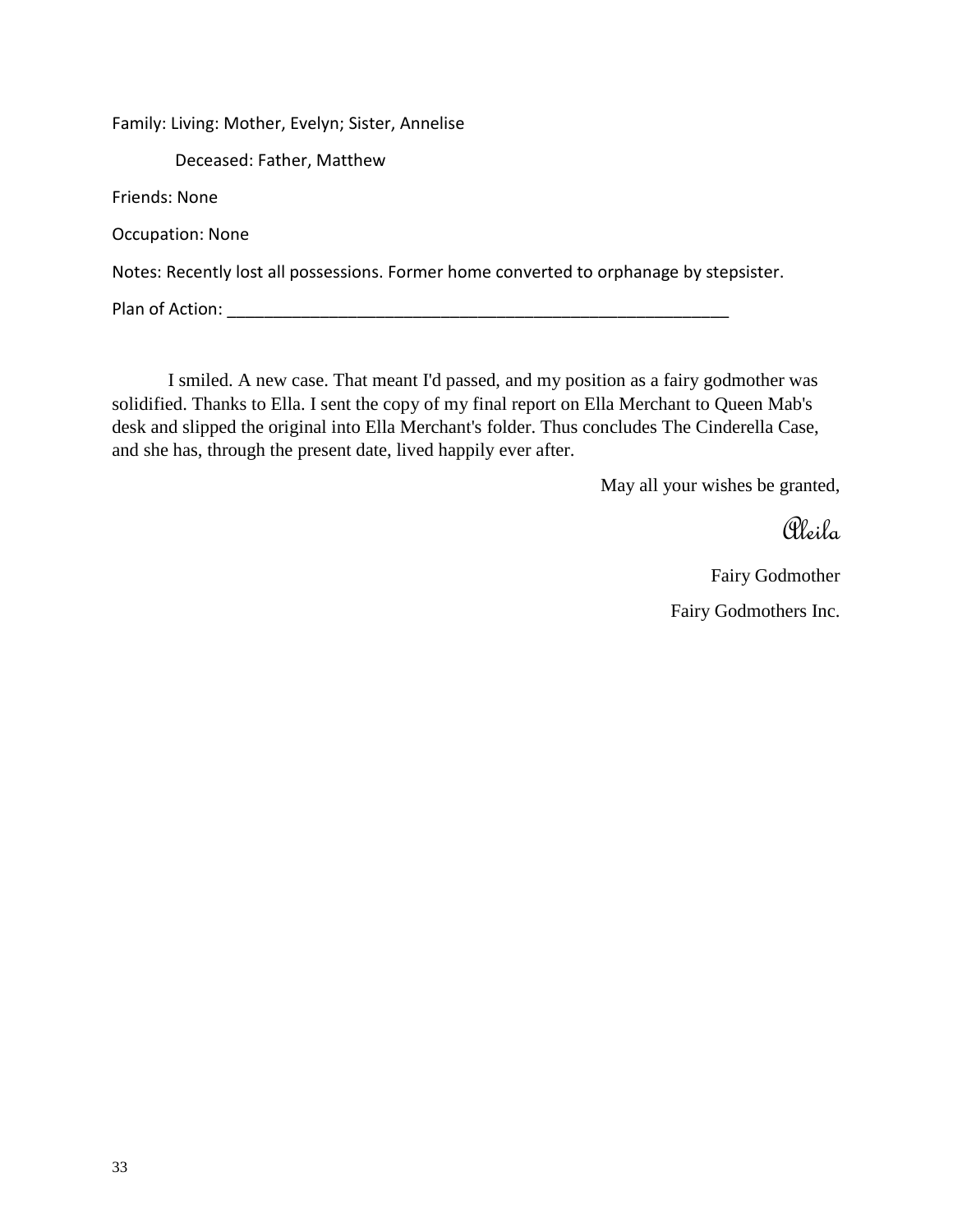Family: Living: Mother, Evelyn; Sister, Annelise

Deceased: Father, Matthew

Friends: None

Occupation: None

Notes: Recently lost all possessions. Former home converted to orphanage by stepsister.

Plan of Action: ________________________________________________________

I smiled. A new case. That meant I'd passed, and my position as a fairy godmother was solidified. Thanks to Ella. I sent the copy of my final report on Ella Merchant to Queen Mab's desk and slipped the original into Ella Merchant's folder. Thus concludes The Cinderella Case, and she has, through the present date, lived happily ever after.

May all your wishes be granted,

*Aleila*

Fairy Godmother

Fairy Godmothers Inc.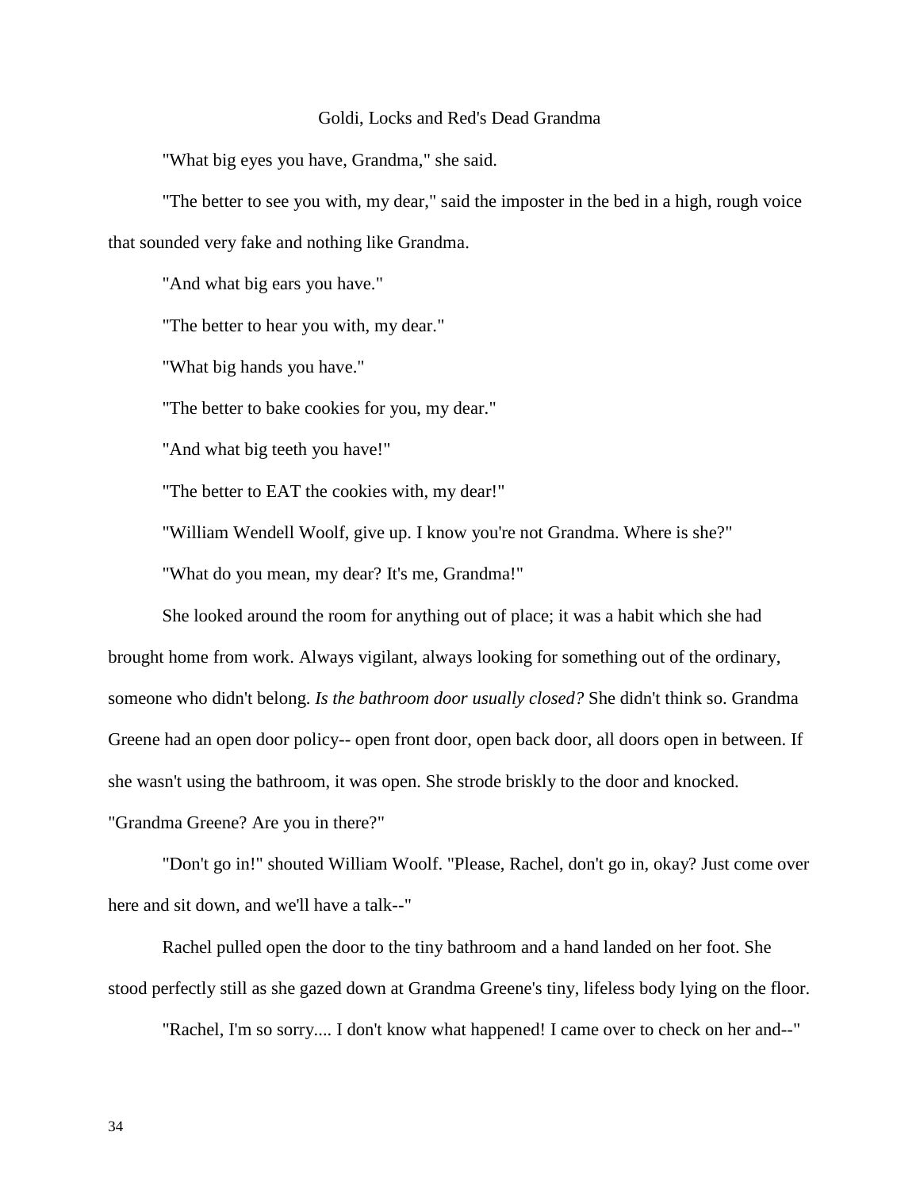# Goldi, Locks and Red's Dead Grandma

"What big eyes you have, Grandma," she said.

"The better to see you with, my dear," said the imposter in the bed in a high, rough voice that sounded very fake and nothing like Grandma.

"And what big ears you have."

"The better to hear you with, my dear."

"What big hands you have."

"The better to bake cookies for you, my dear."

"And what big teeth you have!"

"The better to EAT the cookies with, my dear!"

"William Wendell Woolf, give up. I know you're not Grandma. Where is she?"

"What do you mean, my dear? It's me, Grandma!"

She looked around the room for anything out of place; it was a habit which she had brought home from work. Always vigilant, always looking for something out of the ordinary, someone who didn't belong. *Is the bathroom door usually closed?* She didn't think so. Grandma Greene had an open door policy-- open front door, open back door, all doors open in between. If she wasn't using the bathroom, it was open. She strode briskly to the door and knocked. "Grandma Greene? Are you in there?"

"Don't go in!" shouted William Woolf. "Please, Rachel, don't go in, okay? Just come over here and sit down, and we'll have a talk--"

Rachel pulled open the door to the tiny bathroom and a hand landed on her foot. She stood perfectly still as she gazed down at Grandma Greene's tiny, lifeless body lying on the floor.

"Rachel, I'm so sorry.... I don't know what happened! I came over to check on her and--"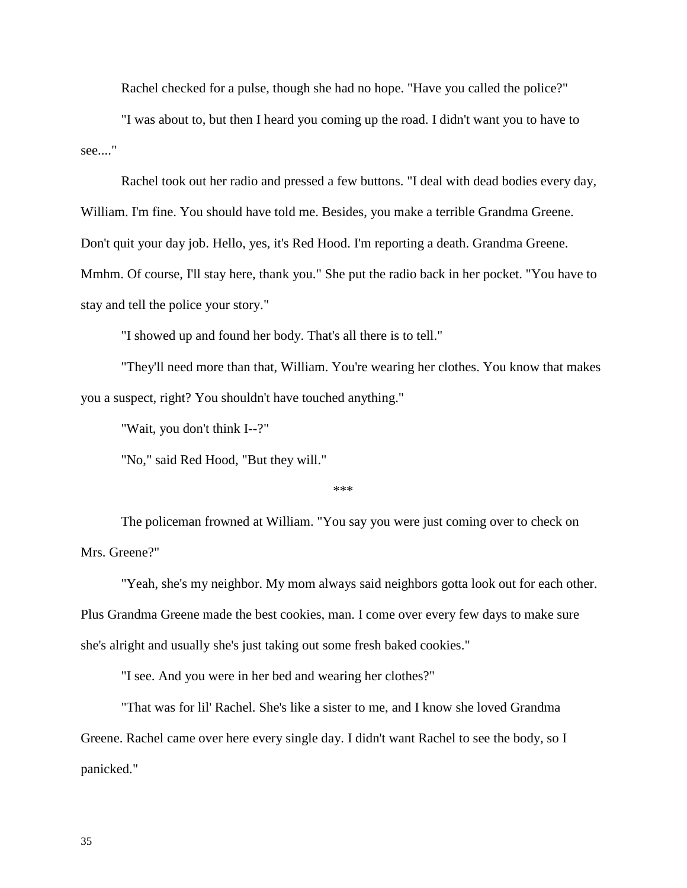Rachel checked for a pulse, though she had no hope. "Have you called the police?"

"I was about to, but then I heard you coming up the road. I didn't want you to have to see...."

Rachel took out her radio and pressed a few buttons. "I deal with dead bodies every day, William. I'm fine. You should have told me. Besides, you make a terrible Grandma Greene. Don't quit your day job. Hello, yes, it's Red Hood. I'm reporting a death. Grandma Greene. Mmhm. Of course, I'll stay here, thank you." She put the radio back in her pocket. "You have to stay and tell the police your story."

"I showed up and found her body. That's all there is to tell."

"They'll need more than that, William. You're wearing her clothes. You know that makes you a suspect, right? You shouldn't have touched anything."

"Wait, you don't think I--?"

"No," said Red Hood, "But they will."

***

The policeman frowned at William. "You say you were just coming over to check on Mrs. Greene?"

"Yeah, she's my neighbor. My mom always said neighbors gotta look out for each other. Plus Grandma Greene made the best cookies, man. I come over every few days to make sure she's alright and usually she's just taking out some fresh baked cookies."

"I see. And you were in her bed and wearing her clothes?"

"That was for lil' Rachel. She's like a sister to me, and I know she loved Grandma Greene. Rachel came over here every single day. I didn't want Rachel to see the body, so I panicked."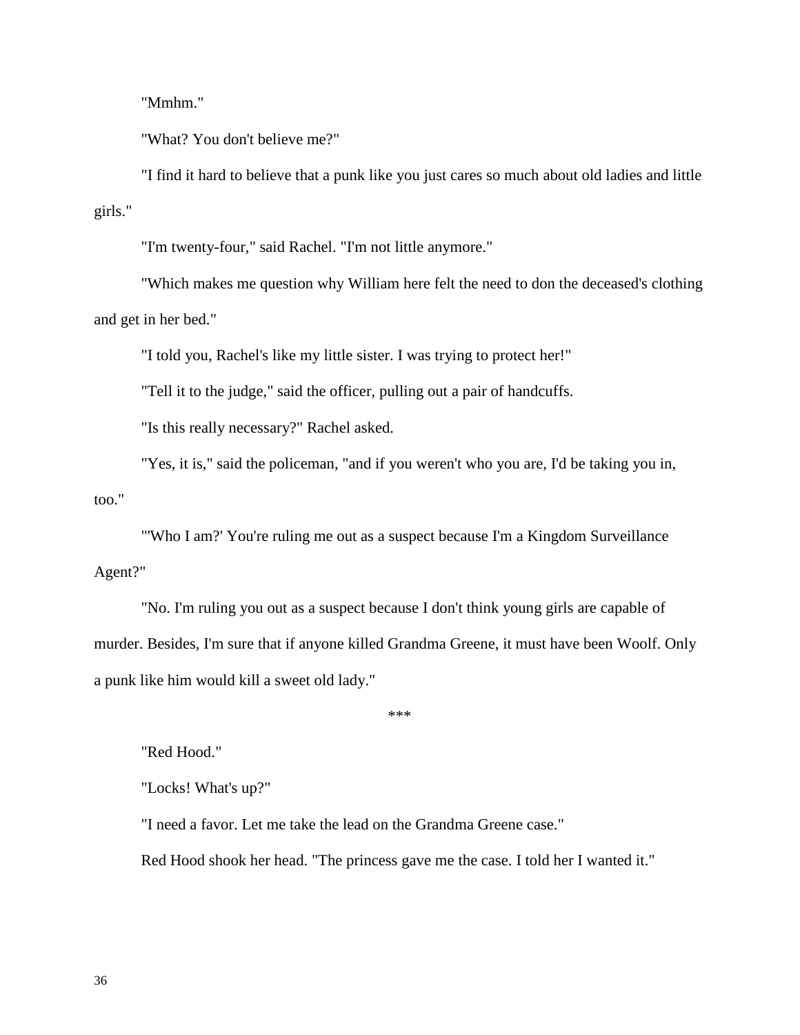"Mmhm."

"What? You don't believe me?"

"I find it hard to believe that a punk like you just cares so much about old ladies and little girls."

"I'm twenty-four," said Rachel. "I'm not little anymore."

"Which makes me question why William here felt the need to don the deceased's clothing and get in her bed."

"I told you, Rachel's like my little sister. I was trying to protect her!"

"Tell it to the judge," said the officer, pulling out a pair of handcuffs.

"Is this really necessary?" Rachel asked.

"Yes, it is," said the policeman, "and if you weren't who you are, I'd be taking you in, too."

"'Who I am?' You're ruling me out as a suspect because I'm a Kingdom Surveillance Agent?"

"No. I'm ruling you out as a suspect because I don't think young girls are capable of murder. Besides, I'm sure that if anyone killed Grandma Greene, it must have been Woolf. Only a punk like him would kill a sweet old lady."

***

"Red Hood."

"Locks! What's up?"

"I need a favor. Let me take the lead on the Grandma Greene case."

Red Hood shook her head. "The princess gave me the case. I told her I wanted it."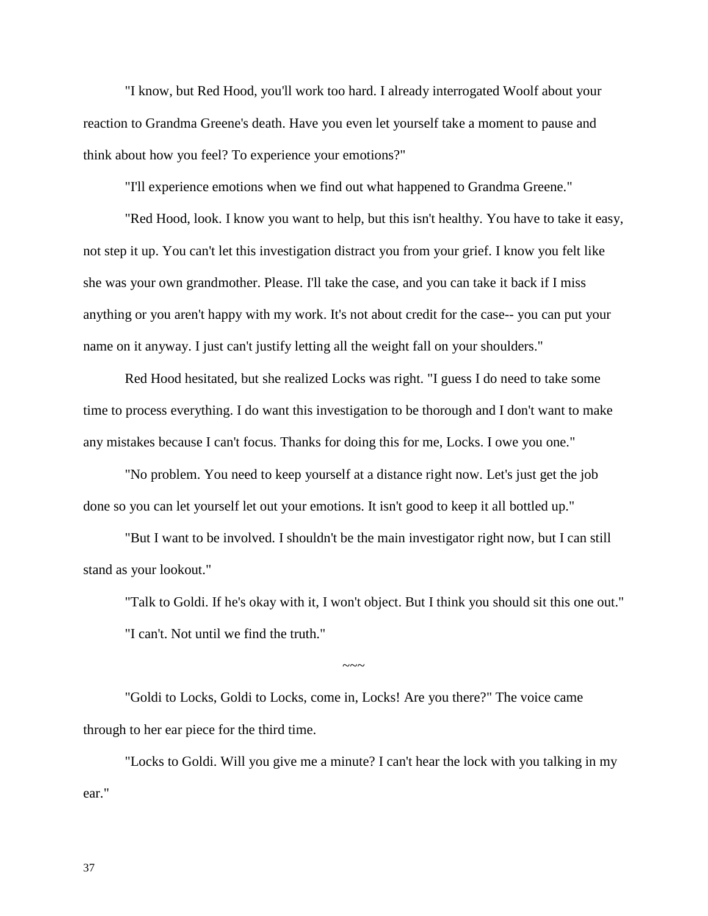"I know, but Red Hood, you'll work too hard. I already interrogated Woolf about your reaction to Grandma Greene's death. Have you even let yourself take a moment to pause and think about how you feel? To experience your emotions?"

"I'll experience emotions when we find out what happened to Grandma Greene."

"Red Hood, look. I know you want to help, but this isn't healthy. You have to take it easy, not step it up. You can't let this investigation distract you from your grief. I know you felt like she was your own grandmother. Please. I'll take the case, and you can take it back if I miss anything or you aren't happy with my work. It's not about credit for the case-- you can put your name on it anyway. I just can't justify letting all the weight fall on your shoulders."

Red Hood hesitated, but she realized Locks was right. "I guess I do need to take some time to process everything. I do want this investigation to be thorough and I don't want to make any mistakes because I can't focus. Thanks for doing this for me, Locks. I owe you one."

"No problem. You need to keep yourself at a distance right now. Let's just get the job done so you can let yourself let out your emotions. It isn't good to keep it all bottled up."

"But I want to be involved. I shouldn't be the main investigator right now, but I can still stand as your lookout."

"Talk to Goldi. If he's okay with it, I won't object. But I think you should sit this one out."

"I can't. Not until we find the truth."

~~~

"Goldi to Locks, Goldi to Locks, come in, Locks! Are you there?" The voice came through to her ear piece for the third time.

"Locks to Goldi. Will you give me a minute? I can't hear the lock with you talking in my ear."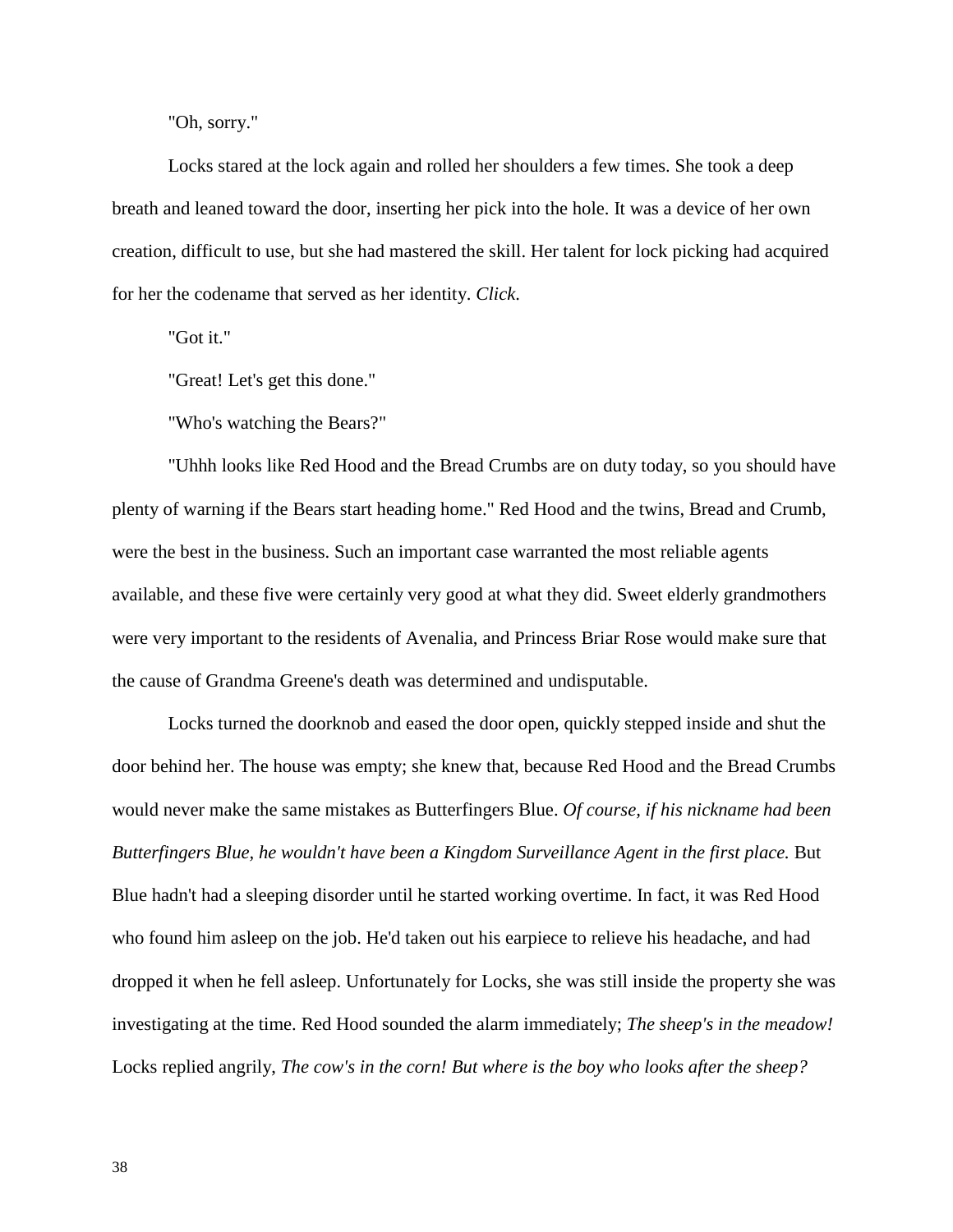"Oh, sorry."

Locks stared at the lock again and rolled her shoulders a few times. She took a deep breath and leaned toward the door, inserting her pick into the hole. It was a device of her own creation, difficult to use, but she had mastered the skill. Her talent for lock picking had acquired for her the codename that served as her identity. *Click*.

"Got it."

"Great! Let's get this done."

"Who's watching the Bears?"

"Uhhh looks like Red Hood and the Bread Crumbs are on duty today, so you should have plenty of warning if the Bears start heading home." Red Hood and the twins, Bread and Crumb, were the best in the business. Such an important case warranted the most reliable agents available, and these five were certainly very good at what they did. Sweet elderly grandmothers were very important to the residents of Avenalia, and Princess Briar Rose would make sure that the cause of Grandma Greene's death was determined and undisputable.

Locks turned the doorknob and eased the door open, quickly stepped inside and shut the door behind her. The house was empty; she knew that, because Red Hood and the Bread Crumbs would never make the same mistakes as Butterfingers Blue. *Of course, if his nickname had been Butterfingers Blue, he wouldn't have been a Kingdom Surveillance Agent in the first place.* But Blue hadn't had a sleeping disorder until he started working overtime. In fact, it was Red Hood who found him asleep on the job. He'd taken out his earpiece to relieve his headache, and had dropped it when he fell asleep. Unfortunately for Locks, she was still inside the property she was investigating at the time. Red Hood sounded the alarm immediately; *The sheep's in the meadow!* Locks replied angrily, *The cow's in the corn! But where is the boy who looks after the sheep?*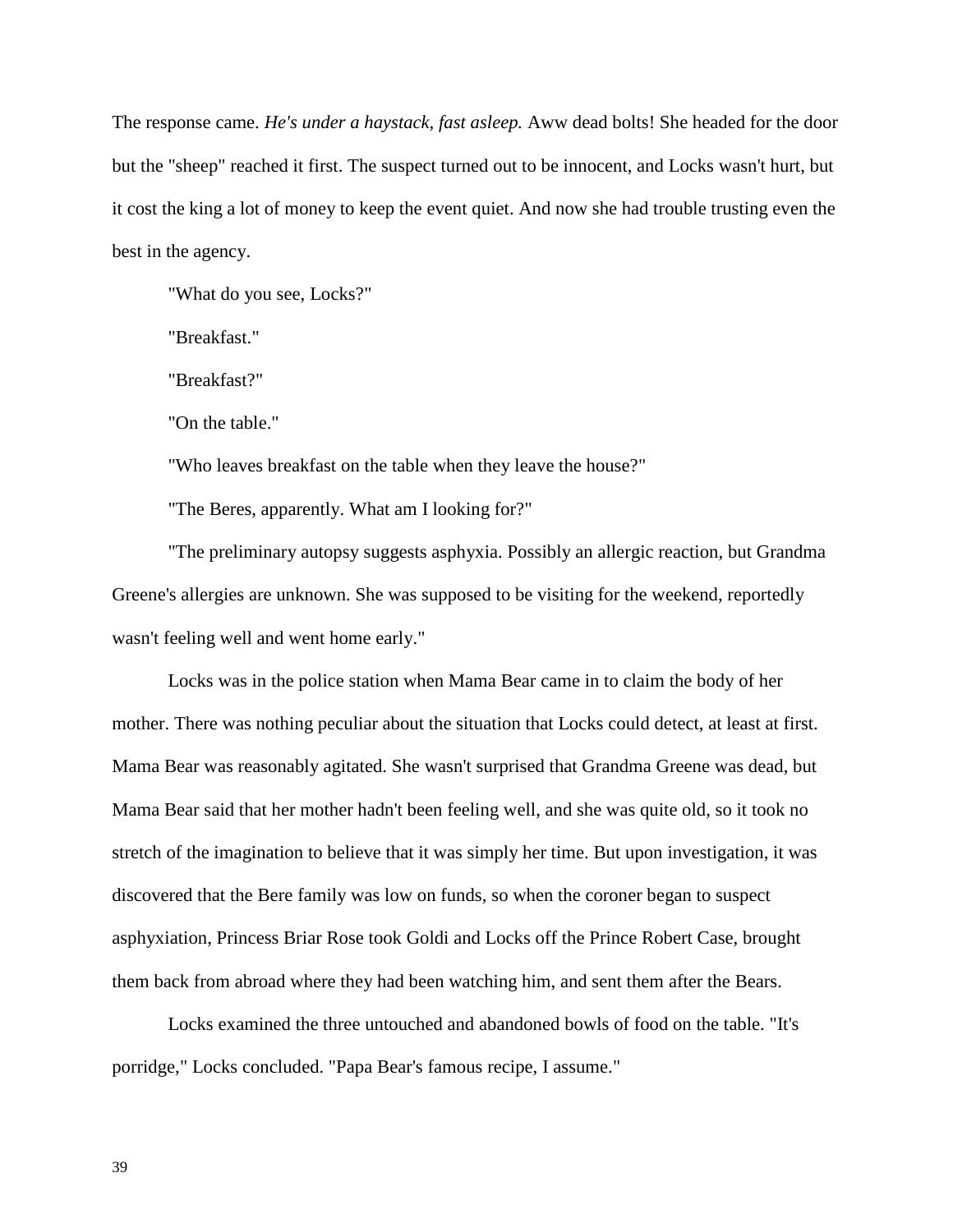The response came. *He's under a haystack, fast asleep.* Aww dead bolts! She headed for the door but the "sheep" reached it first. The suspect turned out to be innocent, and Locks wasn't hurt, but it cost the king a lot of money to keep the event quiet. And now she had trouble trusting even the best in the agency.

"What do you see, Locks?"

"Breakfast."

"Breakfast?"

"On the table."

"Who leaves breakfast on the table when they leave the house?"

"The Beres, apparently. What am I looking for?"

"The preliminary autopsy suggests asphyxia. Possibly an allergic reaction, but Grandma Greene's allergies are unknown. She was supposed to be visiting for the weekend, reportedly wasn't feeling well and went home early."

Locks was in the police station when Mama Bear came in to claim the body of her mother. There was nothing peculiar about the situation that Locks could detect, at least at first. Mama Bear was reasonably agitated. She wasn't surprised that Grandma Greene was dead, but Mama Bear said that her mother hadn't been feeling well, and she was quite old, so it took no stretch of the imagination to believe that it was simply her time. But upon investigation, it was discovered that the Bere family was low on funds, so when the coroner began to suspect asphyxiation, Princess Briar Rose took Goldi and Locks off the Prince Robert Case, brought them back from abroad where they had been watching him, and sent them after the Bears.

Locks examined the three untouched and abandoned bowls of food on the table. "It's porridge," Locks concluded. "Papa Bear's famous recipe, I assume."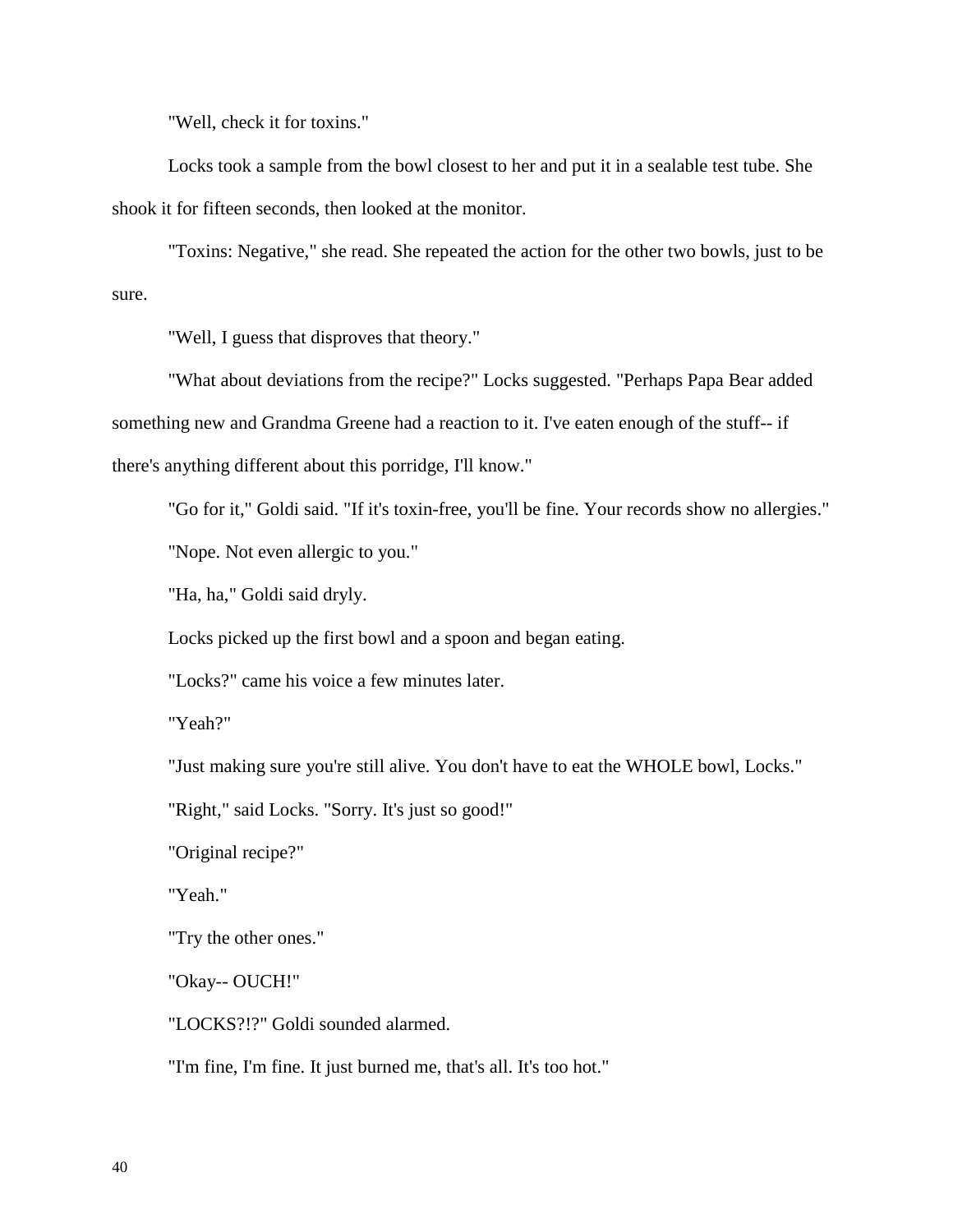"Well, check it for toxins."

Locks took a sample from the bowl closest to her and put it in a sealable test tube. She shook it for fifteen seconds, then looked at the monitor.

"Toxins: Negative," she read. She repeated the action for the other two bowls, just to be sure.

"Well, I guess that disproves that theory."

"What about deviations from the recipe?" Locks suggested. "Perhaps Papa Bear added something new and Grandma Greene had a reaction to it. I've eaten enough of the stuff-- if there's anything different about this porridge, I'll know."

"Go for it," Goldi said. "If it's toxin-free, you'll be fine. Your records show no allergies."

"Nope. Not even allergic to you."

"Ha, ha," Goldi said dryly.

Locks picked up the first bowl and a spoon and began eating.

"Locks?" came his voice a few minutes later.

"Yeah?"

"Just making sure you're still alive. You don't have to eat the WHOLE bowl, Locks."

"Right," said Locks. "Sorry. It's just so good!"

"Original recipe?"

"Yeah."

"Try the other ones."

"Okay-- OUCH!"

"LOCKS?!?" Goldi sounded alarmed.

"I'm fine, I'm fine. It just burned me, that's all. It's too hot."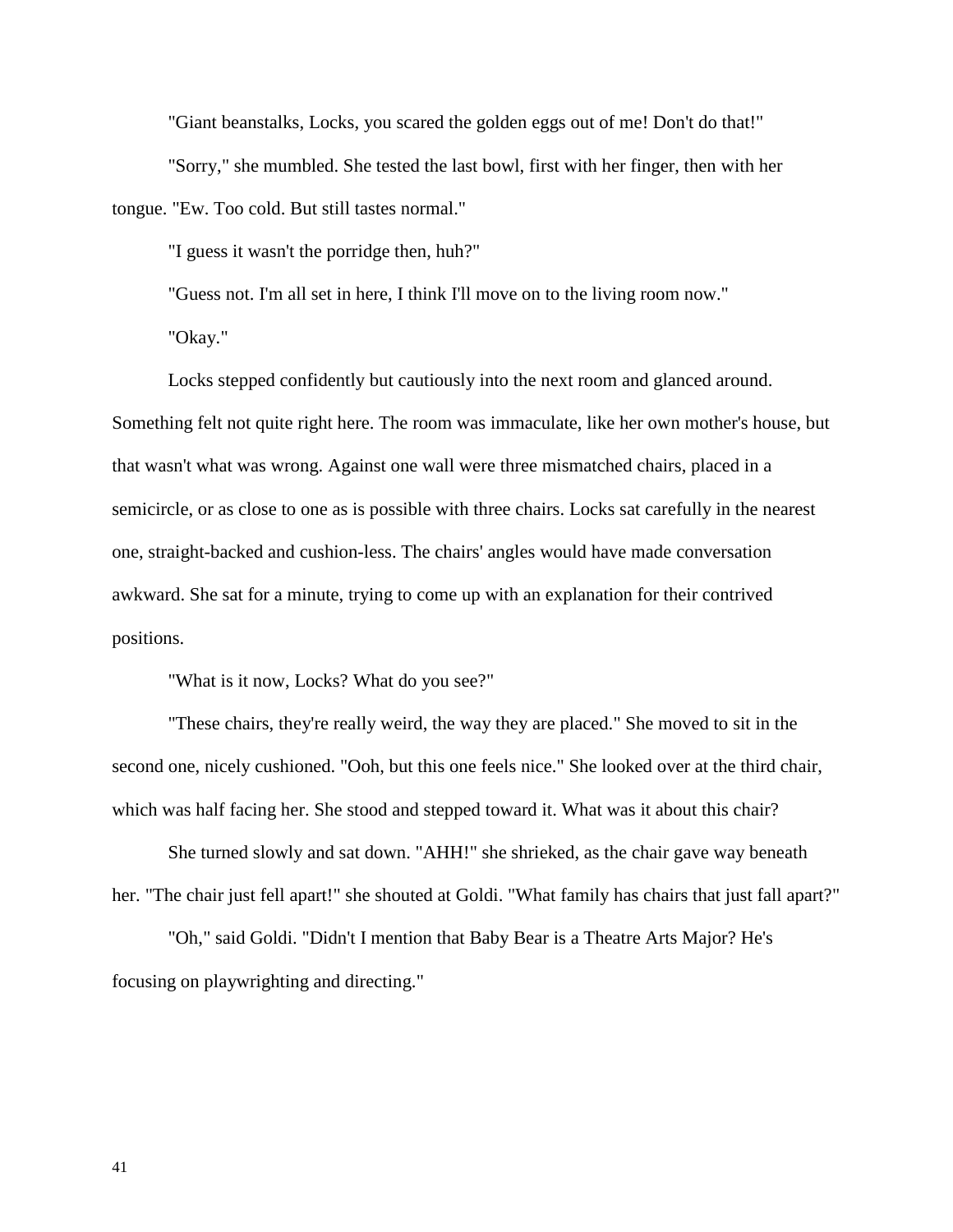"Giant beanstalks, Locks, you scared the golden eggs out of me! Don't do that!"

"Sorry," she mumbled. She tested the last bowl, first with her finger, then with her tongue. "Ew. Too cold. But still tastes normal."

"I guess it wasn't the porridge then, huh?"

"Guess not. I'm all set in here, I think I'll move on to the living room now."

"Okay."

Locks stepped confidently but cautiously into the next room and glanced around. Something felt not quite right here. The room was immaculate, like her own mother's house, but that wasn't what was wrong. Against one wall were three mismatched chairs, placed in a semicircle, or as close to one as is possible with three chairs. Locks sat carefully in the nearest one, straight-backed and cushion-less. The chairs' angles would have made conversation awkward. She sat for a minute, trying to come up with an explanation for their contrived positions.

"What is it now, Locks? What do you see?"

"These chairs, they're really weird, the way they are placed." She moved to sit in the second one, nicely cushioned. "Ooh, but this one feels nice." She looked over at the third chair, which was half facing her. She stood and stepped toward it. What was it about this chair?

She turned slowly and sat down. "AHH!" she shrieked, as the chair gave way beneath her. "The chair just fell apart!" she shouted at Goldi. "What family has chairs that just fall apart?"

"Oh," said Goldi. "Didn't I mention that Baby Bear is a Theatre Arts Major? He's focusing on playwrighting and directing."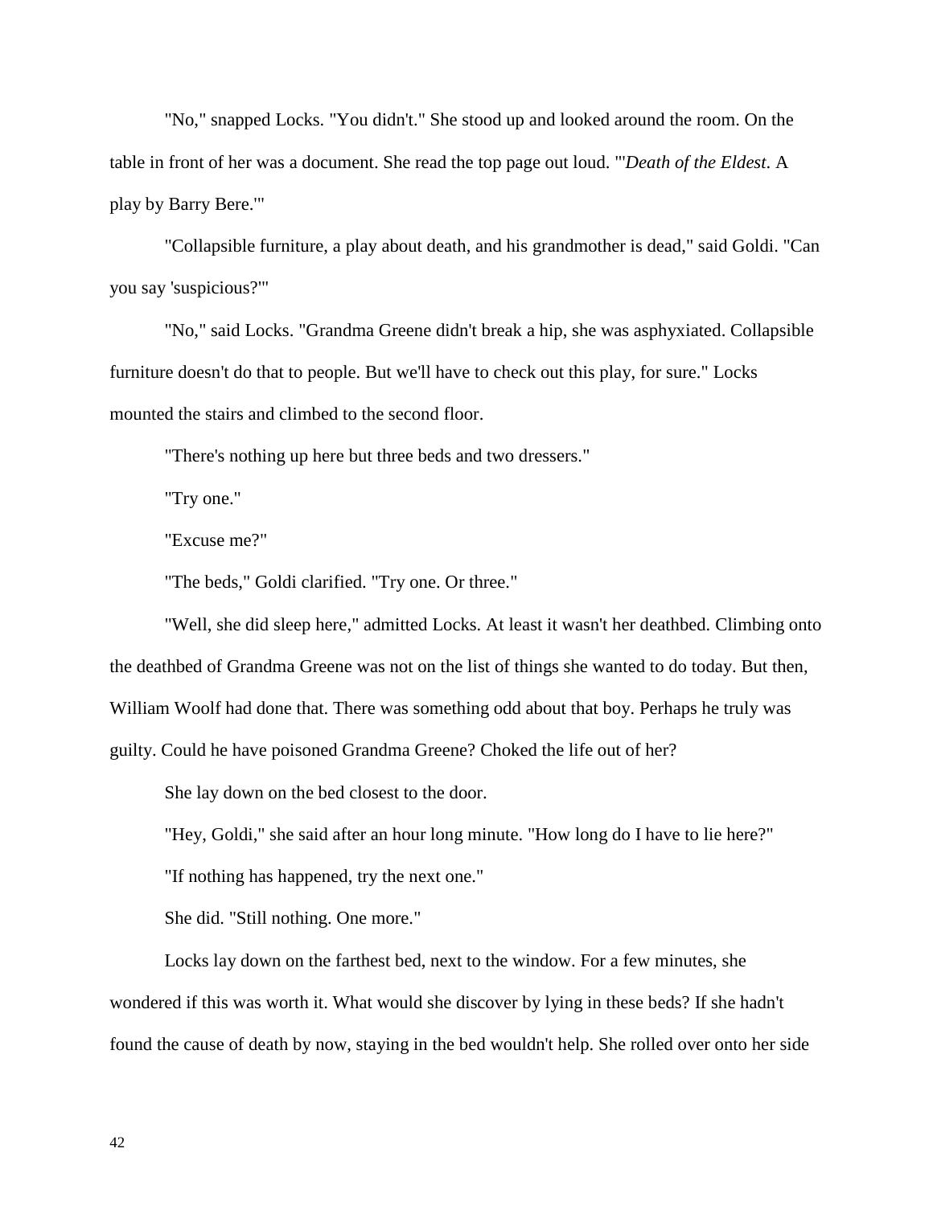"No," snapped Locks. "You didn't." She stood up and looked around the room. On the table in front of her was a document. She read the top page out loud. "'*Death of the Eldest*. A play by Barry Bere.'"

"Collapsible furniture, a play about death, and his grandmother is dead," said Goldi. "Can you say 'suspicious?'"

"No," said Locks. "Grandma Greene didn't break a hip, she was asphyxiated. Collapsible furniture doesn't do that to people. But we'll have to check out this play, for sure." Locks mounted the stairs and climbed to the second floor.

"There's nothing up here but three beds and two dressers."

"Try one."

"Excuse me?"

"The beds," Goldi clarified. "Try one. Or three."

"Well, she did sleep here," admitted Locks. At least it wasn't her deathbed. Climbing onto the deathbed of Grandma Greene was not on the list of things she wanted to do today. But then, William Woolf had done that. There was something odd about that boy. Perhaps he truly was guilty. Could he have poisoned Grandma Greene? Choked the life out of her?

She lay down on the bed closest to the door.

"Hey, Goldi," she said after an hour long minute. "How long do I have to lie here?"

"If nothing has happened, try the next one."

She did. "Still nothing. One more."

Locks lay down on the farthest bed, next to the window. For a few minutes, she wondered if this was worth it. What would she discover by lying in these beds? If she hadn't found the cause of death by now, staying in the bed wouldn't help. She rolled over onto her side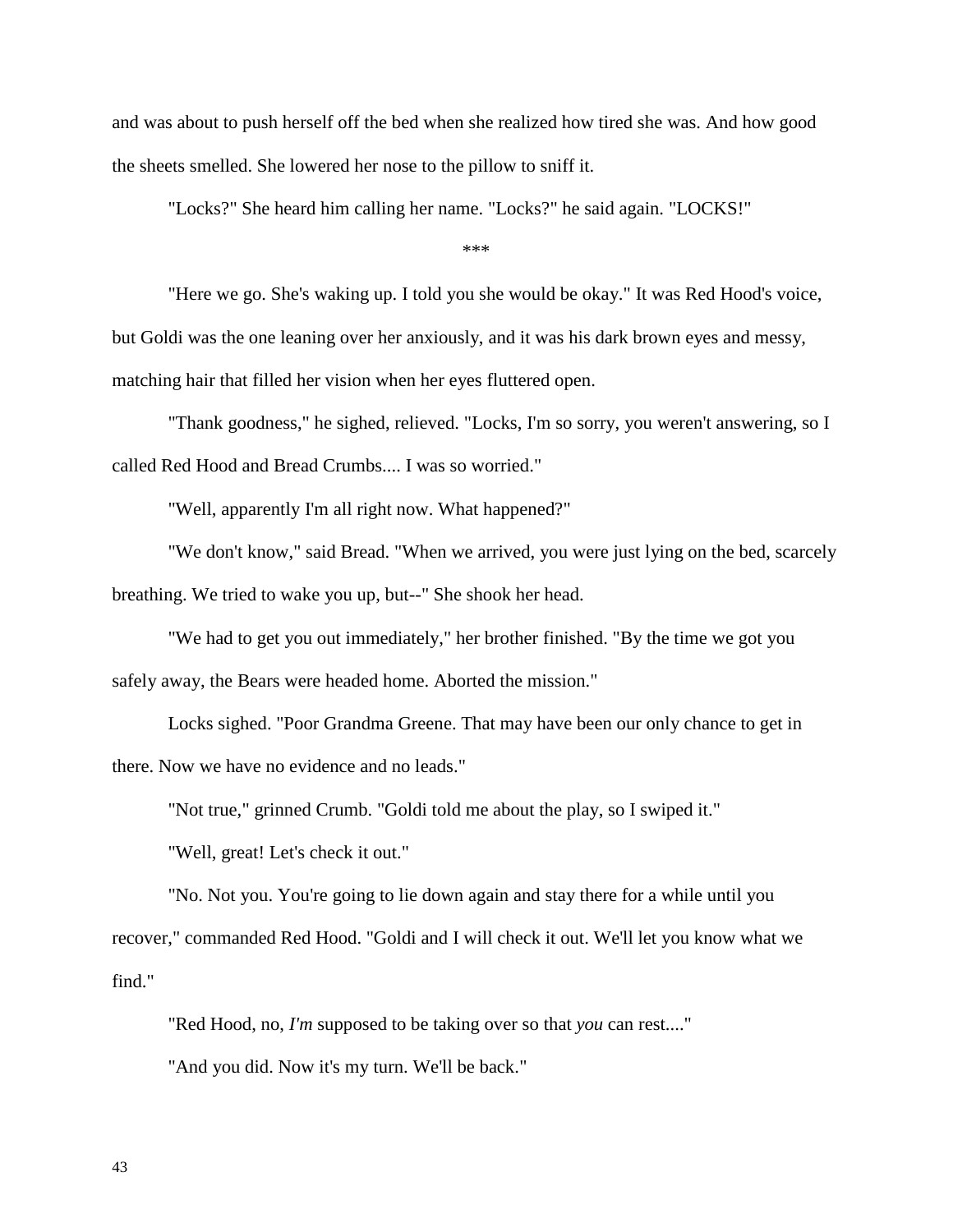and was about to push herself off the bed when she realized how tired she was. And how good the sheets smelled. She lowered her nose to the pillow to sniff it.

"Locks?" She heard him calling her name. "Locks?" he said again. "LOCKS!"

***

"Here we go. She's waking up. I told you she would be okay." It was Red Hood's voice, but Goldi was the one leaning over her anxiously, and it was his dark brown eyes and messy, matching hair that filled her vision when her eyes fluttered open.

"Thank goodness," he sighed, relieved. "Locks, I'm so sorry, you weren't answering, so I called Red Hood and Bread Crumbs.... I was so worried."

"Well, apparently I'm all right now. What happened?"

"We don't know," said Bread. "When we arrived, you were just lying on the bed, scarcely breathing. We tried to wake you up, but--" She shook her head.

"We had to get you out immediately," her brother finished. "By the time we got you safely away, the Bears were headed home. Aborted the mission."

Locks sighed. "Poor Grandma Greene. That may have been our only chance to get in there. Now we have no evidence and no leads."

"Not true," grinned Crumb. "Goldi told me about the play, so I swiped it."

"Well, great! Let's check it out."

"No. Not you. You're going to lie down again and stay there for a while until you recover," commanded Red Hood. "Goldi and I will check it out. We'll let you know what we find."

"Red Hood, no, *I'm* supposed to be taking over so that *you* can rest...."

"And you did. Now it's my turn. We'll be back."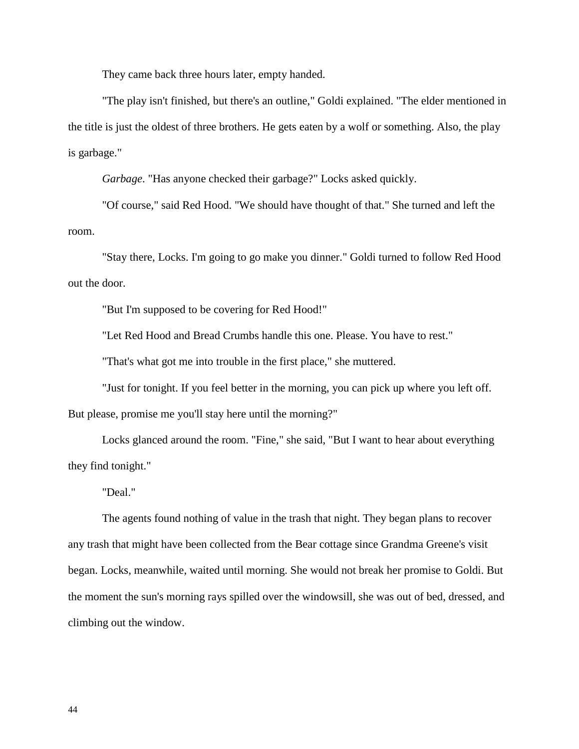They came back three hours later, empty handed.

"The play isn't finished, but there's an outline," Goldi explained. "The elder mentioned in the title is just the oldest of three brothers. He gets eaten by a wolf or something. Also, the play is garbage."

*Garbage*. "Has anyone checked their garbage?" Locks asked quickly.

"Of course," said Red Hood. "We should have thought of that." She turned and left the room.

"Stay there, Locks. I'm going to go make you dinner." Goldi turned to follow Red Hood out the door.

"But I'm supposed to be covering for Red Hood!"

"Let Red Hood and Bread Crumbs handle this one. Please. You have to rest."

"That's what got me into trouble in the first place," she muttered.

"Just for tonight. If you feel better in the morning, you can pick up where you left off. But please, promise me you'll stay here until the morning?"

Locks glanced around the room. "Fine," she said, "But I want to hear about everything they find tonight."

"Deal."

The agents found nothing of value in the trash that night. They began plans to recover any trash that might have been collected from the Bear cottage since Grandma Greene's visit began. Locks, meanwhile, waited until morning. She would not break her promise to Goldi. But the moment the sun's morning rays spilled over the windowsill, she was out of bed, dressed, and climbing out the window.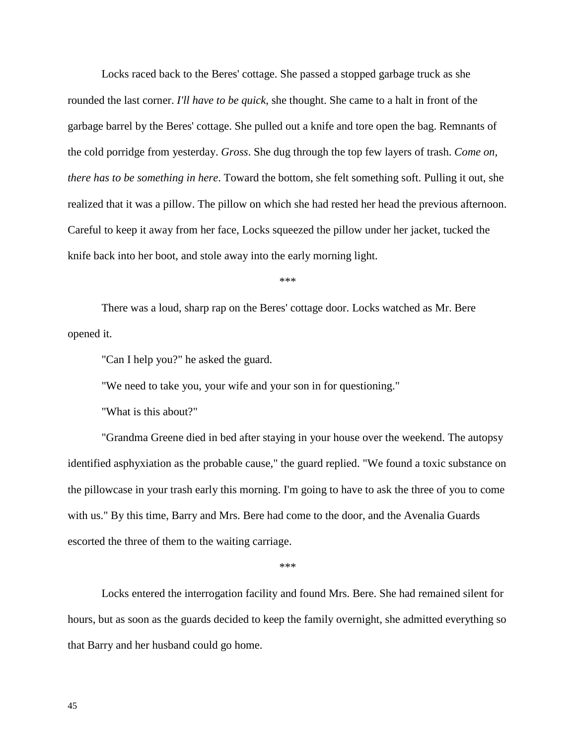Locks raced back to the Beres' cottage. She passed a stopped garbage truck as she rounded the last corner. *I'll have to be quick*, she thought. She came to a halt in front of the garbage barrel by the Beres' cottage. She pulled out a knife and tore open the bag. Remnants of the cold porridge from yesterday. *Gross*. She dug through the top few layers of trash. *Come on, there has to be something in here*. Toward the bottom, she felt something soft. Pulling it out, she realized that it was a pillow. The pillow on which she had rested her head the previous afternoon. Careful to keep it away from her face, Locks squeezed the pillow under her jacket, tucked the knife back into her boot, and stole away into the early morning light.

***

There was a loud, sharp rap on the Beres' cottage door. Locks watched as Mr. Bere opened it.

"Can I help you?" he asked the guard.

"We need to take you, your wife and your son in for questioning."

"What is this about?"

"Grandma Greene died in bed after staying in your house over the weekend. The autopsy identified asphyxiation as the probable cause," the guard replied. "We found a toxic substance on the pillowcase in your trash early this morning. I'm going to have to ask the three of you to come with us." By this time, Barry and Mrs. Bere had come to the door, and the Avenalia Guards escorted the three of them to the waiting carriage.

***

Locks entered the interrogation facility and found Mrs. Bere. She had remained silent for hours, but as soon as the guards decided to keep the family overnight, she admitted everything so that Barry and her husband could go home.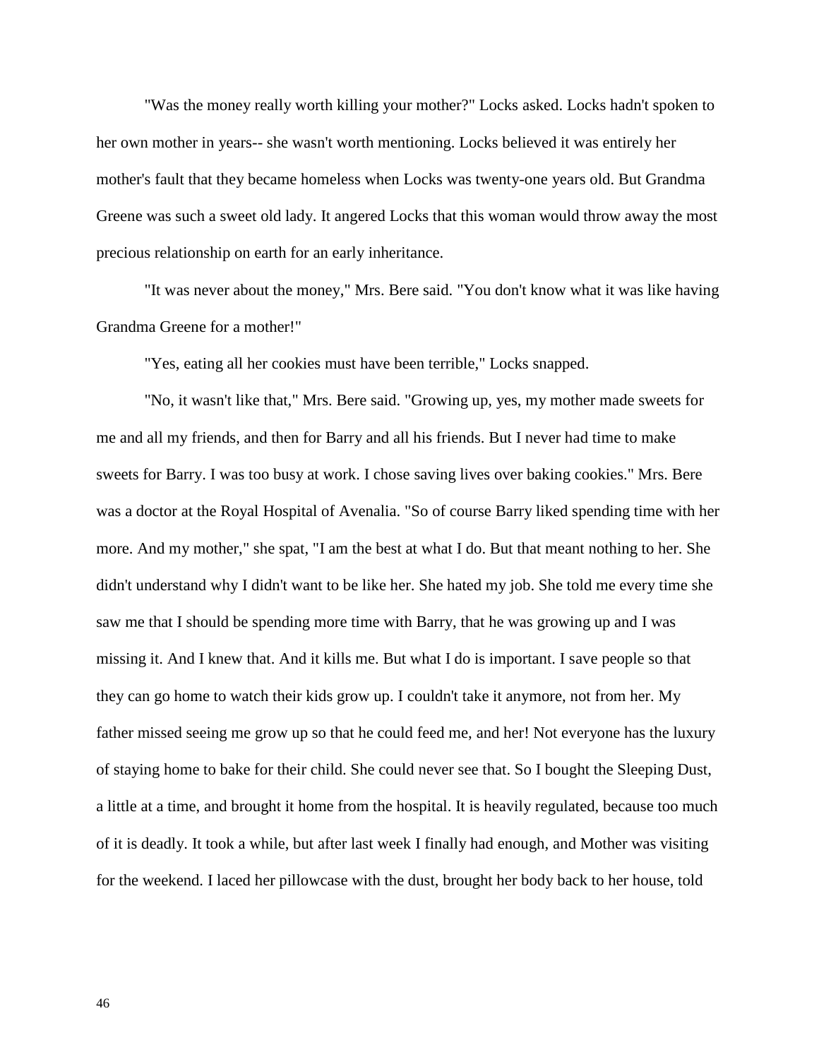"Was the money really worth killing your mother?" Locks asked. Locks hadn't spoken to her own mother in years-- she wasn't worth mentioning. Locks believed it was entirely her mother's fault that they became homeless when Locks was twenty-one years old. But Grandma Greene was such a sweet old lady. It angered Locks that this woman would throw away the most precious relationship on earth for an early inheritance.

"It was never about the money," Mrs. Bere said. "You don't know what it was like having Grandma Greene for a mother!"

"Yes, eating all her cookies must have been terrible," Locks snapped.

"No, it wasn't like that," Mrs. Bere said. "Growing up, yes, my mother made sweets for me and all my friends, and then for Barry and all his friends. But I never had time to make sweets for Barry. I was too busy at work. I chose saving lives over baking cookies." Mrs. Bere was a doctor at the Royal Hospital of Avenalia. "So of course Barry liked spending time with her more. And my mother," she spat, "I am the best at what I do. But that meant nothing to her. She didn't understand why I didn't want to be like her. She hated my job. She told me every time she saw me that I should be spending more time with Barry, that he was growing up and I was missing it. And I knew that. And it kills me. But what I do is important. I save people so that they can go home to watch their kids grow up. I couldn't take it anymore, not from her. My father missed seeing me grow up so that he could feed me, and her! Not everyone has the luxury of staying home to bake for their child. She could never see that. So I bought the Sleeping Dust, a little at a time, and brought it home from the hospital. It is heavily regulated, because too much of it is deadly. It took a while, but after last week I finally had enough, and Mother was visiting for the weekend. I laced her pillowcase with the dust, brought her body back to her house, told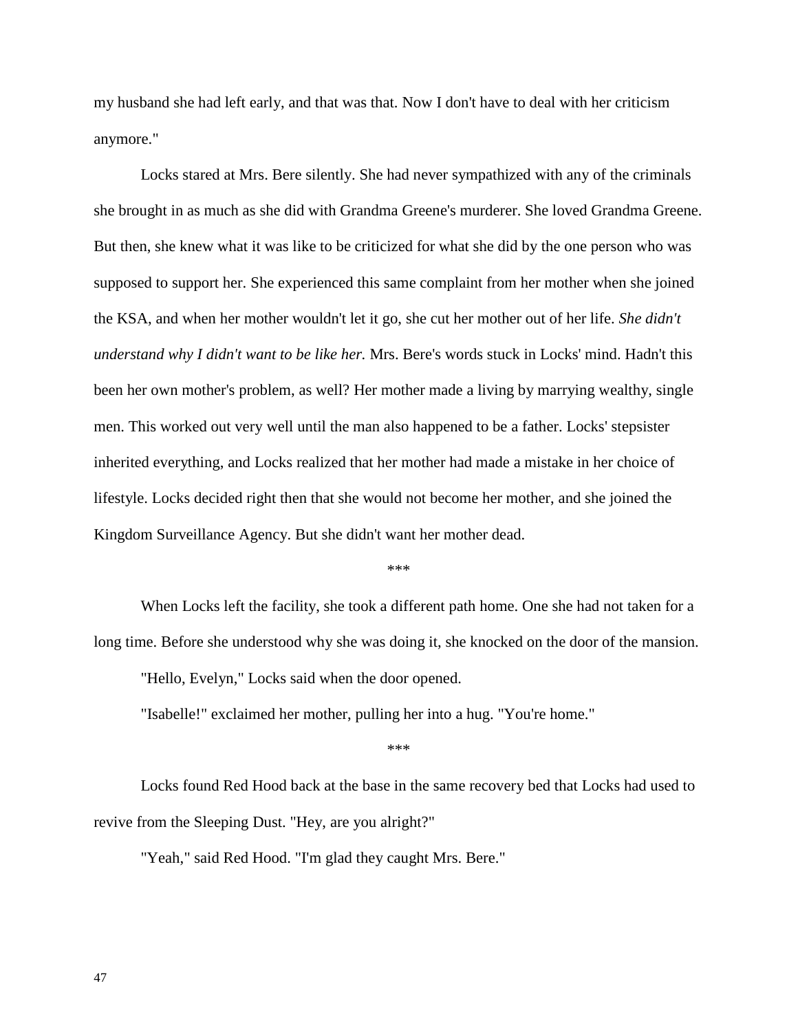my husband she had left early, and that was that. Now I don't have to deal with her criticism anymore."

Locks stared at Mrs. Bere silently. She had never sympathized with any of the criminals she brought in as much as she did with Grandma Greene's murderer. She loved Grandma Greene. But then, she knew what it was like to be criticized for what she did by the one person who was supposed to support her. She experienced this same complaint from her mother when she joined the KSA, and when her mother wouldn't let it go, she cut her mother out of her life. *She didn't understand why I didn't want to be like her.* Mrs. Bere's words stuck in Locks' mind. Hadn't this been her own mother's problem, as well? Her mother made a living by marrying wealthy, single men. This worked out very well until the man also happened to be a father. Locks' stepsister inherited everything, and Locks realized that her mother had made a mistake in her choice of lifestyle. Locks decided right then that she would not become her mother, and she joined the Kingdom Surveillance Agency. But she didn't want her mother dead.

\*\*\*

When Locks left the facility, she took a different path home. One she had not taken for a long time. Before she understood why she was doing it, she knocked on the door of the mansion.

"Hello, Evelyn," Locks said when the door opened.

"Isabelle!" exclaimed her mother, pulling her into a hug. "You're home."

\*\*\*

Locks found Red Hood back at the base in the same recovery bed that Locks had used to revive from the Sleeping Dust. "Hey, are you alright?"

"Yeah," said Red Hood. "I'm glad they caught Mrs. Bere."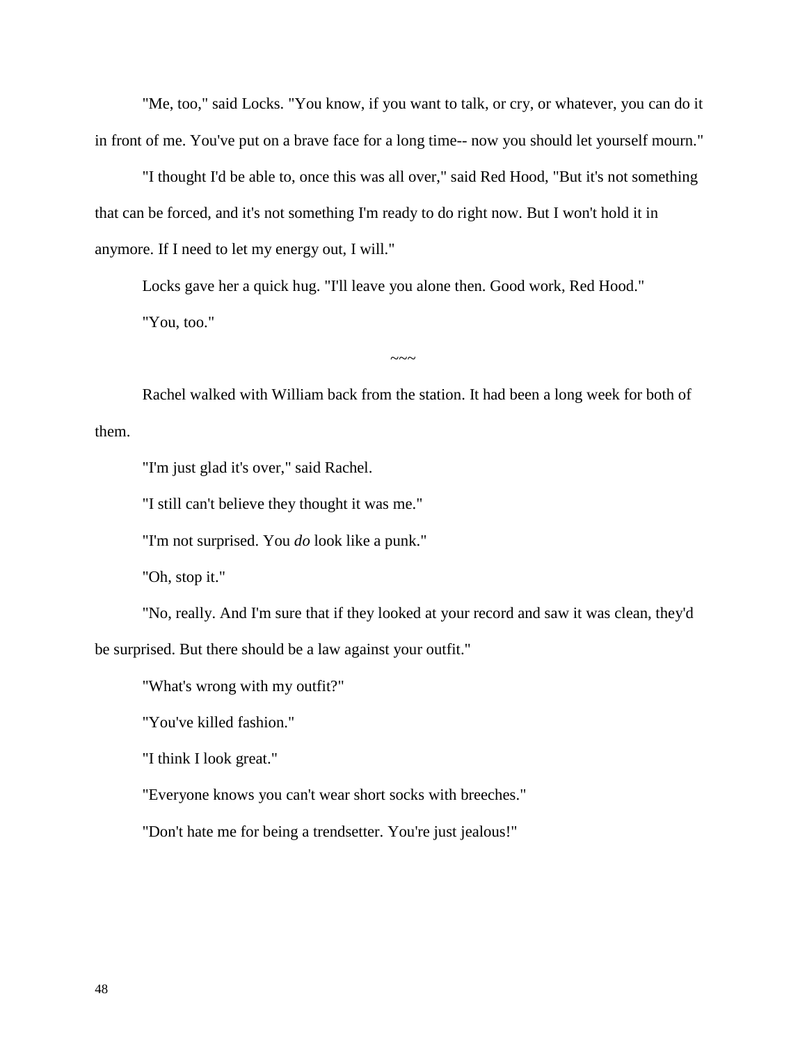"Me, too," said Locks. "You know, if you want to talk, or cry, or whatever, you can do it in front of me. You've put on a brave face for a long time-- now you should let yourself mourn."

"I thought I'd be able to, once this was all over," said Red Hood, "But it's not something that can be forced, and it's not something I'm ready to do right now. But I won't hold it in anymore. If I need to let my energy out, I will."

Locks gave her a quick hug. "I'll leave you alone then. Good work, Red Hood."

"You, too."

~~~

Rachel walked with William back from the station. It had been a long week for both of them.

"I'm just glad it's over," said Rachel.

"I still can't believe they thought it was me."

"I'm not surprised. You *do* look like a punk."

"Oh, stop it."

"No, really. And I'm sure that if they looked at your record and saw it was clean, they'd be surprised. But there should be a law against your outfit."

"What's wrong with my outfit?"

"You've killed fashion."

"I think I look great."

"Everyone knows you can't wear short socks with breeches."

"Don't hate me for being a trendsetter. You're just jealous!"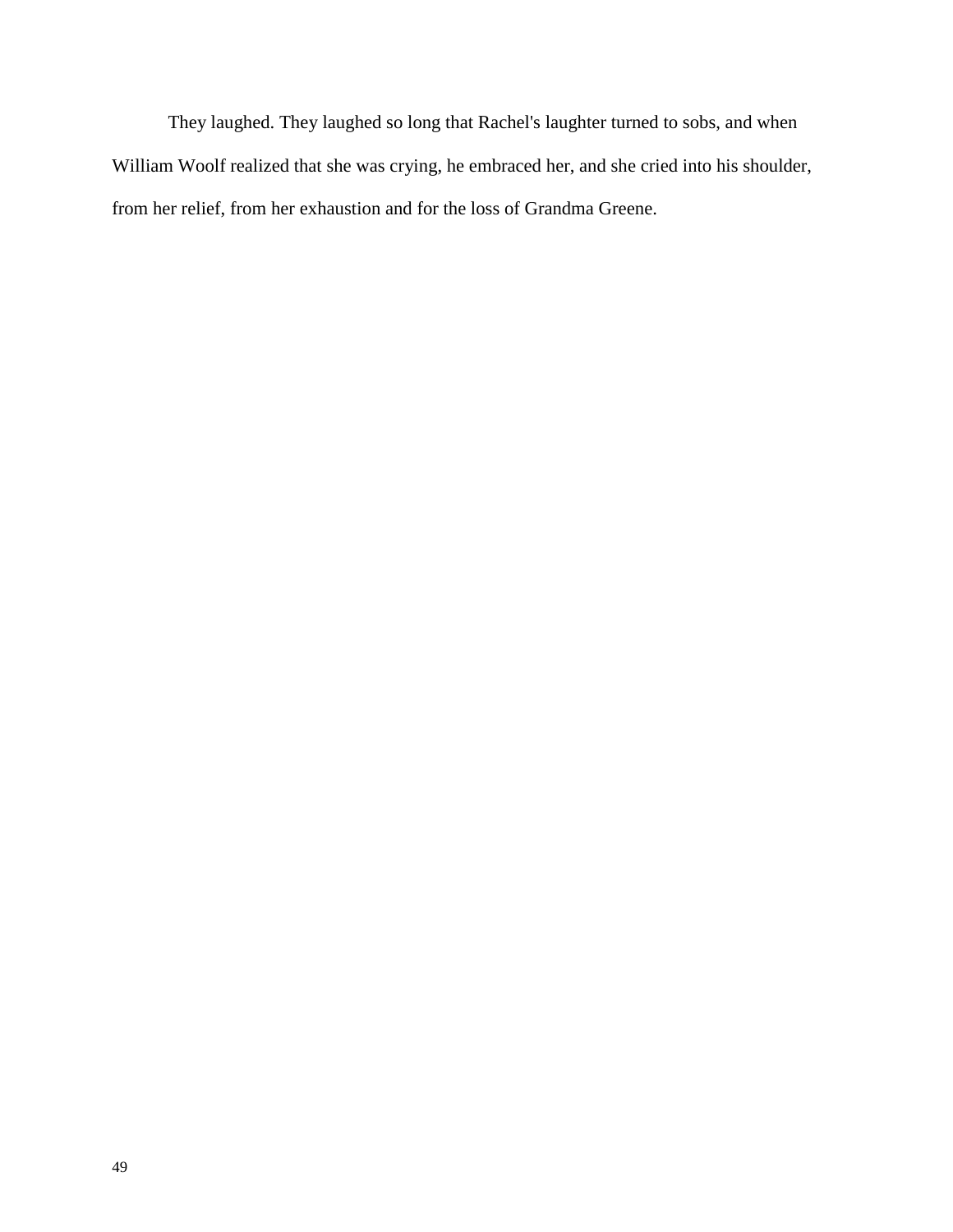They laughed. They laughed so long that Rachel's laughter turned to sobs, and when William Woolf realized that she was crying, he embraced her, and she cried into his shoulder, from her relief, from her exhaustion and for the loss of Grandma Greene.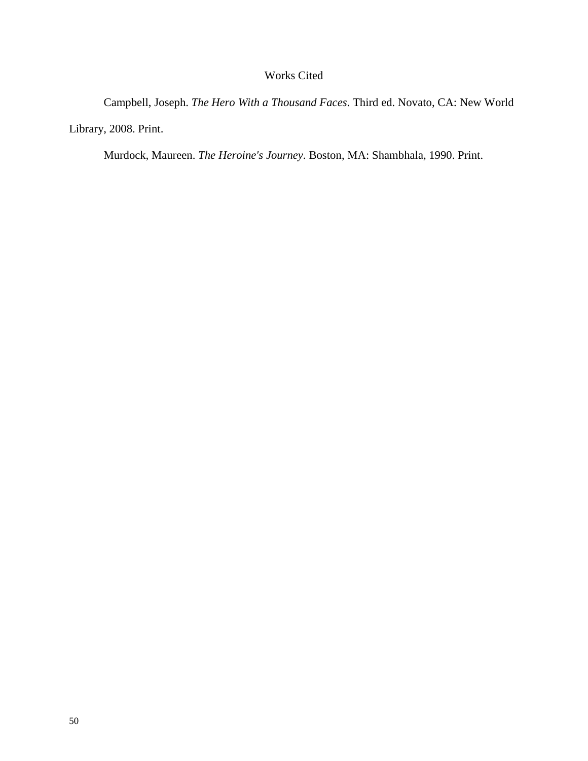# Works Cited

Campbell, Joseph. *The Hero With a Thousand Faces*. Third ed. Novato, CA: New World Library, 2008. Print.

Murdock, Maureen. *The Heroine's Journey*. Boston, MA: Shambhala, 1990. Print.